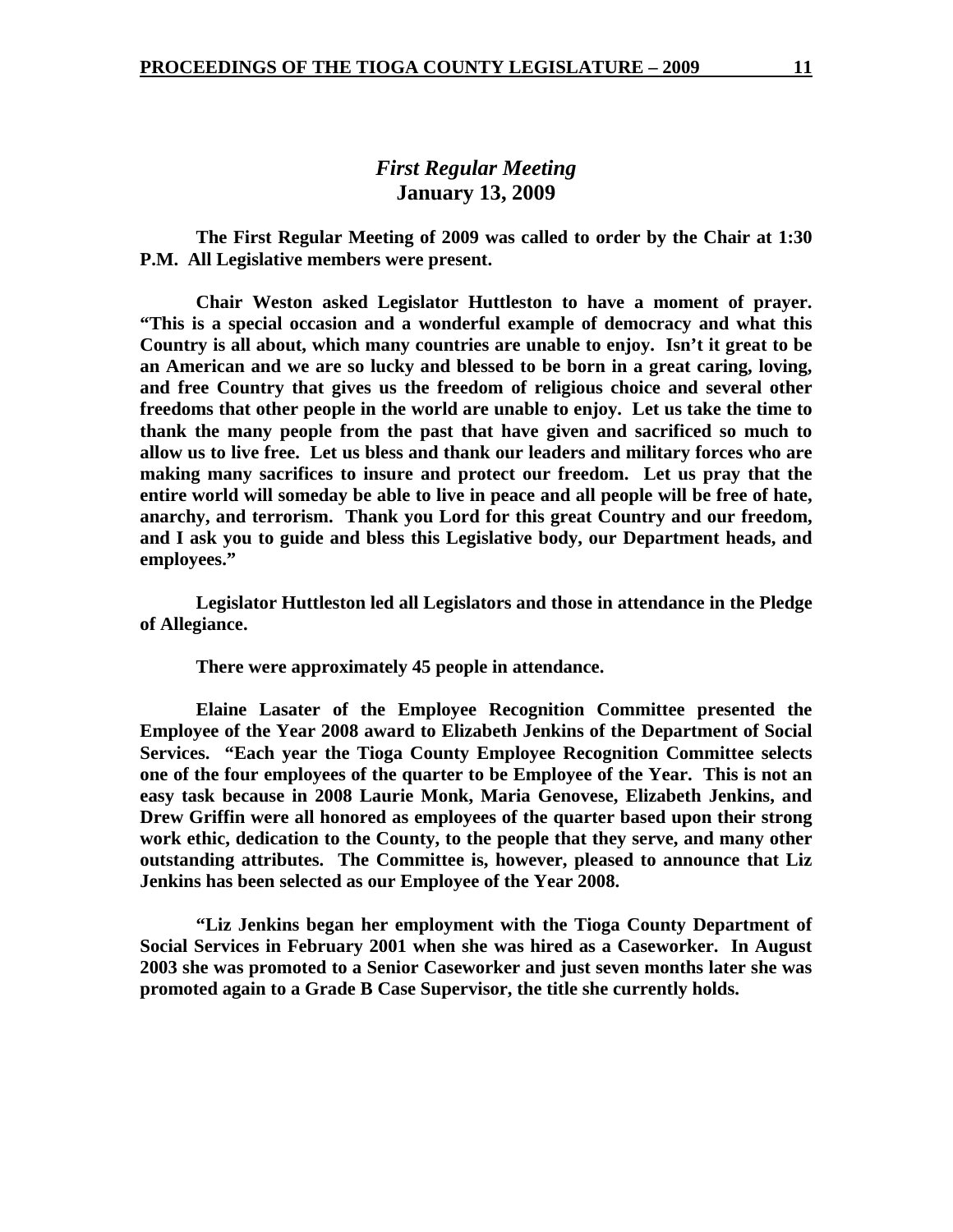## *First Regular Meeting*
## January 13, 2009

**The First Regular Meeting of 2009 was called to order by the Chair at 1:30 P.M. All Legislative members were present.**

**Chair Weston asked Legislator Huttleston to have a moment of prayer. "This is a special occasion and a wonderful example of democracy and what this Country is all about, which many countries are unable to enjoy. Isn't it great to be an American and we are so lucky and blessed to be born in a great caring, loving, and free Country that gives us the freedom of religious choice and several other freedoms that other people in the world are unable to enjoy. Let us take the time to thank the many people from the past that have given and sacrificed so much to allow us to live free. Let us bless and thank our leaders and military forces who are making many sacrifices to insure and protect our freedom. Let us pray that the entire world will someday be able to live in peace and all people will be free of hate, anarchy, and terrorism. Thank you Lord for this great Country and our freedom, and I ask you to guide and bless this Legislative body, our Department heads, and employees."**

**Legislator Huttleston led all Legislators and those in attendance in the Pledge of Allegiance.**

**There were approximately 45 people in attendance.**

**Elaine Lasater of the Employee Recognition Committee presented the Employee of the Year 2008 award to Elizabeth Jenkins of the Department of Social Services. "Each year the Tioga County Employee Recognition Committee selects one of the four employees of the quarter to be Employee of the Year. This is not an easy task because in 2008 Laurie Monk, Maria Genovese, Elizabeth Jenkins, and Drew Griffin were all honored as employees of the quarter based upon their strong work ethic, dedication to the County, to the people that they serve, and many other outstanding attributes. The Committee is, however, pleased to announce that Liz Jenkins has been selected as our Employee of the Year 2008.**

**"Liz Jenkins began her employment with the Tioga County Department of Social Services in February 2001 when she was hired as a Caseworker. In August 2003 she was promoted to a Senior Caseworker and just seven months later she was promoted again to a Grade B Case Supervisor, the title she currently holds.**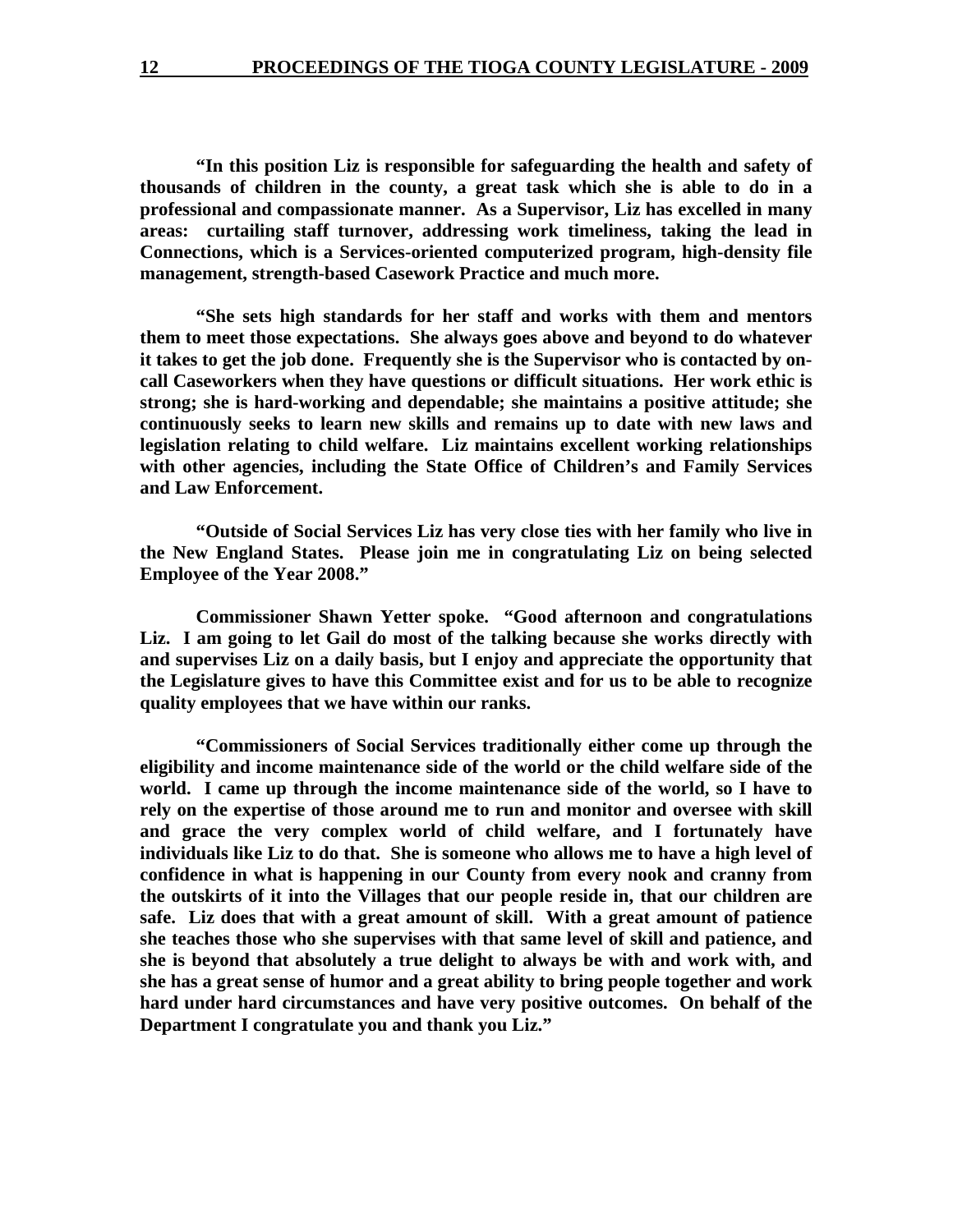**"In this position Liz is responsible for safeguarding the health and safety of thousands of children in the county, a great task which she is able to do in a professional and compassionate manner. As a Supervisor, Liz has excelled in many areas: curtailing staff turnover, addressing work timeliness, taking the lead in Connections, which is a Services-oriented computerized program, high-density file management, strength-based Casework Practice and much more.**

**"She sets high standards for her staff and works with them and mentors them to meet those expectations. She always goes above and beyond to do whatever it takes to get the job done. Frequently she is the Supervisor who is contacted by on-call Caseworkers when they have questions or difficult situations. Her work ethic is strong; she is hard-working and dependable; she maintains a positive attitude; she continuously seeks to learn new skills and remains up to date with new laws and legislation relating to child welfare. Liz maintains excellent working relationships with other agencies, including the State Office of Children's and Family Services and Law Enforcement.**

**"Outside of Social Services Liz has very close ties with her family who live in the New England States. Please join me in congratulating Liz on being selected Employee of the Year 2008."**

**Commissioner Shawn Yetter spoke. "Good afternoon and congratulations Liz. I am going to let Gail do most of the talking because she works directly with and supervises Liz on a daily basis, but I enjoy and appreciate the opportunity that the Legislature gives to have this Committee exist and for us to be able to recognize quality employees that we have within our ranks.**

**"Commissioners of Social Services traditionally either come up through the eligibility and income maintenance side of the world or the child welfare side of the world. I came up through the income maintenance side of the world, so I have to rely on the expertise of those around me to run and monitor and oversee with skill and grace the very complex world of child welfare, and I fortunately have individuals like Liz to do that. She is someone who allows me to have a high level of confidence in what is happening in our County from every nook and cranny from the outskirts of it into the Villages that our people reside in, that our children are safe. Liz does that with a great amount of skill. With a great amount of patience she teaches those who she supervises with that same level of skill and patience, and she is beyond that absolutely a true delight to always be with and work with, and she has a great sense of humor and a great ability to bring people together and work hard under hard circumstances and have very positive outcomes. On behalf of the Department I congratulate you and thank you Liz."**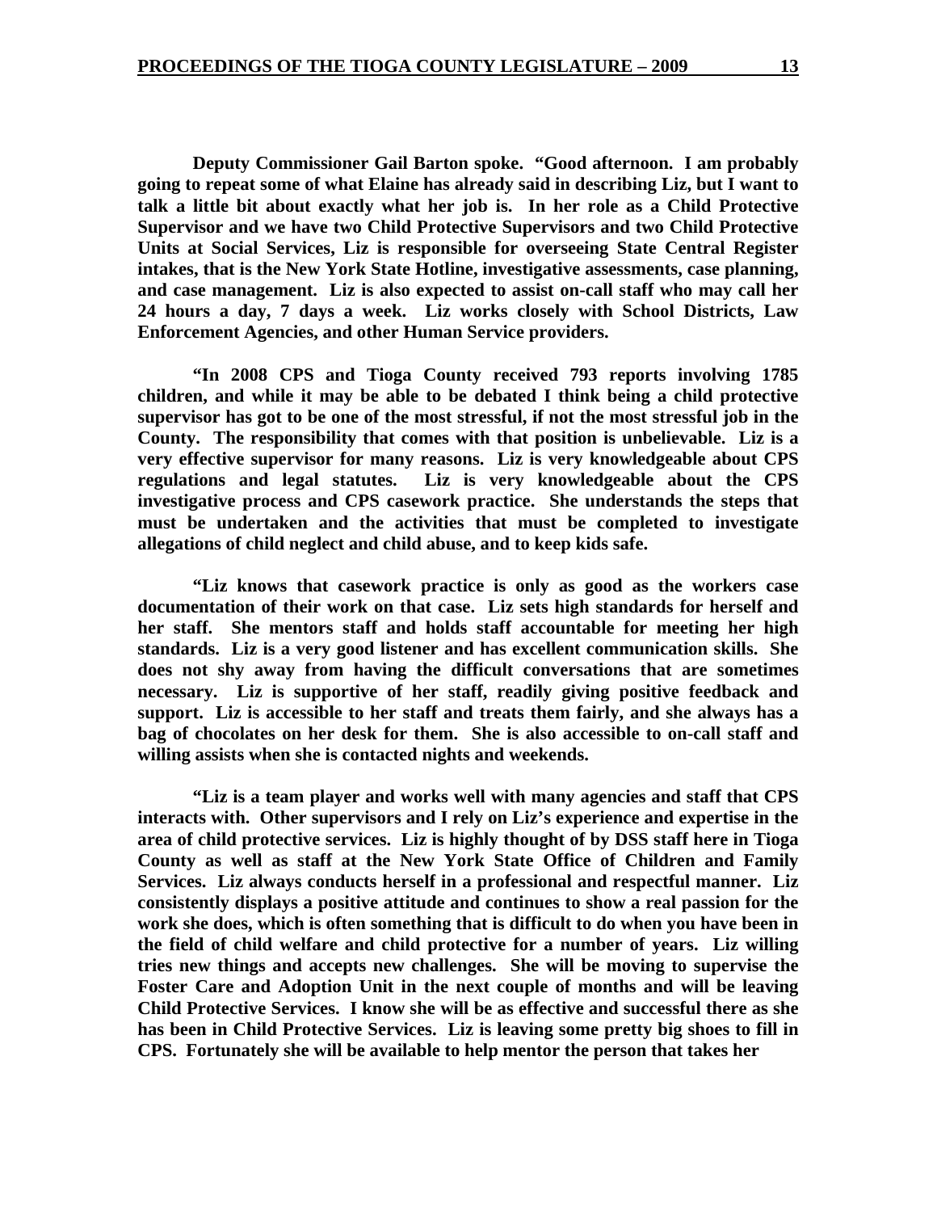**Deputy Commissioner Gail Barton spoke. "Good afternoon. I am probably going to repeat some of what Elaine has already said in describing Liz, but I want to talk a little bit about exactly what her job is. In her role as a Child Protective Supervisor and we have two Child Protective Supervisors and two Child Protective Units at Social Services, Liz is responsible for overseeing State Central Register intakes, that is the New York State Hotline, investigative assessments, case planning, and case management. Liz is also expected to assist on-call staff who may call her 24 hours a day, 7 days a week. Liz works closely with School Districts, Law Enforcement Agencies, and other Human Service providers.**

**"In 2008 CPS and Tioga County received 793 reports involving 1785 children, and while it may be able to be debated I think being a child protective supervisor has got to be one of the most stressful, if not the most stressful job in the County. The responsibility that comes with that position is unbelievable. Liz is a very effective supervisor for many reasons. Liz is very knowledgeable about CPS regulations and legal statutes. Liz is very knowledgeable about the CPS investigative process and CPS casework practice. She understands the steps that must be undertaken and the activities that must be completed to investigate allegations of child neglect and child abuse, and to keep kids safe.**

**"Liz knows that casework practice is only as good as the workers case documentation of their work on that case. Liz sets high standards for herself and her staff. She mentors staff and holds staff accountable for meeting her high standards. Liz is a very good listener and has excellent communication skills. She does not shy away from having the difficult conversations that are sometimes necessary. Liz is supportive of her staff, readily giving positive feedback and support. Liz is accessible to her staff and treats them fairly, and she always has a bag of chocolates on her desk for them. She is also accessible to on-call staff and willing assists when she is contacted nights and weekends.**

**"Liz is a team player and works well with many agencies and staff that CPS interacts with. Other supervisors and I rely on Liz's experience and expertise in the area of child protective services. Liz is highly thought of by DSS staff here in Tioga County as well as staff at the New York State Office of Children and Family Services. Liz always conducts herself in a professional and respectful manner. Liz consistently displays a positive attitude and continues to show a real passion for the work she does, which is often something that is difficult to do when you have been in the field of child welfare and child protective for a number of years. Liz willing tries new things and accepts new challenges. She will be moving to supervise the Foster Care and Adoption Unit in the next couple of months and will be leaving Child Protective Services. I know she will be as effective and successful there as she has been in Child Protective Services. Liz is leaving some pretty big shoes to fill in CPS. Fortunately she will be available to help mentor the person that takes her**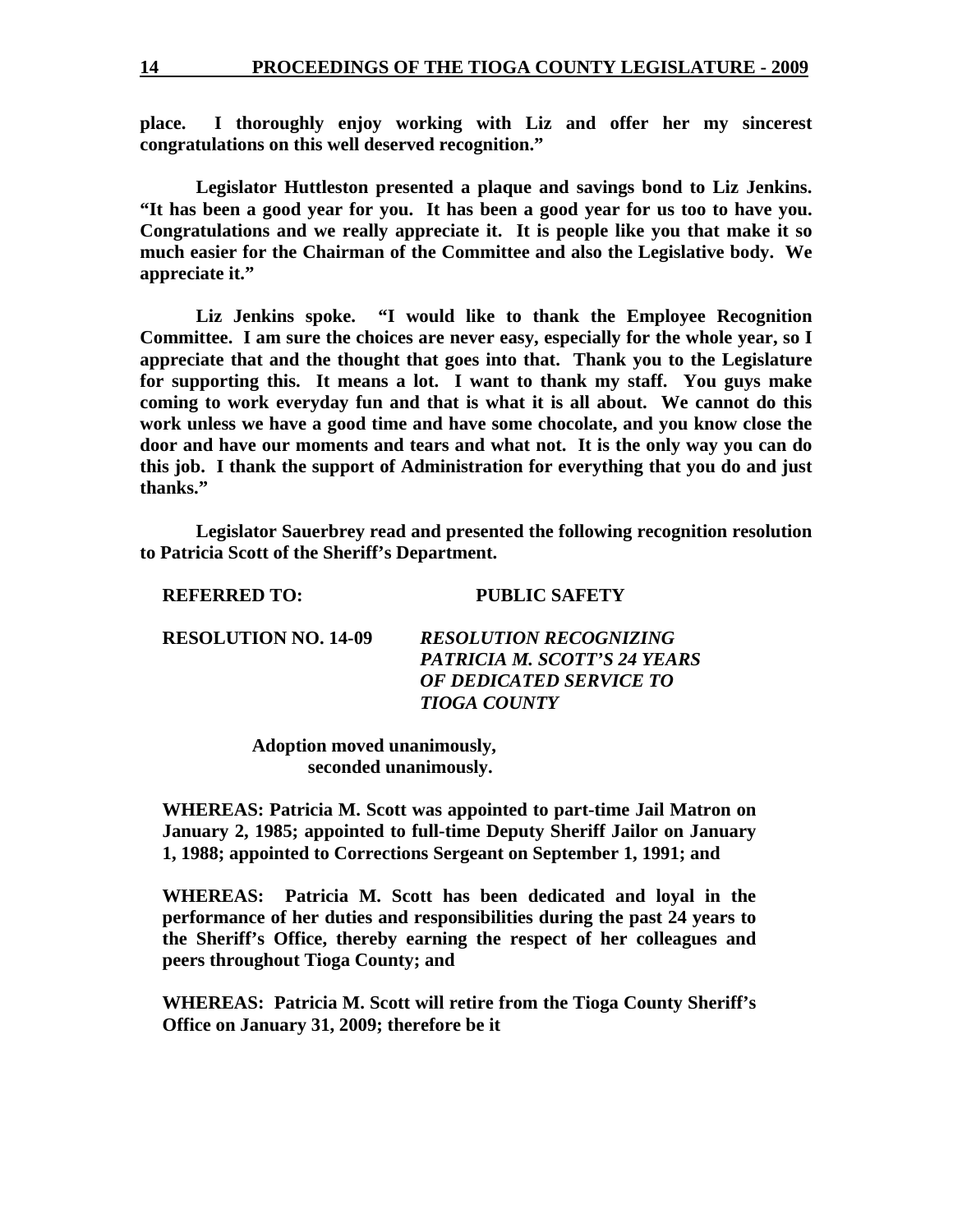**place. I thoroughly enjoy working with Liz and offer her my sincerest congratulations on this well deserved recognition."**

**Legislator Huttleston presented a plaque and savings bond to Liz Jenkins. "It has been a good year for you. It has been a good year for us too to have you. Congratulations and we really appreciate it. It is people like you that make it so much easier for the Chairman of the Committee and also the Legislative body. We appreciate it."**

**Liz Jenkins spoke. "I would like to thank the Employee Recognition Committee. I am sure the choices are never easy, especially for the whole year, so I appreciate that and the thought that goes into that. Thank you to the Legislature for supporting this. It means a lot. I want to thank my staff. You guys make coming to work everyday fun and that is what it is all about. We cannot do this work unless we have a good time and have some chocolate, and you know close the door and have our moments and tears and what not. It is the only way you can do this job. I thank the support of Administration for everything that you do and just thanks."**

**Legislator Sauerbrey read and presented the following recognition resolution to Patricia Scott of the Sheriff's Department.**

**REFERRED TO:** **PUBLIC SAFETY**

**RESOLUTION NO. 14-09** ***RESOLUTION RECOGNIZING PATRICIA M. SCOTT'S 24 YEARS OF DEDICATED SERVICE TO TIOGA COUNTY***

**Adoption moved unanimously, seconded unanimously.**

**WHEREAS: Patricia M. Scott was appointed to part-time Jail Matron on January 2, 1985; appointed to full-time Deputy Sheriff Jailor on January 1, 1988; appointed to Corrections Sergeant on September 1, 1991; and**

**WHEREAS: Patricia M. Scott has been dedicated and loyal in the performance of her duties and responsibilities during the past 24 years to the Sheriff's Office, thereby earning the respect of her colleagues and peers throughout Tioga County; and**

**WHEREAS: Patricia M. Scott will retire from the Tioga County Sheriff's Office on January 31, 2009; therefore be it**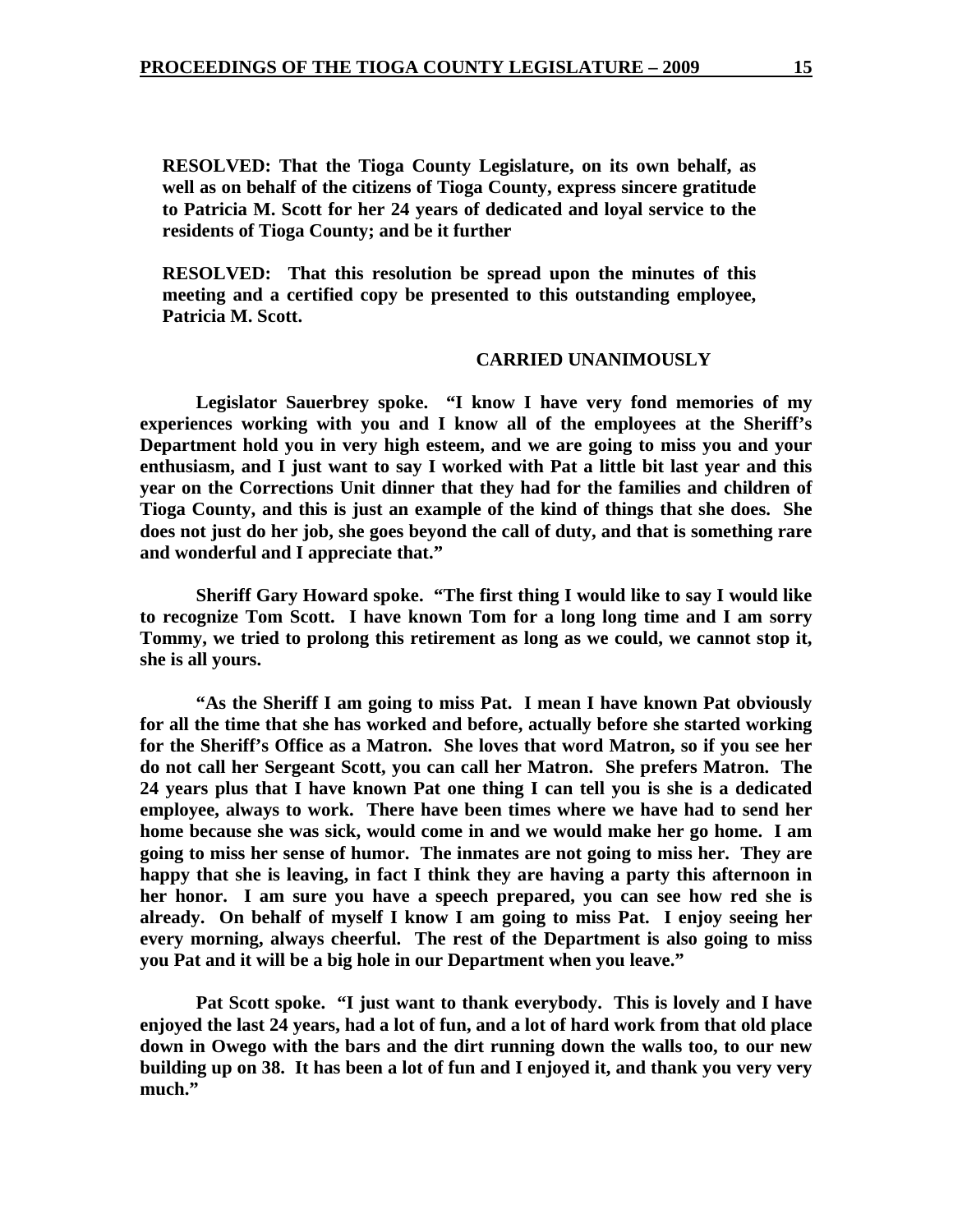**RESOLVED: That the Tioga County Legislature, on its own behalf, as well as on behalf of the citizens of Tioga County, express sincere gratitude to Patricia M. Scott for her 24 years of dedicated and loyal service to the residents of Tioga County; and be it further**

**RESOLVED: That this resolution be spread upon the minutes of this meeting and a certified copy be presented to this outstanding employee, Patricia M. Scott.**

**CARRIED UNANIMOUSLY**

**Legislator Sauerbrey spoke. "I know I have very fond memories of my experiences working with you and I know all of the employees at the Sheriff's Department hold you in very high esteem, and we are going to miss you and your enthusiasm, and I just want to say I worked with Pat a little bit last year and this year on the Corrections Unit dinner that they had for the families and children of Tioga County, and this is just an example of the kind of things that she does. She does not just do her job, she goes beyond the call of duty, and that is something rare and wonderful and I appreciate that."**

**Sheriff Gary Howard spoke. "The first thing I would like to say I would like to recognize Tom Scott. I have known Tom for a long long time and I am sorry Tommy, we tried to prolong this retirement as long as we could, we cannot stop it, she is all yours.**

**"As the Sheriff I am going to miss Pat. I mean I have known Pat obviously for all the time that she has worked and before, actually before she started working for the Sheriff's Office as a Matron. She loves that word Matron, so if you see her do not call her Sergeant Scott, you can call her Matron. She prefers Matron. The 24 years plus that I have known Pat one thing I can tell you is she is a dedicated employee, always to work. There have been times where we have had to send her home because she was sick, would come in and we would make her go home. I am going to miss her sense of humor. The inmates are not going to miss her. They are happy that she is leaving, in fact I think they are having a party this afternoon in her honor. I am sure you have a speech prepared, you can see how red she is already. On behalf of myself I know I am going to miss Pat. I enjoy seeing her every morning, always cheerful. The rest of the Department is also going to miss you Pat and it will be a big hole in our Department when you leave."**

**Pat Scott spoke. "I just want to thank everybody. This is lovely and I have enjoyed the last 24 years, had a lot of fun, and a lot of hard work from that old place down in Owego with the bars and the dirt running down the walls too, to our new building up on 38. It has been a lot of fun and I enjoyed it, and thank you very very much."**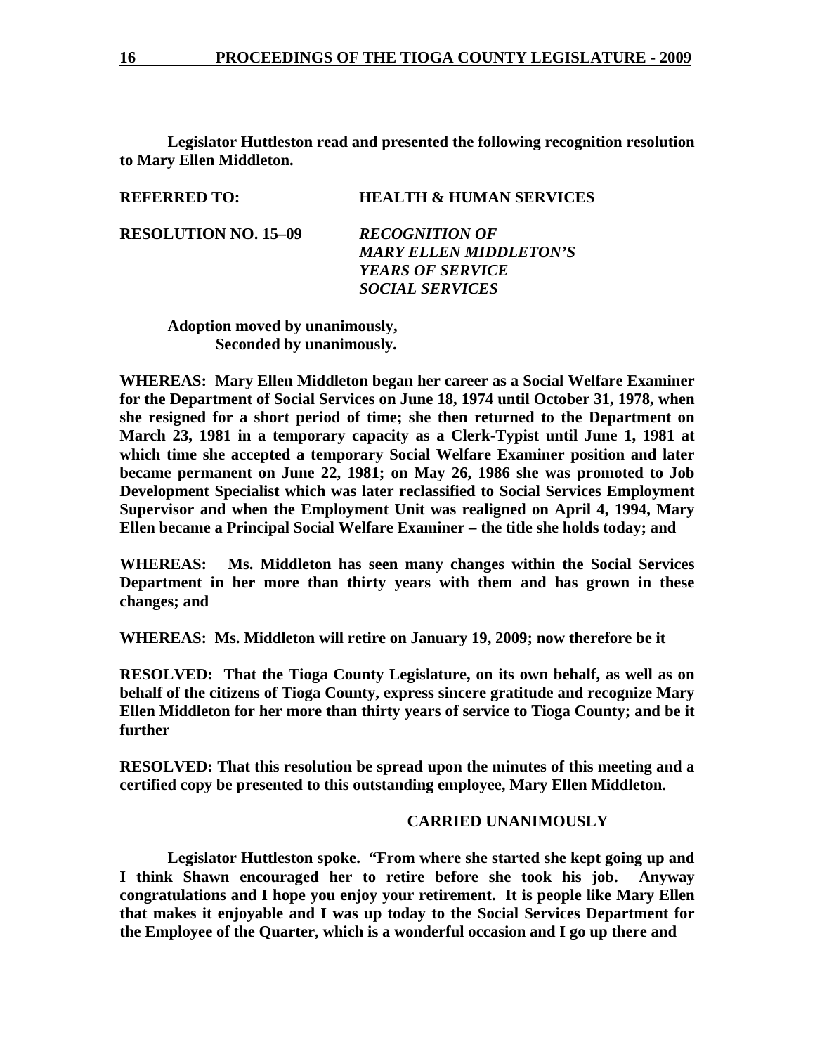**Legislator Huttleston read and presented the following recognition resolution to Mary Ellen Middleton.**

**REFERRED TO: HEALTH & HUMAN SERVICES**

**RESOLUTION NO. 15–09** ***RECOGNITION OF MARY ELLEN MIDDLETON'S YEARS OF SERVICE SOCIAL SERVICES***

**Adoption moved by unanimously,**
**Seconded by unanimously.**

**WHEREAS: Mary Ellen Middleton began her career as a Social Welfare Examiner for the Department of Social Services on June 18, 1974 until October 31, 1978, when she resigned for a short period of time; she then returned to the Department on March 23, 1981 in a temporary capacity as a Clerk-Typist until June 1, 1981 at which time she accepted a temporary Social Welfare Examiner position and later became permanent on June 22, 1981; on May 26, 1986 she was promoted to Job Development Specialist which was later reclassified to Social Services Employment Supervisor and when the Employment Unit was realigned on April 4, 1994, Mary Ellen became a Principal Social Welfare Examiner – the title she holds today; and**

**WHEREAS: Ms. Middleton has seen many changes within the Social Services Department in her more than thirty years with them and has grown in these changes; and**

**WHEREAS: Ms. Middleton will retire on January 19, 2009; now therefore be it**

**RESOLVED: That the Tioga County Legislature, on its own behalf, as well as on behalf of the citizens of Tioga County, express sincere gratitude and recognize Mary Ellen Middleton for her more than thirty years of service to Tioga County; and be it further**

**RESOLVED: That this resolution be spread upon the minutes of this meeting and a certified copy be presented to this outstanding employee, Mary Ellen Middleton.**

**CARRIED UNANIMOUSLY**

**Legislator Huttleston spoke. "From where she started she kept going up and I think Shawn encouraged her to retire before she took his job. Anyway congratulations and I hope you enjoy your retirement. It is people like Mary Ellen that makes it enjoyable and I was up today to the Social Services Department for the Employee of the Quarter, which is a wonderful occasion and I go up there and**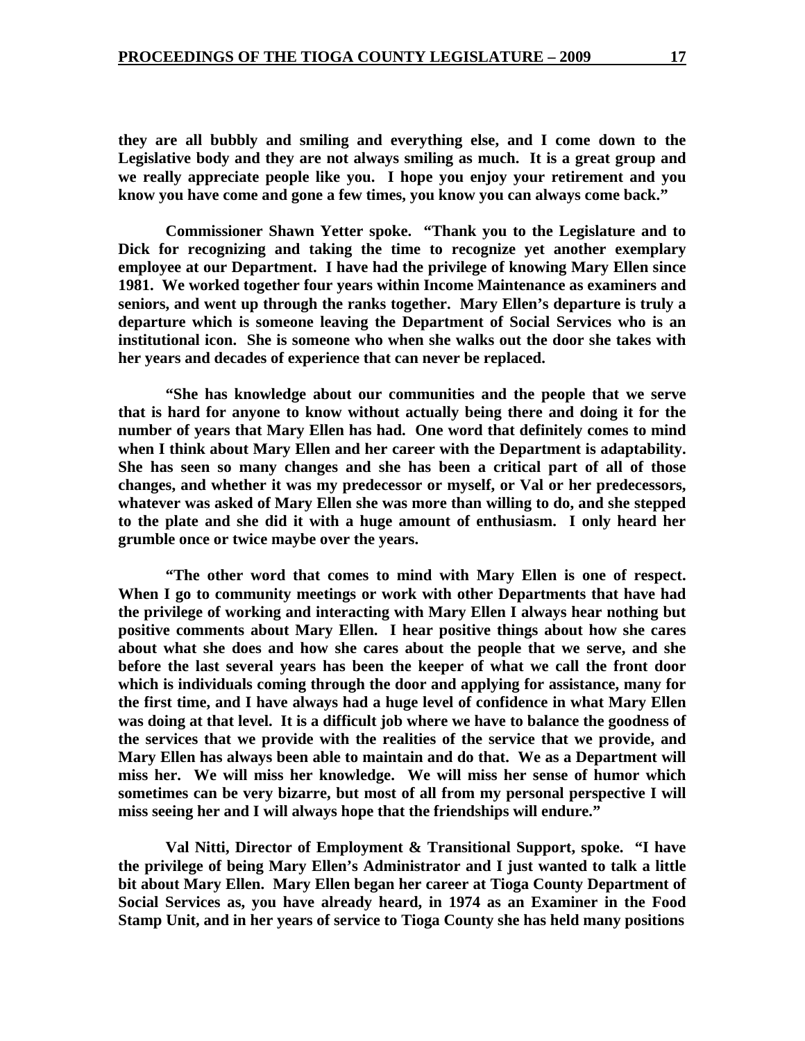**they are all bubbly and smiling and everything else, and I come down to the Legislative body and they are not always smiling as much. It is a great group and we really appreciate people like you. I hope you enjoy your retirement and you know you have come and gone a few times, you know you can always come back."**

**Commissioner Shawn Yetter spoke. "Thank you to the Legislature and to Dick for recognizing and taking the time to recognize yet another exemplary employee at our Department. I have had the privilege of knowing Mary Ellen since 1981. We worked together four years within Income Maintenance as examiners and seniors, and went up through the ranks together. Mary Ellen's departure is truly a departure which is someone leaving the Department of Social Services who is an institutional icon. She is someone who when she walks out the door she takes with her years and decades of experience that can never be replaced.**

**"She has knowledge about our communities and the people that we serve that is hard for anyone to know without actually being there and doing it for the number of years that Mary Ellen has had. One word that definitely comes to mind when I think about Mary Ellen and her career with the Department is adaptability. She has seen so many changes and she has been a critical part of all of those changes, and whether it was my predecessor or myself, or Val or her predecessors, whatever was asked of Mary Ellen she was more than willing to do, and she stepped to the plate and she did it with a huge amount of enthusiasm. I only heard her grumble once or twice maybe over the years.**

**"The other word that comes to mind with Mary Ellen is one of respect. When I go to community meetings or work with other Departments that have had the privilege of working and interacting with Mary Ellen I always hear nothing but positive comments about Mary Ellen. I hear positive things about how she cares about what she does and how she cares about the people that we serve, and she before the last several years has been the keeper of what we call the front door which is individuals coming through the door and applying for assistance, many for the first time, and I have always had a huge level of confidence in what Mary Ellen was doing at that level. It is a difficult job where we have to balance the goodness of the services that we provide with the realities of the service that we provide, and Mary Ellen has always been able to maintain and do that. We as a Department will miss her. We will miss her knowledge. We will miss her sense of humor which sometimes can be very bizarre, but most of all from my personal perspective I will miss seeing her and I will always hope that the friendships will endure."**

**Val Nitti, Director of Employment & Transitional Support, spoke. "I have the privilege of being Mary Ellen's Administrator and I just wanted to talk a little bit about Mary Ellen. Mary Ellen began her career at Tioga County Department of Social Services as, you have already heard, in 1974 as an Examiner in the Food Stamp Unit, and in her years of service to Tioga County she has held many positions**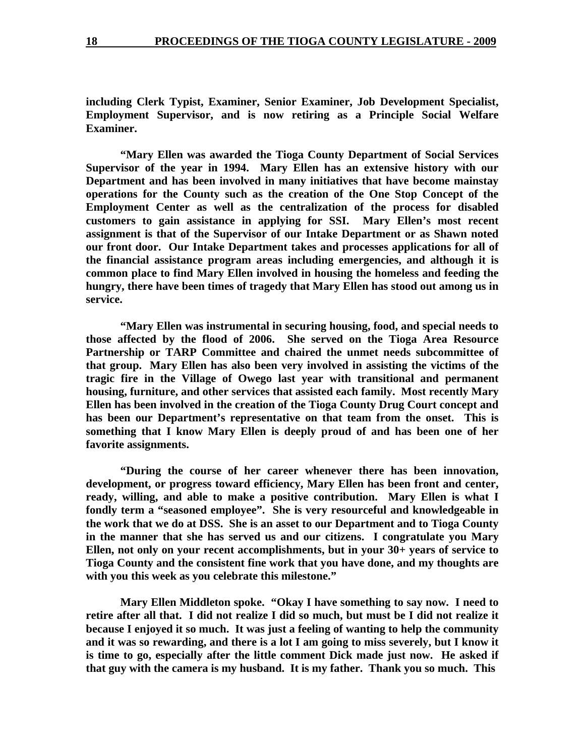**including Clerk Typist, Examiner, Senior Examiner, Job Development Specialist, Employment Supervisor, and is now retiring as a Principle Social Welfare Examiner.**

**"Mary Ellen was awarded the Tioga County Department of Social Services Supervisor of the year in 1994. Mary Ellen has an extensive history with our Department and has been involved in many initiatives that have become mainstay operations for the County such as the creation of the One Stop Concept of the Employment Center as well as the centralization of the process for disabled customers to gain assistance in applying for SSI. Mary Ellen's most recent assignment is that of the Supervisor of our Intake Department or as Shawn noted our front door. Our Intake Department takes and processes applications for all of the financial assistance program areas including emergencies, and although it is common place to find Mary Ellen involved in housing the homeless and feeding the hungry, there have been times of tragedy that Mary Ellen has stood out among us in service.**

**"Mary Ellen was instrumental in securing housing, food, and special needs to those affected by the flood of 2006. She served on the Tioga Area Resource Partnership or TARP Committee and chaired the unmet needs subcommittee of that group. Mary Ellen has also been very involved in assisting the victims of the tragic fire in the Village of Owego last year with transitional and permanent housing, furniture, and other services that assisted each family. Most recently Mary Ellen has been involved in the creation of the Tioga County Drug Court concept and has been our Department's representative on that team from the onset. This is something that I know Mary Ellen is deeply proud of and has been one of her favorite assignments.**

**"During the course of her career whenever there has been innovation, development, or progress toward efficiency, Mary Ellen has been front and center, ready, willing, and able to make a positive contribution. Mary Ellen is what I fondly term a "seasoned employee". She is very resourceful and knowledgeable in the work that we do at DSS. She is an asset to our Department and to Tioga County in the manner that she has served us and our citizens. I congratulate you Mary Ellen, not only on your recent accomplishments, but in your 30+ years of service to Tioga County and the consistent fine work that you have done, and my thoughts are with you this week as you celebrate this milestone."**

**Mary Ellen Middleton spoke. "Okay I have something to say now. I need to retire after all that. I did not realize I did so much, but must be I did not realize it because I enjoyed it so much. It was just a feeling of wanting to help the community and it was so rewarding, and there is a lot I am going to miss severely, but I know it is time to go, especially after the little comment Dick made just now. He asked if that guy with the camera is my husband. It is my father. Thank you so much. This**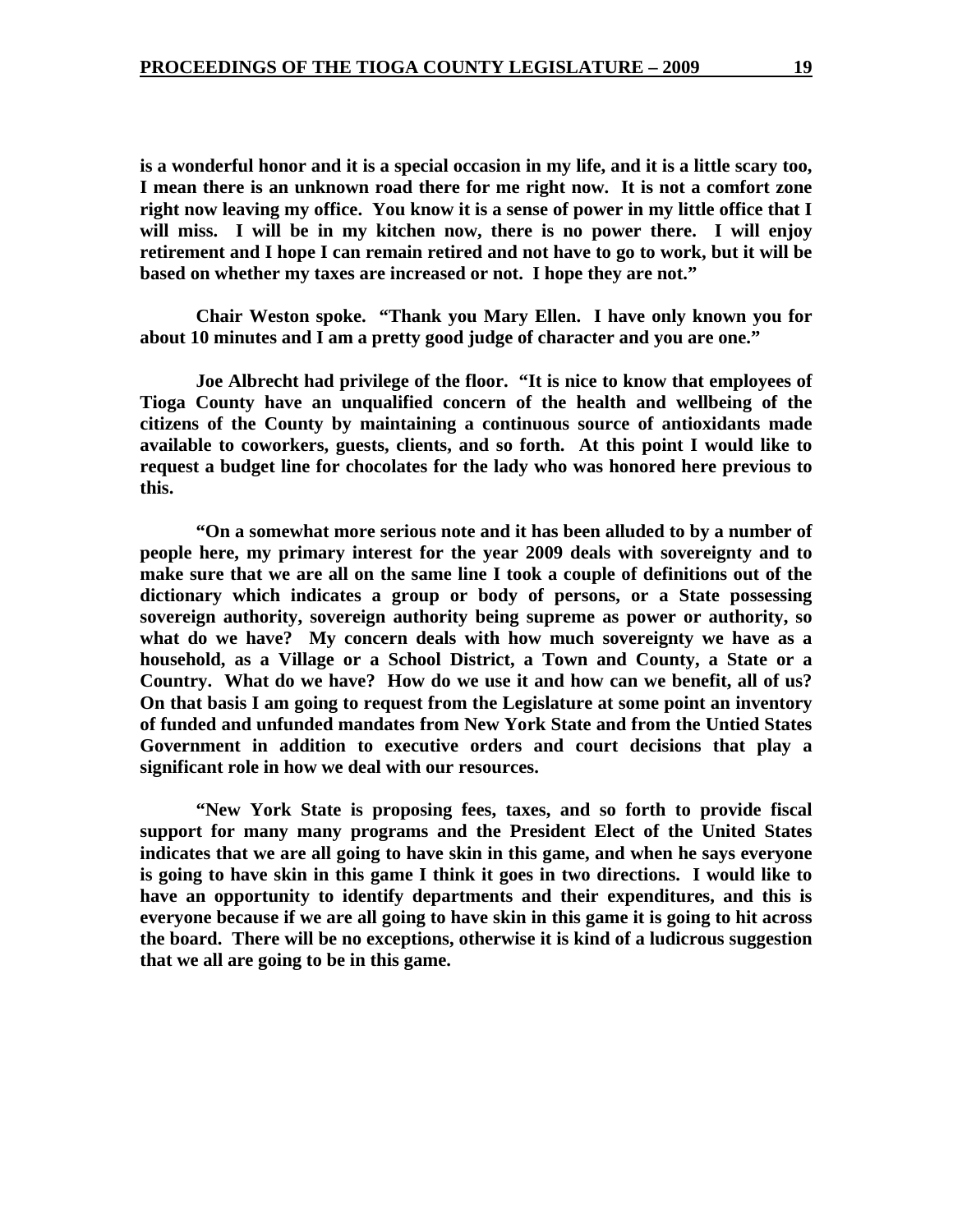**is a wonderful honor and it is a special occasion in my life, and it is a little scary too, I mean there is an unknown road there for me right now. It is not a comfort zone right now leaving my office. You know it is a sense of power in my little office that I will miss. I will be in my kitchen now, there is no power there. I will enjoy retirement and I hope I can remain retired and not have to go to work, but it will be based on whether my taxes are increased or not. I hope they are not."**

**Chair Weston spoke. "Thank you Mary Ellen. I have only known you for about 10 minutes and I am a pretty good judge of character and you are one."**

**Joe Albrecht had privilege of the floor. "It is nice to know that employees of Tioga County have an unqualified concern of the health and wellbeing of the citizens of the County by maintaining a continuous source of antioxidants made available to coworkers, guests, clients, and so forth. At this point I would like to request a budget line for chocolates for the lady who was honored here previous to this.**

**"On a somewhat more serious note and it has been alluded to by a number of people here, my primary interest for the year 2009 deals with sovereignty and to make sure that we are all on the same line I took a couple of definitions out of the dictionary which indicates a group or body of persons, or a State possessing sovereign authority, sovereign authority being supreme as power or authority, so what do we have? My concern deals with how much sovereignty we have as a household, as a Village or a School District, a Town and County, a State or a Country. What do we have? How do we use it and how can we benefit, all of us? On that basis I am going to request from the Legislature at some point an inventory of funded and unfunded mandates from New York State and from the Untied States Government in addition to executive orders and court decisions that play a significant role in how we deal with our resources.**

**"New York State is proposing fees, taxes, and so forth to provide fiscal support for many many programs and the President Elect of the United States indicates that we are all going to have skin in this game, and when he says everyone is going to have skin in this game I think it goes in two directions. I would like to have an opportunity to identify departments and their expenditures, and this is everyone because if we are all going to have skin in this game it is going to hit across the board. There will be no exceptions, otherwise it is kind of a ludicrous suggestion that we all are going to be in this game.**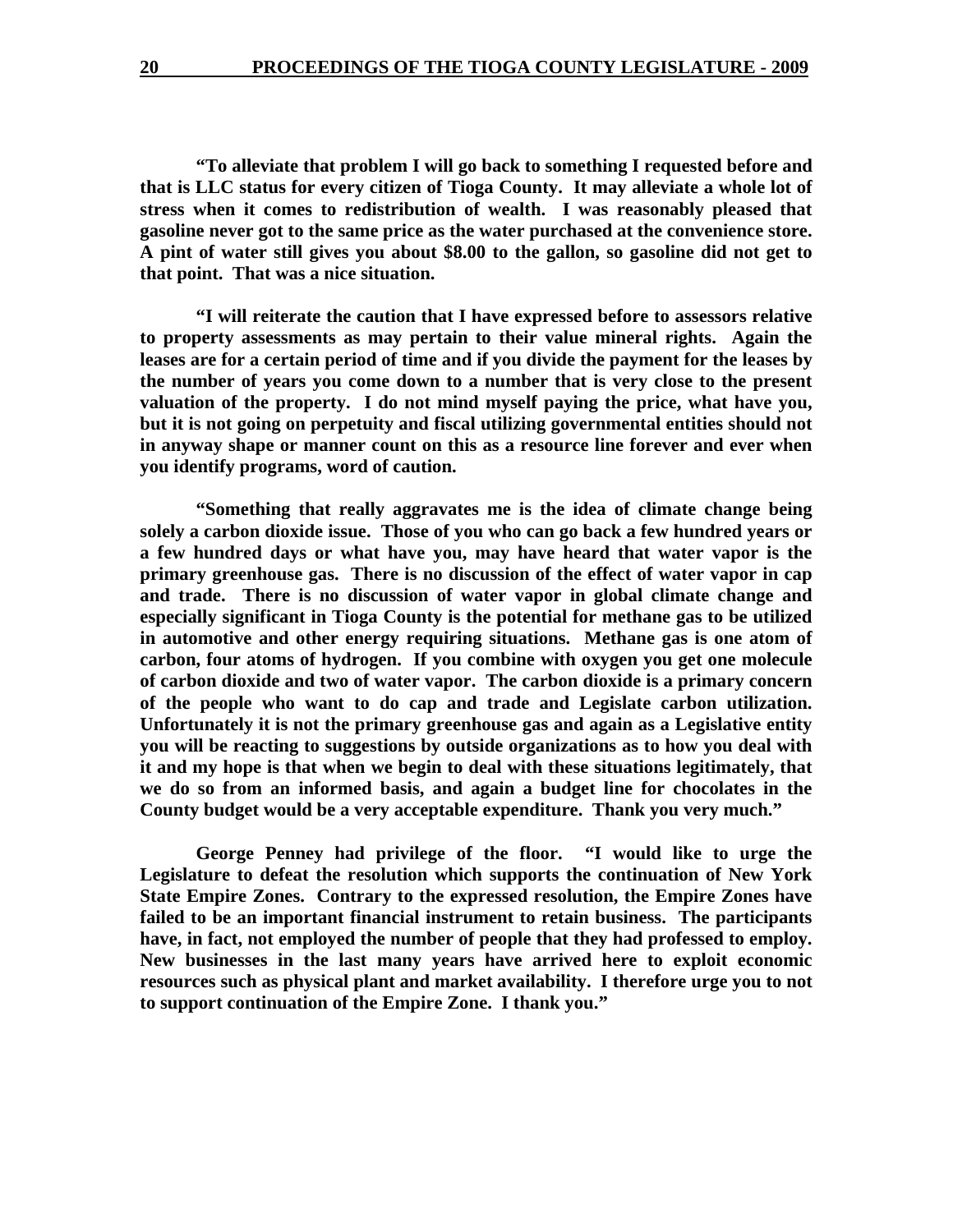**"To alleviate that problem I will go back to something I requested before and that is LLC status for every citizen of Tioga County. It may alleviate a whole lot of stress when it comes to redistribution of wealth. I was reasonably pleased that gasoline never got to the same price as the water purchased at the convenience store. A pint of water still gives you about $8.00 to the gallon, so gasoline did not get to that point. That was a nice situation.**

**"I will reiterate the caution that I have expressed before to assessors relative to property assessments as may pertain to their value mineral rights. Again the leases are for a certain period of time and if you divide the payment for the leases by the number of years you come down to a number that is very close to the present valuation of the property. I do not mind myself paying the price, what have you, but it is not going on perpetuity and fiscal utilizing governmental entities should not in anyway shape or manner count on this as a resource line forever and ever when you identify programs, word of caution.**

**"Something that really aggravates me is the idea of climate change being solely a carbon dioxide issue. Those of you who can go back a few hundred years or a few hundred days or what have you, may have heard that water vapor is the primary greenhouse gas. There is no discussion of the effect of water vapor in cap and trade. There is no discussion of water vapor in global climate change and especially significant in Tioga County is the potential for methane gas to be utilized in automotive and other energy requiring situations. Methane gas is one atom of carbon, four atoms of hydrogen. If you combine with oxygen you get one molecule of carbon dioxide and two of water vapor. The carbon dioxide is a primary concern of the people who want to do cap and trade and Legislate carbon utilization. Unfortunately it is not the primary greenhouse gas and again as a Legislative entity you will be reacting to suggestions by outside organizations as to how you deal with it and my hope is that when we begin to deal with these situations legitimately, that we do so from an informed basis, and again a budget line for chocolates in the County budget would be a very acceptable expenditure. Thank you very much."**

**George Penney had privilege of the floor. "I would like to urge the Legislature to defeat the resolution which supports the continuation of New York State Empire Zones. Contrary to the expressed resolution, the Empire Zones have failed to be an important financial instrument to retain business. The participants have, in fact, not employed the number of people that they had professed to employ. New businesses in the last many years have arrived here to exploit economic resources such as physical plant and market availability. I therefore urge you to not to support continuation of the Empire Zone. I thank you."**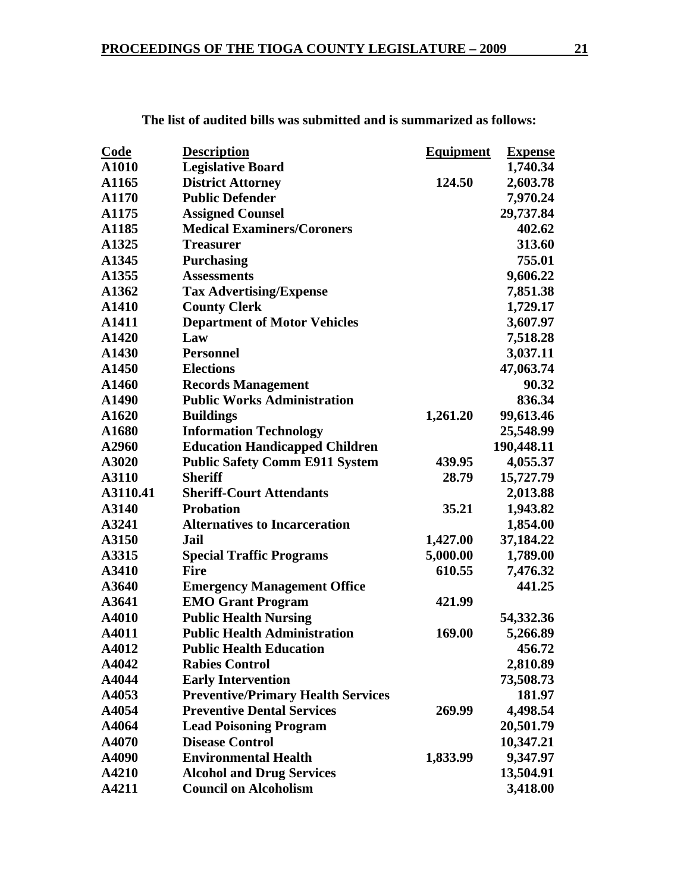**The list of audited bills was submitted and is summarized as follows:**

| Code | Description | Equipment | Expense |
|---|---|---|---|
| A1010 | Legislative Board | | 1,740.34 |
| A1165 | District Attorney | 124.50 | 2,603.78 |
| A1170 | Public Defender | | 7,970.24 |
| A1175 | Assigned Counsel | | 29,737.84 |
| A1185 | Medical Examiners/Coroners | | 402.62 |
| A1325 | Treasurer | | 313.60 |
| A1345 | Purchasing | | 755.01 |
| A1355 | Assessments | | 9,606.22 |
| A1362 | Tax Advertising/Expense | | 7,851.38 |
| A1410 | County Clerk | | 1,729.17 |
| A1411 | Department of Motor Vehicles | | 3,607.97 |
| A1420 | Law | | 7,518.28 |
| A1430 | Personnel | | 3,037.11 |
| A1450 | Elections | | 47,063.74 |
| A1460 | Records Management | | 90.32 |
| A1490 | Public Works Administration | | 836.34 |
| A1620 | Buildings | 1,261.20 | 99,613.46 |
| A1680 | Information Technology | | 25,548.99 |
| A2960 | Education Handicapped Children | | 190,448.11 |
| A3020 | Public Safety Comm E911 System | 439.95 | 4,055.37 |
| A3110 | Sheriff | 28.79 | 15,727.79 |
| A3110.41 | Sheriff-Court Attendants | | 2,013.88 |
| A3140 | Probation | 35.21 | 1,943.82 |
| A3241 | Alternatives to Incarceration | | 1,854.00 |
| A3150 | Jail | 1,427.00 | 37,184.22 |
| A3315 | Special Traffic Programs | 5,000.00 | 1,789.00 |
| A3410 | Fire | 610.55 | 7,476.32 |
| A3640 | Emergency Management Office | | 441.25 |
| A3641 | EMO Grant Program | 421.99 | |
| A4010 | Public Health Nursing | | 54,332.36 |
| A4011 | Public Health Administration | 169.00 | 5,266.89 |
| A4012 | Public Health Education | | 456.72 |
| A4042 | Rabies Control | | 2,810.89 |
| A4044 | Early Intervention | | 73,508.73 |
| A4053 | Preventive/Primary Health Services | | 181.97 |
| A4054 | Preventive Dental Services | 269.99 | 4,498.54 |
| A4064 | Lead Poisoning Program | | 20,501.79 |
| A4070 | Disease Control | | 10,347.21 |
| A4090 | Environmental Health | 1,833.99 | 9,347.97 |
| A4210 | Alcohol and Drug Services | | 13,504.91 |
| A4211 | Council on Alcoholism | | 3,418.00 |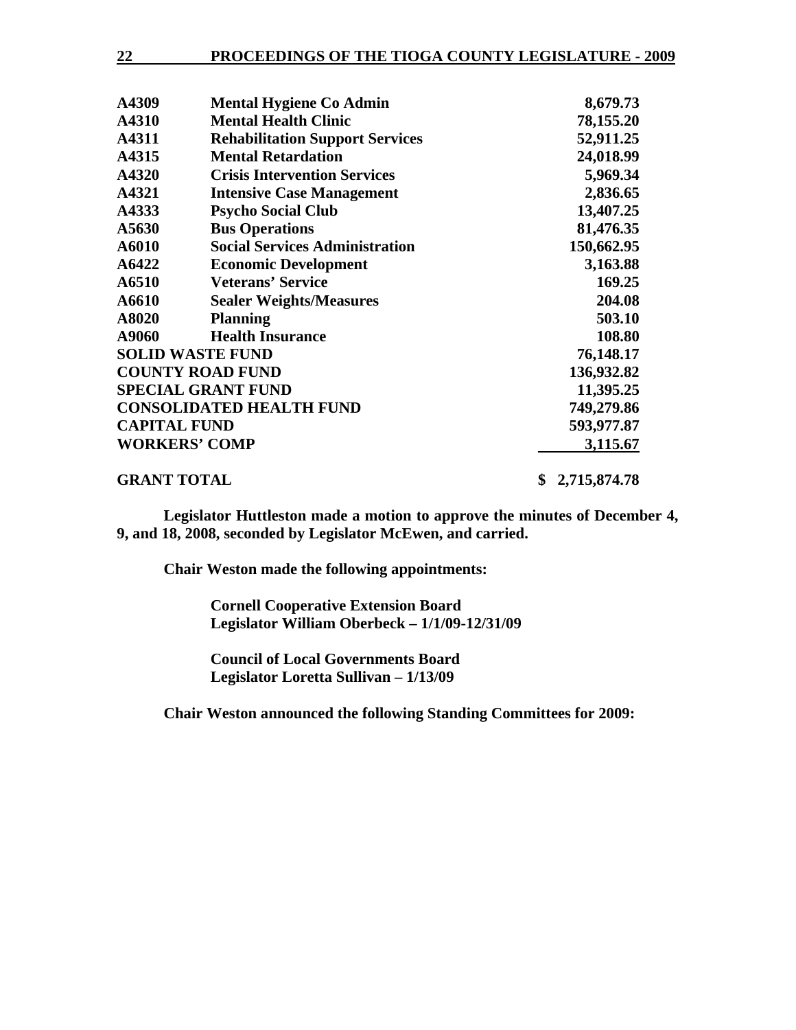| | | |
|---|---|---|
| **A4309** | **Mental Hygiene Co Admin** | **8,679.73** |
| **A4310** | **Mental Health Clinic** | **78,155.20** |
| **A4311** | **Rehabilitation Support Services** | **52,911.25** |
| **A4315** | **Mental Retardation** | **24,018.99** |
| **A4320** | **Crisis Intervention Services** | **5,969.34** |
| **A4321** | **Intensive Case Management** | **2,836.65** |
| **A4333** | **Psycho Social Club** | **13,407.25** |
| **A5630** | **Bus Operations** | **81,476.35** |
| **A6010** | **Social Services Administration** | **150,662.95** |
| **A6422** | **Economic Development** | **3,163.88** |
| **A6510** | **Veterans' Service** | **169.25** |
| **A6610** | **Sealer Weights/Measures** | **204.08** |
| **A8020** | **Planning** | **503.10** |
| **A9060** | **Health Insurance** | **108.80** |
| **SOLID WASTE FUND** | | **76,148.17** |
| **COUNTY ROAD FUND** | | **136,932.82** |
| **SPECIAL GRANT FUND** | | **11,395.25** |
| **CONSOLIDATED HEALTH FUND** | | **749,279.86** |
| **CAPITAL FUND** | | **593,977.87** |
| **WORKERS' COMP** | | **3,115.67** |
| **GRANT TOTAL** | | **$ 2,715,874.78** |

**Legislator Huttleston made a motion to approve the minutes of December 4, 9, and 18, 2008, seconded by Legislator McEwen, and carried.**

**Chair Weston made the following appointments:**

**Cornell Cooperative Extension Board**
**Legislator William Oberbeck – 1/1/09-12/31/09**

**Council of Local Governments Board**
**Legislator Loretta Sullivan – 1/13/09**

**Chair Weston announced the following Standing Committees for 2009:**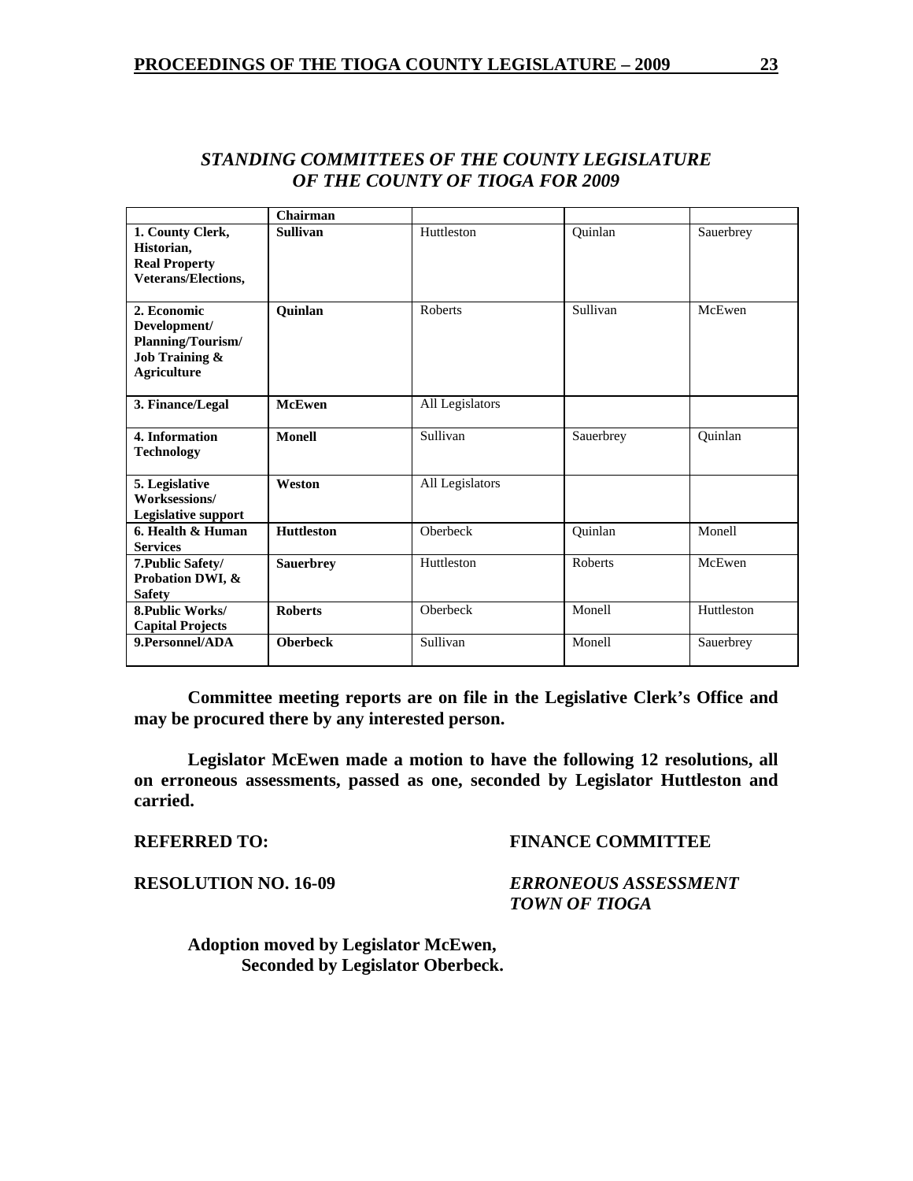## *STANDING COMMITTEES OF THE COUNTY LEGISLATURE OF THE COUNTY OF TIOGA FOR 2009*

| | **Chairman** | | | |
|---|---|---|---|---|
| **1. County Clerk, Historian, Real Property Veterans/Elections,** | **Sullivan** | Huttleston | Quinlan | Sauerbrey |
| **2. Economic Development/ Planning/Tourism/ Job Training & Agriculture** | **Quinlan** | Roberts | Sullivan | McEwen |
| **3. Finance/Legal** | **McEwen** | All Legislators | | |
| **4. Information Technology** | **Monell** | Sullivan | Sauerbrey | Quinlan |
| **5. Legislative Worksessions/ Legislative support** | **Weston** | All Legislators | | |
| **6. Health & Human Services** | **Huttleston** | Oberbeck | Quinlan | Monell |
| **7.Public Safety/ Probation DWI, & Safety** | **Sauerbrey** | Huttleston | Roberts | McEwen |
| **8.Public Works/ Capital Projects** | **Roberts** | Oberbeck | Monell | Huttleston |
| **9.Personnel/ADA** | **Oberbeck** | Sullivan | Monell | Sauerbrey |

**Committee meeting reports are on file in the Legislative Clerk's Office and may be procured there by any interested person.**

**Legislator McEwen made a motion to have the following 12 resolutions, all on erroneous assessments, passed as one, seconded by Legislator Huttleston and carried.**

**REFERRED TO:** **FINANCE COMMITTEE**

**RESOLUTION NO. 16-09** ***ERRONEOUS ASSESSMENT TOWN OF TIOGA***

**Adoption moved by Legislator McEwen,**
**Seconded by Legislator Oberbeck.**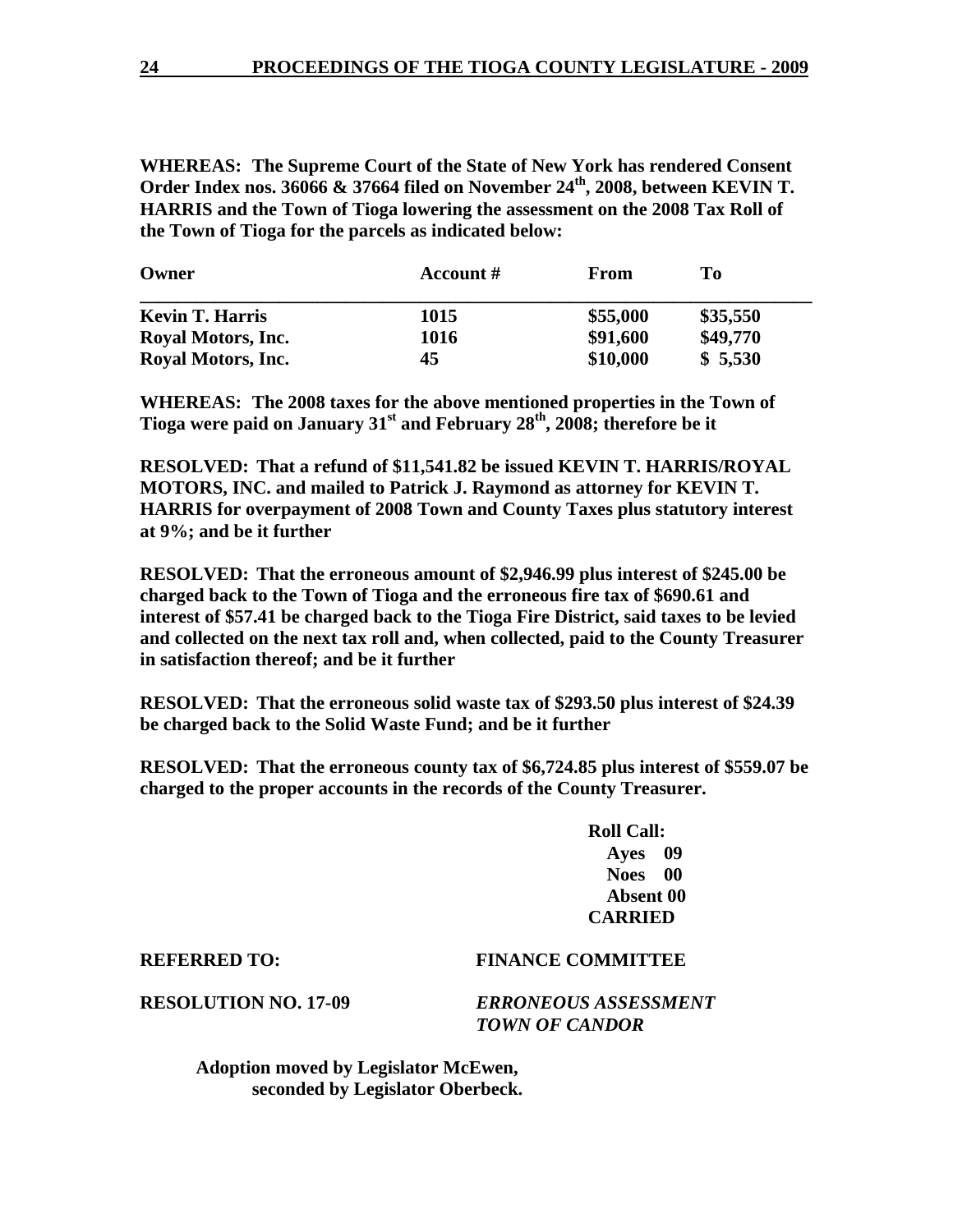**WHEREAS: The Supreme Court of the State of New York has rendered Consent Order Index nos. 36066 & 37664 filed on November 24th, 2008, between KEVIN T. HARRIS and the Town of Tioga lowering the assessment on the 2008 Tax Roll of the Town of Tioga for the parcels as indicated below:**

| Owner | Account # | From | To |
|---|---|---|---|
| **Kevin T. Harris** | **1015** | **\$55,000** | **\$35,550** |
| **Royal Motors, Inc.** | **1016** | **\$91,600** | **\$49,770** |
| **Royal Motors, Inc.** | **45** | **\$10,000** | **\$ 5,530** |

**WHEREAS: The 2008 taxes for the above mentioned properties in the Town of Tioga were paid on January 31st and February 28th, 2008; therefore be it**

**RESOLVED: That a refund of \$11,541.82 be issued KEVIN T. HARRIS/ROYAL MOTORS, INC. and mailed to Patrick J. Raymond as attorney for KEVIN T. HARRIS for overpayment of 2008 Town and County Taxes plus statutory interest at 9%; and be it further**

**RESOLVED: That the erroneous amount of \$2,946.99 plus interest of \$245.00 be charged back to the Town of Tioga and the erroneous fire tax of \$690.61 and interest of \$57.41 be charged back to the Tioga Fire District, said taxes to be levied and collected on the next tax roll and, when collected, paid to the County Treasurer in satisfaction thereof; and be it further**

**RESOLVED: That the erroneous solid waste tax of \$293.50 plus interest of \$24.39 be charged back to the Solid Waste Fund; and be it further**

**RESOLVED: That the erroneous county tax of \$6,724.85 plus interest of \$559.07 be charged to the proper accounts in the records of the County Treasurer.**

**Roll Call:**
**Ayes 09**
**Noes 00**
**Absent 00**
**CARRIED**

**REFERRED TO:** **FINANCE COMMITTEE**

**RESOLUTION NO. 17-09** ***ERRONEOUS ASSESSMENT TOWN OF CANDOR***

**Adoption moved by Legislator McEwen, seconded by Legislator Oberbeck.**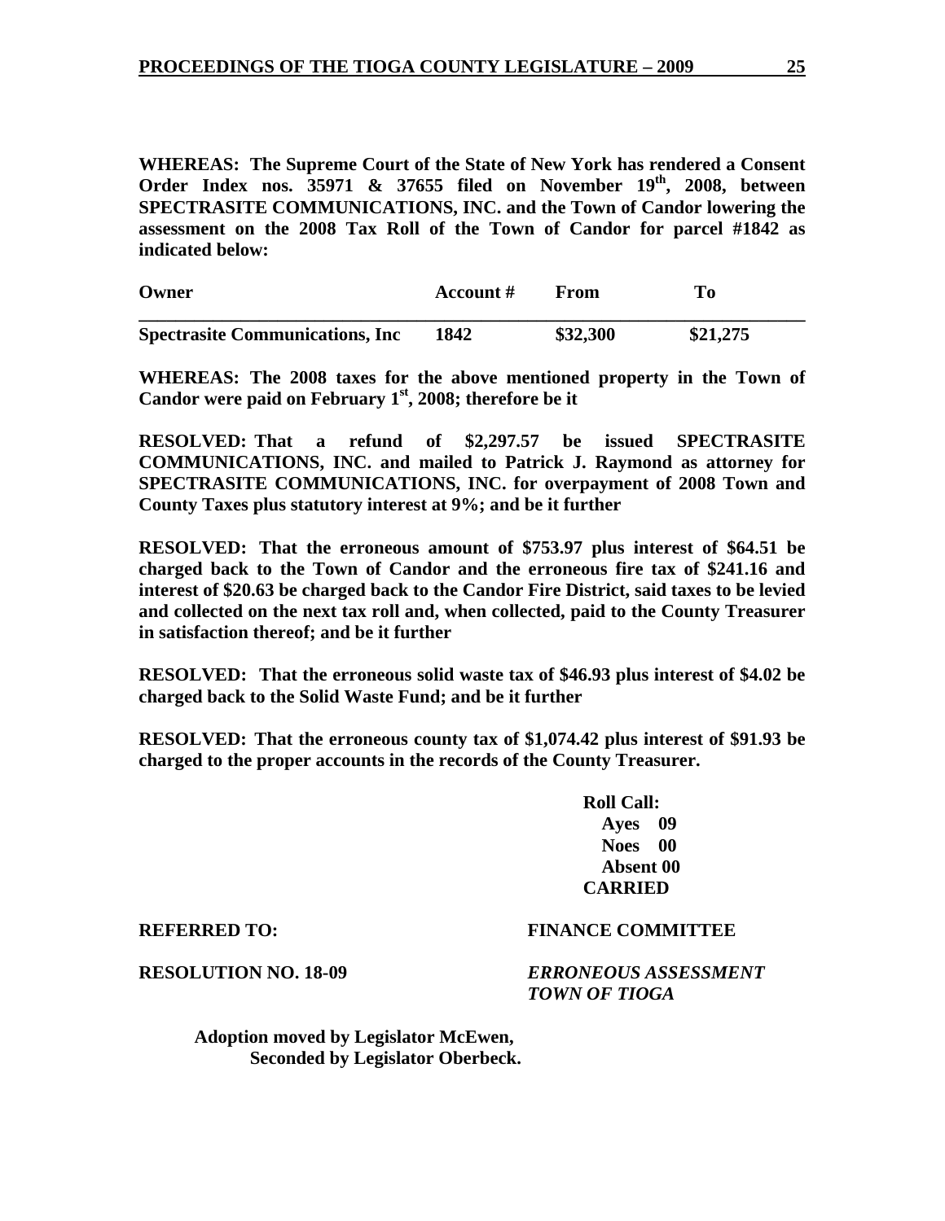**WHEREAS: The Supreme Court of the State of New York has rendered a Consent Order Index nos. 35971 & 37655 filed on November 19th, 2008, between SPECTRASITE COMMUNICATIONS, INC. and the Town of Candor lowering the assessment on the 2008 Tax Roll of the Town of Candor for parcel #1842 as indicated below:**

| **Owner** | **Account #** | **From** | **To** |
|---|---|---|---|
| **Spectrasite Communications, Inc** | **1842** | **\$32,300** | **\$21,275** |

**WHEREAS: The 2008 taxes for the above mentioned property in the Town of Candor were paid on February 1st, 2008; therefore be it**

**RESOLVED: That a refund of \$2,297.57 be issued SPECTRASITE COMMUNICATIONS, INC. and mailed to Patrick J. Raymond as attorney for SPECTRASITE COMMUNICATIONS, INC. for overpayment of 2008 Town and County Taxes plus statutory interest at 9%; and be it further**

**RESOLVED: That the erroneous amount of \$753.97 plus interest of \$64.51 be charged back to the Town of Candor and the erroneous fire tax of \$241.16 and interest of \$20.63 be charged back to the Candor Fire District, said taxes to be levied and collected on the next tax roll and, when collected, paid to the County Treasurer in satisfaction thereof; and be it further**

**RESOLVED: That the erroneous solid waste tax of \$46.93 plus interest of \$4.02 be charged back to the Solid Waste Fund; and be it further**

**RESOLVED: That the erroneous county tax of \$1,074.42 plus interest of \$91.93 be charged to the proper accounts in the records of the County Treasurer.**

**Roll Call:**
**Ayes 09**
**Noes 00**
**Absent 00**
**CARRIED**

**REFERRED TO:** **FINANCE COMMITTEE**

**RESOLUTION NO. 18-09** ***ERRONEOUS ASSESSMENT TOWN OF TIOGA***

**Adoption moved by Legislator McEwen,**
**Seconded by Legislator Oberbeck.**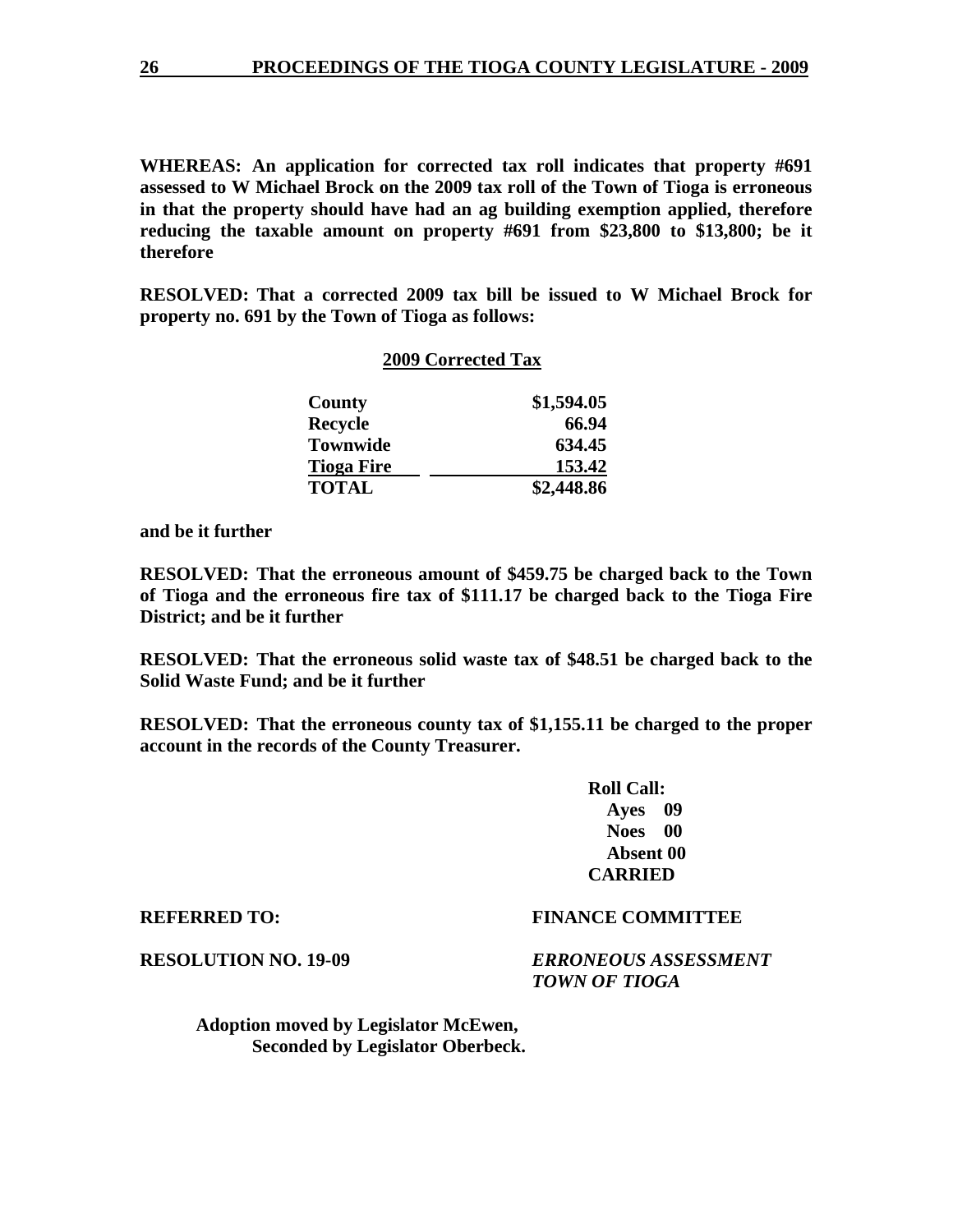**WHEREAS: An application for corrected tax roll indicates that property #691 assessed to W Michael Brock on the 2009 tax roll of the Town of Tioga is erroneous in that the property should have had an ag building exemption applied, therefore reducing the taxable amount on property #691 from $23,800 to $13,800; be it therefore**

**RESOLVED: That a corrected 2009 tax bill be issued to W Michael Brock for property no. 691 by the Town of Tioga as follows:**

**2009 Corrected Tax**

| | |
|---|---|
| **County** | **$1,594.05** |
| **Recycle** | **66.94** |
| **Townwide** | **634.45** |
| **Tioga Fire** | **153.42** |
| **TOTAL** | **$2,448.86** |

**and be it further**

**RESOLVED: That the erroneous amount of $459.75 be charged back to the Town of Tioga and the erroneous fire tax of $111.17 be charged back to the Tioga Fire District; and be it further**

**RESOLVED: That the erroneous solid waste tax of $48.51 be charged back to the Solid Waste Fund; and be it further**

**RESOLVED: That the erroneous county tax of $1,155.11 be charged to the proper account in the records of the County Treasurer.**

**Roll Call:**
**Ayes 09**
**Noes 00**
**Absent 00**
**CARRIED**

**REFERRED TO:** **FINANCE COMMITTEE**

**RESOLUTION NO. 19-09** ***ERRONEOUS ASSESSMENT TOWN OF TIOGA***

**Adoption moved by Legislator McEwen,**
**Seconded by Legislator Oberbeck.**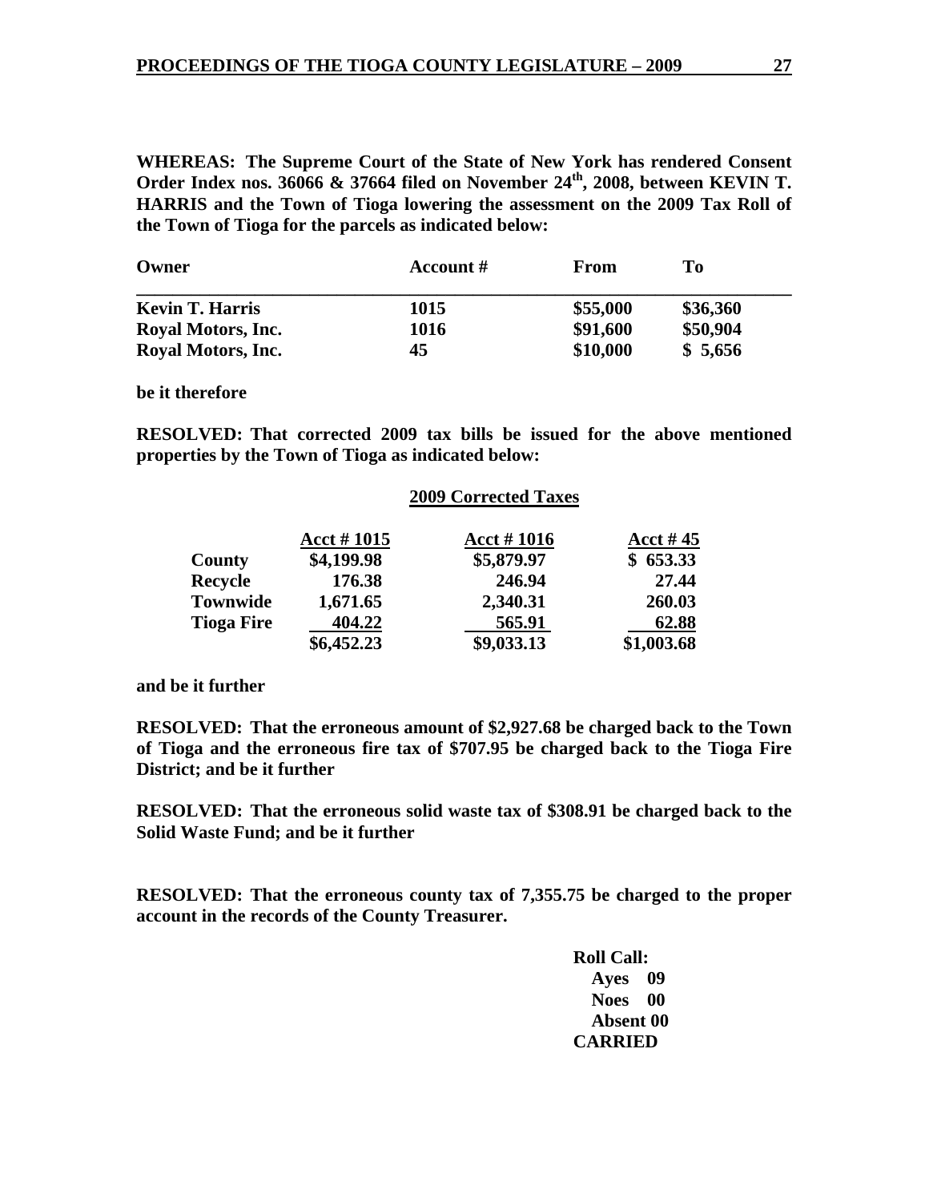**WHEREAS: The Supreme Court of the State of New York has rendered Consent Order Index nos. 36066 & 37664 filed on November 24th, 2008, between KEVIN T. HARRIS and the Town of Tioga lowering the assessment on the 2009 Tax Roll of the Town of Tioga for the parcels as indicated below:**

| Owner | Account # | From | To |
|---|---|---|---|
| **Kevin T. Harris** | **1015** | **$55,000** | **$36,360** |
| **Royal Motors, Inc.** | **1016** | **$91,600** | **$50,904** |
| **Royal Motors, Inc.** | **45** | **$10,000** | **$ 5,656** |

**be it therefore**

**RESOLVED: That corrected 2009 tax bills be issued for the above mentioned properties by the Town of Tioga as indicated below:**

**2009 Corrected Taxes**

| | Acct # 1015 | Acct # 1016 | Acct # 45 |
|---|---|---|---|
| **County** | **$4,199.98** | **$5,879.97** | **$ 653.33** |
| **Recycle** | **176.38** | **246.94** | **27.44** |
| **Townwide** | **1,671.65** | **2,340.31** | **260.03** |
| **Tioga Fire** | **404.22** | **565.91** | **62.88** |
| | **$6,452.23** | **$9,033.13** | **$1,003.68** |

**and be it further**

**RESOLVED: That the erroneous amount of $2,927.68 be charged back to the Town of Tioga and the erroneous fire tax of $707.95 be charged back to the Tioga Fire District; and be it further**

**RESOLVED: That the erroneous solid waste tax of $308.91 be charged back to the Solid Waste Fund; and be it further**

**RESOLVED: That the erroneous county tax of 7,355.75 be charged to the proper account in the records of the County Treasurer.**

**Roll Call:**
**Ayes 09**
**Noes 00**
**Absent 00**
**CARRIED**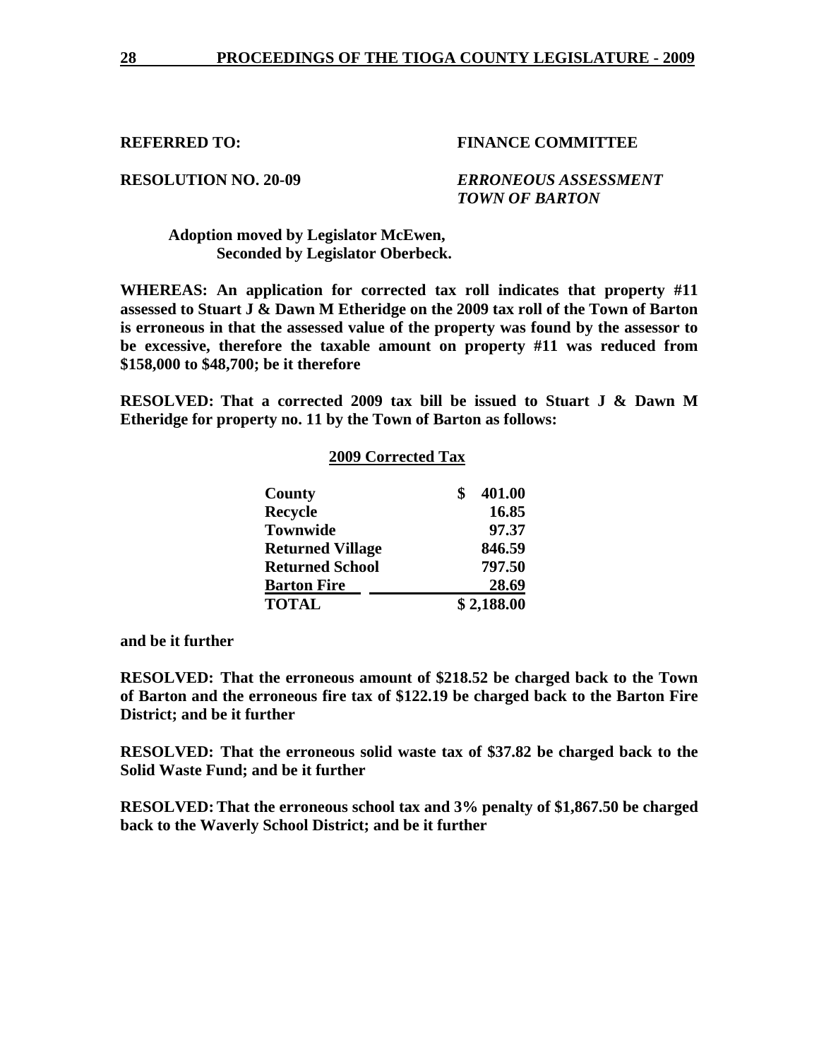**REFERRED TO:** **FINANCE COMMITTEE**

**RESOLUTION NO. 20-09** ***ERRONEOUS ASSESSMENT TOWN OF BARTON***

**Adoption moved by Legislator McEwen, Seconded by Legislator Oberbeck.**

**WHEREAS: An application for corrected tax roll indicates that property #11 assessed to Stuart J & Dawn M Etheridge on the 2009 tax roll of the Town of Barton is erroneous in that the assessed value of the property was found by the assessor to be excessive, therefore the taxable amount on property #11 was reduced from $158,000 to $48,700; be it therefore**

**RESOLVED: That a corrected 2009 tax bill be issued to Stuart J & Dawn M Etheridge for property no. 11 by the Town of Barton as follows:**

**2009 Corrected Tax**

| | |
|---|---|
| **County** | **$ 401.00** |
| **Recycle** | **16.85** |
| **Townwide** | **97.37** |
| **Returned Village** | **846.59** |
| **Returned School** | **797.50** |
| **Barton Fire** | **28.69** |
| **TOTAL** | **$ 2,188.00** |

**and be it further**

**RESOLVED: That the erroneous amount of $218.52 be charged back to the Town of Barton and the erroneous fire tax of $122.19 be charged back to the Barton Fire District; and be it further**

**RESOLVED: That the erroneous solid waste tax of $37.82 be charged back to the Solid Waste Fund; and be it further**

**RESOLVED: That the erroneous school tax and 3% penalty of $1,867.50 be charged back to the Waverly School District; and be it further**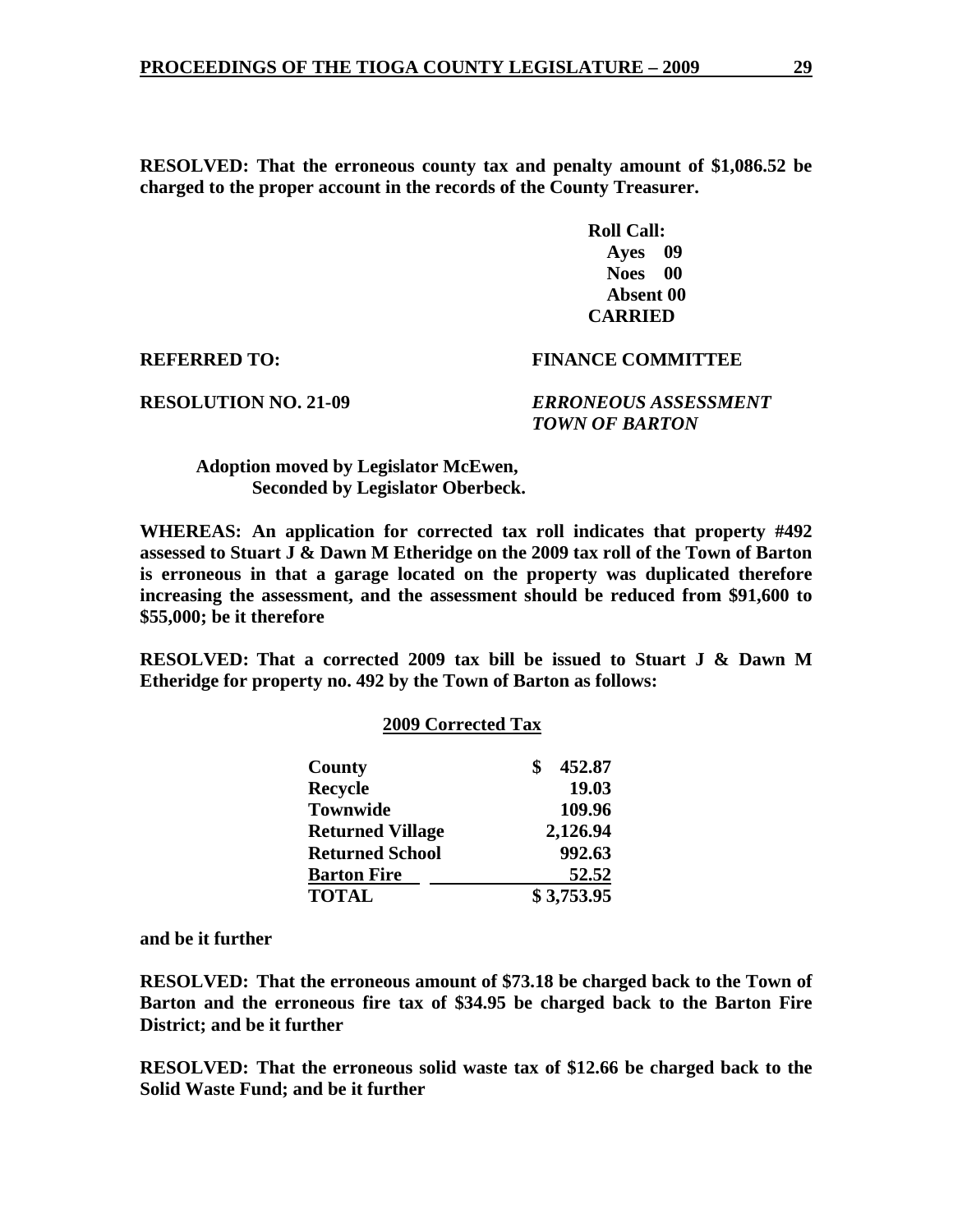**RESOLVED: That the erroneous county tax and penalty amount of $1,086.52 be charged to the proper account in the records of the County Treasurer.**

**Roll Call:**
**Ayes 09**
**Noes 00**
**Absent 00**
**CARRIED**

**REFERRED TO: FINANCE COMMITTEE**

**RESOLUTION NO. 21-09** ***ERRONEOUS ASSESSMENT TOWN OF BARTON***

**Adoption moved by Legislator McEwen,**
**Seconded by Legislator Oberbeck.**

**WHEREAS: An application for corrected tax roll indicates that property #492 assessed to Stuart J & Dawn M Etheridge on the 2009 tax roll of the Town of Barton is erroneous in that a garage located on the property was duplicated therefore increasing the assessment, and the assessment should be reduced from $91,600 to $55,000; be it therefore**

**RESOLVED: That a corrected 2009 tax bill be issued to Stuart J & Dawn M Etheridge for property no. 492 by the Town of Barton as follows:**

**2009 Corrected Tax**

| | |
|---|---|
| **County** | **$ 452.87** |
| **Recycle** | **19.03** |
| **Townwide** | **109.96** |
| **Returned Village** | **2,126.94** |
| **Returned School** | **992.63** |
| **Barton Fire** | **52.52** |
| **TOTAL** | **$ 3,753.95** |

**and be it further**

**RESOLVED: That the erroneous amount of $73.18 be charged back to the Town of Barton and the erroneous fire tax of $34.95 be charged back to the Barton Fire District; and be it further**

**RESOLVED: That the erroneous solid waste tax of $12.66 be charged back to the Solid Waste Fund; and be it further**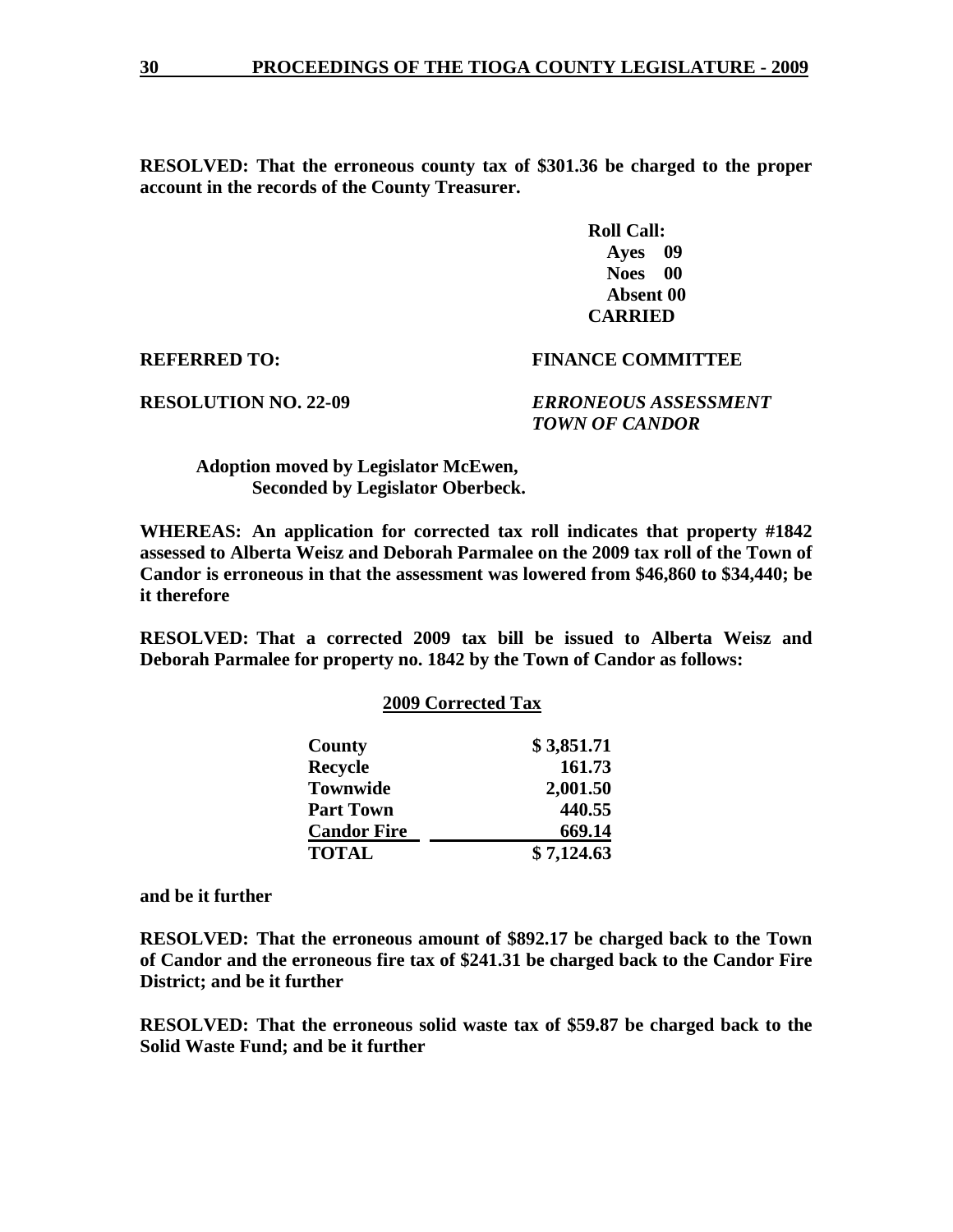**RESOLVED: That the erroneous county tax of $301.36 be charged to the proper account in the records of the County Treasurer.**

**Roll Call:**
**Ayes 09**
**Noes 00**
**Absent 00**
**CARRIED**

**REFERRED TO: FINANCE COMMITTEE**

**RESOLUTION NO. 22-09** ***ERRONEOUS ASSESSMENT TOWN OF CANDOR***

**Adoption moved by Legislator McEwen,**
**Seconded by Legislator Oberbeck.**

**WHEREAS: An application for corrected tax roll indicates that property #1842 assessed to Alberta Weisz and Deborah Parmalee on the 2009 tax roll of the Town of Candor is erroneous in that the assessment was lowered from $46,860 to $34,440; be it therefore**

**RESOLVED: That a corrected 2009 tax bill be issued to Alberta Weisz and Deborah Parmalee for property no. 1842 by the Town of Candor as follows:**

**2009 Corrected Tax**

| | |
|---|---|
| **County** | **$ 3,851.71** |
| **Recycle** | **161.73** |
| **Townwide** | **2,001.50** |
| **Part Town** | **440.55** |
| **Candor Fire** | **669.14** |
| **TOTAL** | **$ 7,124.63** |

**and be it further**

**RESOLVED: That the erroneous amount of $892.17 be charged back to the Town of Candor and the erroneous fire tax of $241.31 be charged back to the Candor Fire District; and be it further**

**RESOLVED: That the erroneous solid waste tax of $59.87 be charged back to the Solid Waste Fund; and be it further**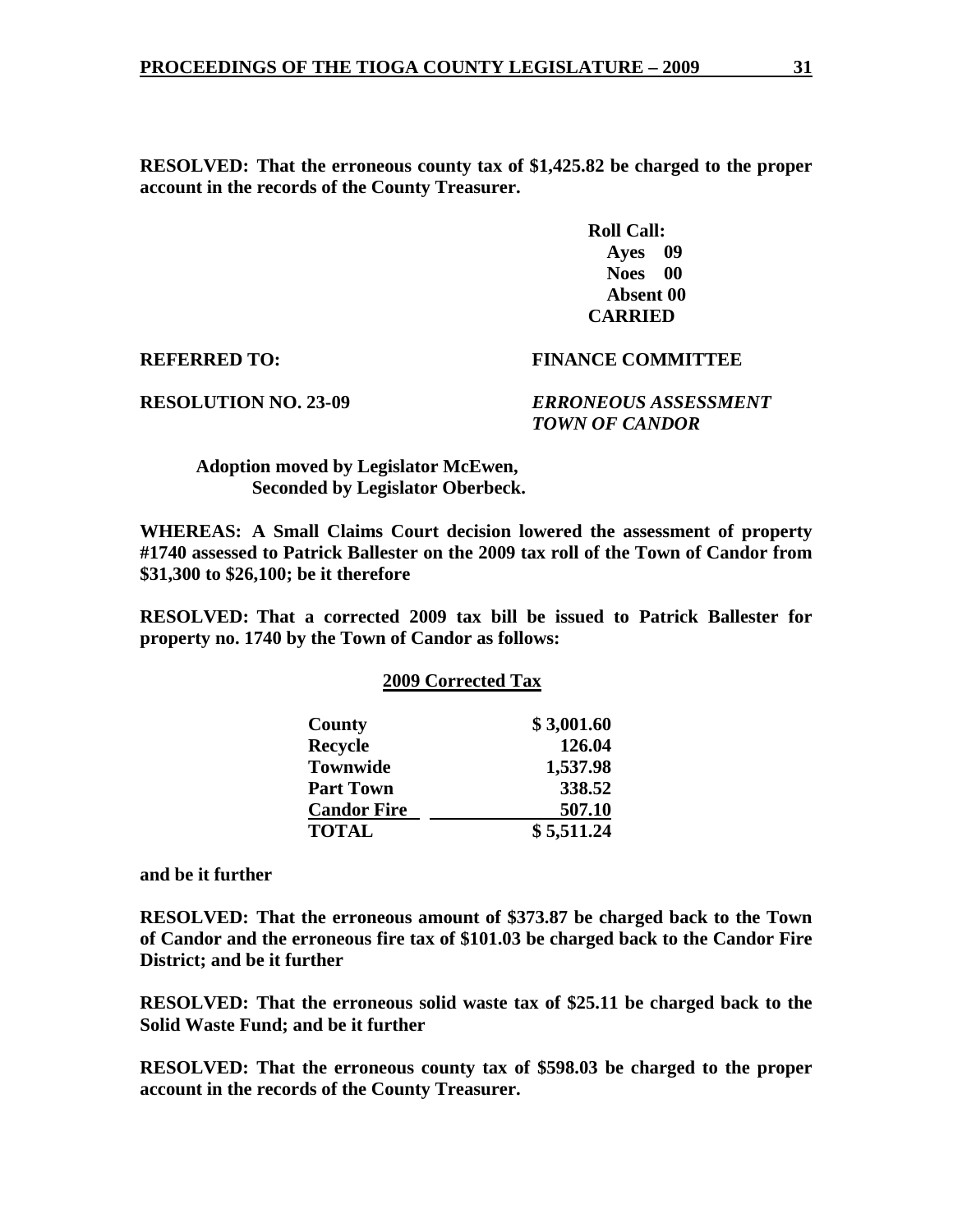**RESOLVED: That the erroneous county tax of $1,425.82 be charged to the proper account in the records of the County Treasurer.**

**Roll Call:**
**Ayes 09**
**Noes 00**
**Absent 00**
**CARRIED**

**REFERRED TO: FINANCE COMMITTEE**

**RESOLUTION NO. 23-09** ***ERRONEOUS ASSESSMENT TOWN OF CANDOR***

**Adoption moved by Legislator McEwen,**
**Seconded by Legislator Oberbeck.**

**WHEREAS: A Small Claims Court decision lowered the assessment of property #1740 assessed to Patrick Ballester on the 2009 tax roll of the Town of Candor from $31,300 to $26,100; be it therefore**

**RESOLVED: That a corrected 2009 tax bill be issued to Patrick Ballester for property no. 1740 by the Town of Candor as follows:**

**2009 Corrected Tax**

| | |
|---|---|
| **County** | **$ 3,001.60** |
| **Recycle** | **126.04** |
| **Townwide** | **1,537.98** |
| **Part Town** | **338.52** |
| **Candor Fire** | **507.10** |
| **TOTAL** | **$ 5,511.24** |

**and be it further**

**RESOLVED: That the erroneous amount of $373.87 be charged back to the Town of Candor and the erroneous fire tax of $101.03 be charged back to the Candor Fire District; and be it further**

**RESOLVED: That the erroneous solid waste tax of $25.11 be charged back to the Solid Waste Fund; and be it further**

**RESOLVED: That the erroneous county tax of $598.03 be charged to the proper account in the records of the County Treasurer.**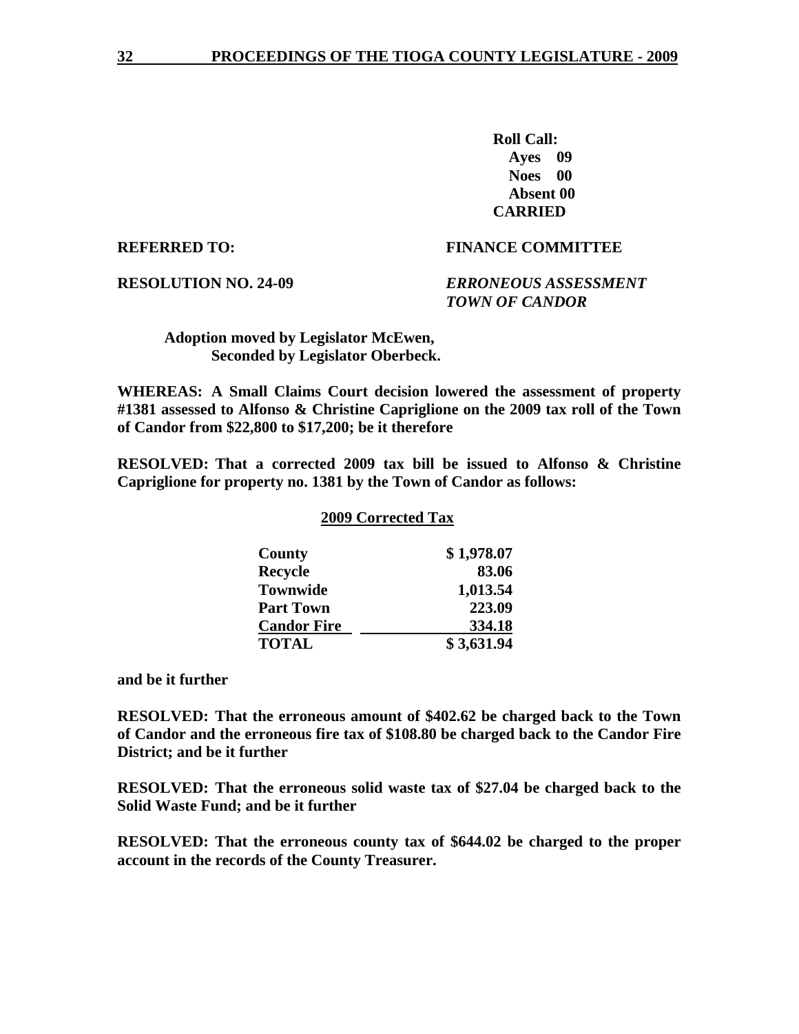**Roll Call:**
**Ayes 09**
**Noes 00**
**Absent 00**
**CARRIED**

**REFERRED TO:** **FINANCE COMMITTEE**

**RESOLUTION NO. 24-09** ***ERRONEOUS ASSESSMENT TOWN OF CANDOR***

**Adoption moved by Legislator McEwen,**
**Seconded by Legislator Oberbeck.**

**WHEREAS: A Small Claims Court decision lowered the assessment of property #1381 assessed to Alfonso & Christine Capriglione on the 2009 tax roll of the Town of Candor from $22,800 to $17,200; be it therefore**

**RESOLVED: That a corrected 2009 tax bill be issued to Alfonso & Christine Capriglione for property no. 1381 by the Town of Candor as follows:**

**2009 Corrected Tax**

| | |
|---|---|
| **County** | **$ 1,978.07** |
| **Recycle** | **83.06** |
| **Townwide** | **1,013.54** |
| **Part Town** | **223.09** |
| **Candor Fire** | **334.18** |
| **TOTAL** | **$ 3,631.94** |

**and be it further**

**RESOLVED: That the erroneous amount of $402.62 be charged back to the Town of Candor and the erroneous fire tax of $108.80 be charged back to the Candor Fire District; and be it further**

**RESOLVED: That the erroneous solid waste tax of $27.04 be charged back to the Solid Waste Fund; and be it further**

**RESOLVED: That the erroneous county tax of $644.02 be charged to the proper account in the records of the County Treasurer.**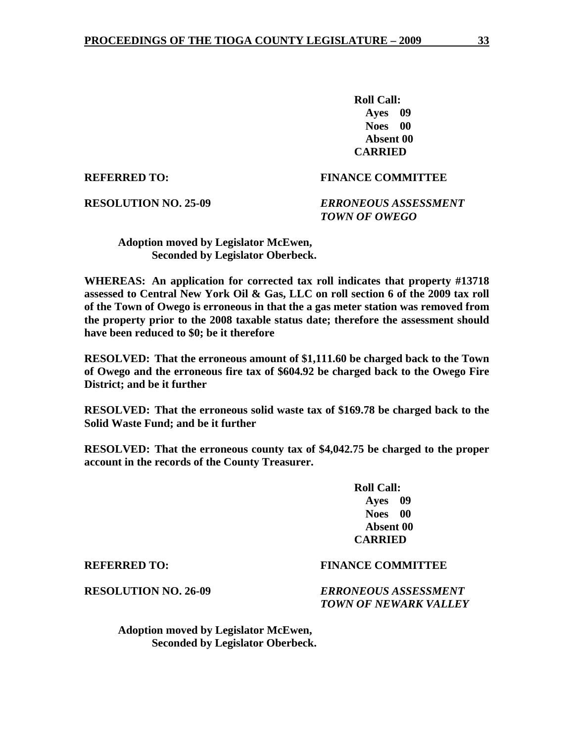**Roll Call:**
**Ayes 09**
**Noes 00**
**Absent 00**
**CARRIED**

**REFERRED TO:** **FINANCE COMMITTEE**

**RESOLUTION NO. 25-09** ***ERRONEOUS ASSESSMENT TOWN OF OWEGO***

**Adoption moved by Legislator McEwen,**
**Seconded by Legislator Oberbeck.**

**WHEREAS: An application for corrected tax roll indicates that property #13718 assessed to Central New York Oil & Gas, LLC on roll section 6 of the 2009 tax roll of the Town of Owego is erroneous in that the a gas meter station was removed from the property prior to the 2008 taxable status date; therefore the assessment should have been reduced to $0; be it therefore**

**RESOLVED: That the erroneous amount of $1,111.60 be charged back to the Town of Owego and the erroneous fire tax of $604.92 be charged back to the Owego Fire District; and be it further**

**RESOLVED: That the erroneous solid waste tax of $169.78 be charged back to the Solid Waste Fund; and be it further**

**RESOLVED: That the erroneous county tax of $4,042.75 be charged to the proper account in the records of the County Treasurer.**

**Roll Call:**
**Ayes 09**
**Noes 00**
**Absent 00**
**CARRIED**

**REFERRED TO:** **FINANCE COMMITTEE**

**RESOLUTION NO. 26-09** ***ERRONEOUS ASSESSMENT TOWN OF NEWARK VALLEY***

**Adoption moved by Legislator McEwen,**
**Seconded by Legislator Oberbeck.**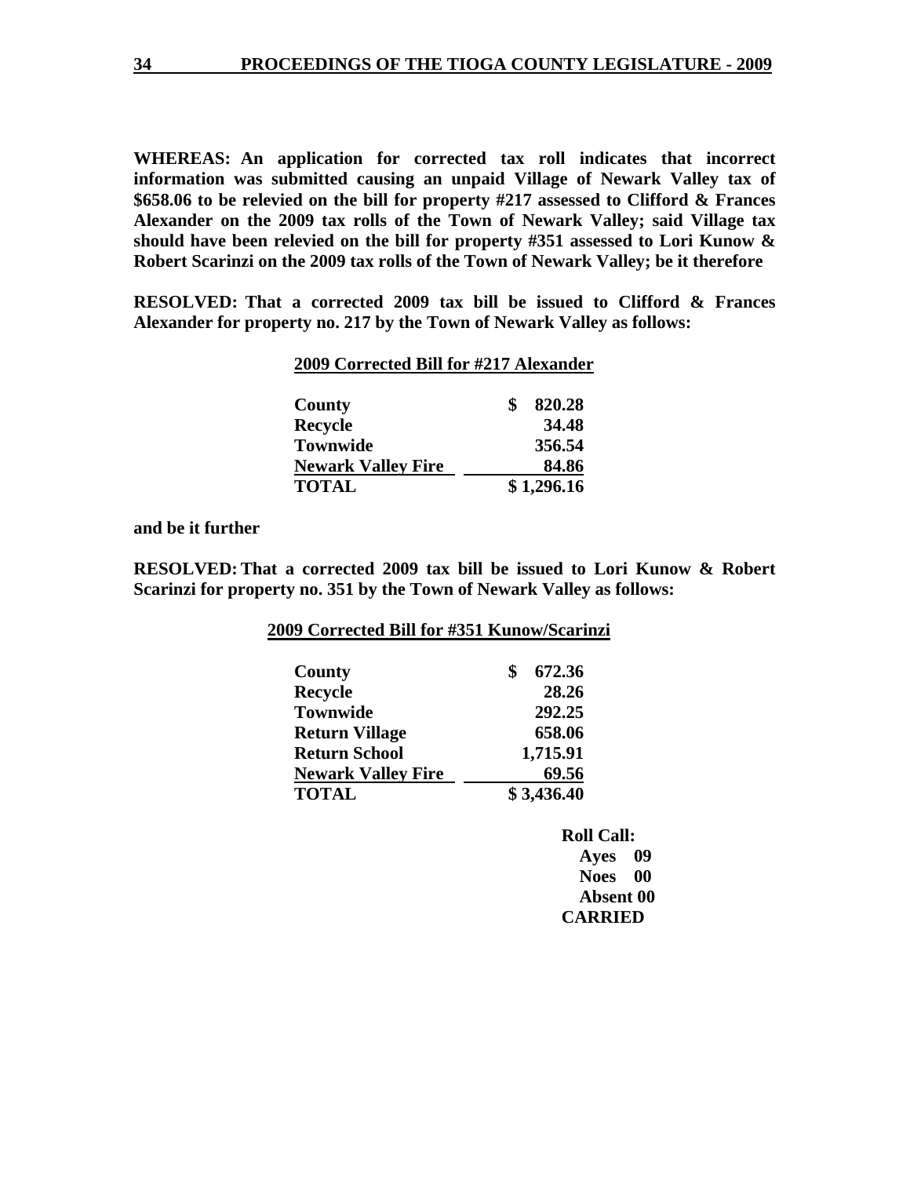**WHEREAS: An application for corrected tax roll indicates that incorrect information was submitted causing an unpaid Village of Newark Valley tax of $658.06 to be relevied on the bill for property #217 assessed to Clifford & Frances Alexander on the 2009 tax rolls of the Town of Newark Valley; said Village tax should have been relevied on the bill for property #351 assessed to Lori Kunow & Robert Scarinzi on the 2009 tax rolls of the Town of Newark Valley; be it therefore**

**RESOLVED: That a corrected 2009 tax bill be issued to Clifford & Frances Alexander for property no. 217 by the Town of Newark Valley as follows:**

**2009 Corrected Bill for #217 Alexander**

| | |
|---|---|
| **County** | **$ 820.28** |
| **Recycle** | **34.48** |
| **Townwide** | **356.54** |
| **Newark Valley Fire** | **84.86** |
| **TOTAL** | **$ 1,296.16** |

**and be it further**

**RESOLVED: That a corrected 2009 tax bill be issued to Lori Kunow & Robert Scarinzi for property no. 351 by the Town of Newark Valley as follows:**

**2009 Corrected Bill for #351 Kunow/Scarinzi**

| | |
|---|---|
| **County** | **$ 672.36** |
| **Recycle** | **28.26** |
| **Townwide** | **292.25** |
| **Return Village** | **658.06** |
| **Return School** | **1,715.91** |
| **Newark Valley Fire** | **69.56** |
| **TOTAL** | **$ 3,436.40** |

**Roll Call:**
**Ayes 09**
**Noes 00**
**Absent 00**
**CARRIED**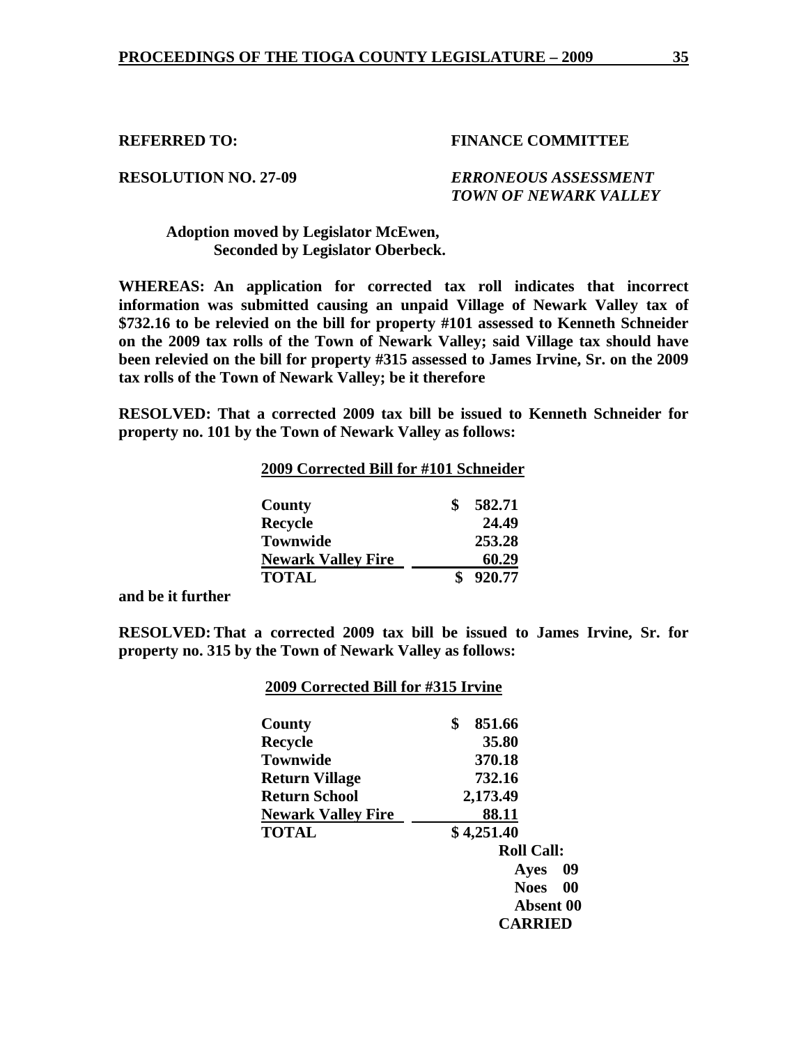**REFERRED TO:** **FINANCE COMMITTEE**

**RESOLUTION NO. 27-09** ***ERRONEOUS ASSESSMENT***
***TOWN OF NEWARK VALLEY***

**Adoption moved by Legislator McEwen,**
**Seconded by Legislator Oberbeck.**

**WHEREAS: An application for corrected tax roll indicates that incorrect information was submitted causing an unpaid Village of Newark Valley tax of $732.16 to be relevied on the bill for property #101 assessed to Kenneth Schneider on the 2009 tax rolls of the Town of Newark Valley; said Village tax should have been relevied on the bill for property #315 assessed to James Irvine, Sr. on the 2009 tax rolls of the Town of Newark Valley; be it therefore**

**RESOLVED: That a corrected 2009 tax bill be issued to Kenneth Schneider for property no. 101 by the Town of Newark Valley as follows:**

**2009 Corrected Bill for #101 Schneider**

| | |
|---|---|
| **County** | **$ 582.71** |
| **Recycle** | **24.49** |
| **Townwide** | **253.28** |
| **Newark Valley Fire** | **60.29** |
| **TOTAL** | **$ 920.77** |

**and be it further**

**RESOLVED: That a corrected 2009 tax bill be issued to James Irvine, Sr. for property no. 315 by the Town of Newark Valley as follows:**

**2009 Corrected Bill for #315 Irvine**

| | |
|---|---|
| **County** | **$ 851.66** |
| **Recycle** | **35.80** |
| **Townwide** | **370.18** |
| **Return Village** | **732.16** |
| **Return School** | **2,173.49** |
| **Newark Valley Fire** | **88.11** |
| **TOTAL** | **$ 4,251.40** |

**Roll Call:**
**Ayes 09**
**Noes 00**
**Absent 00**
**CARRIED**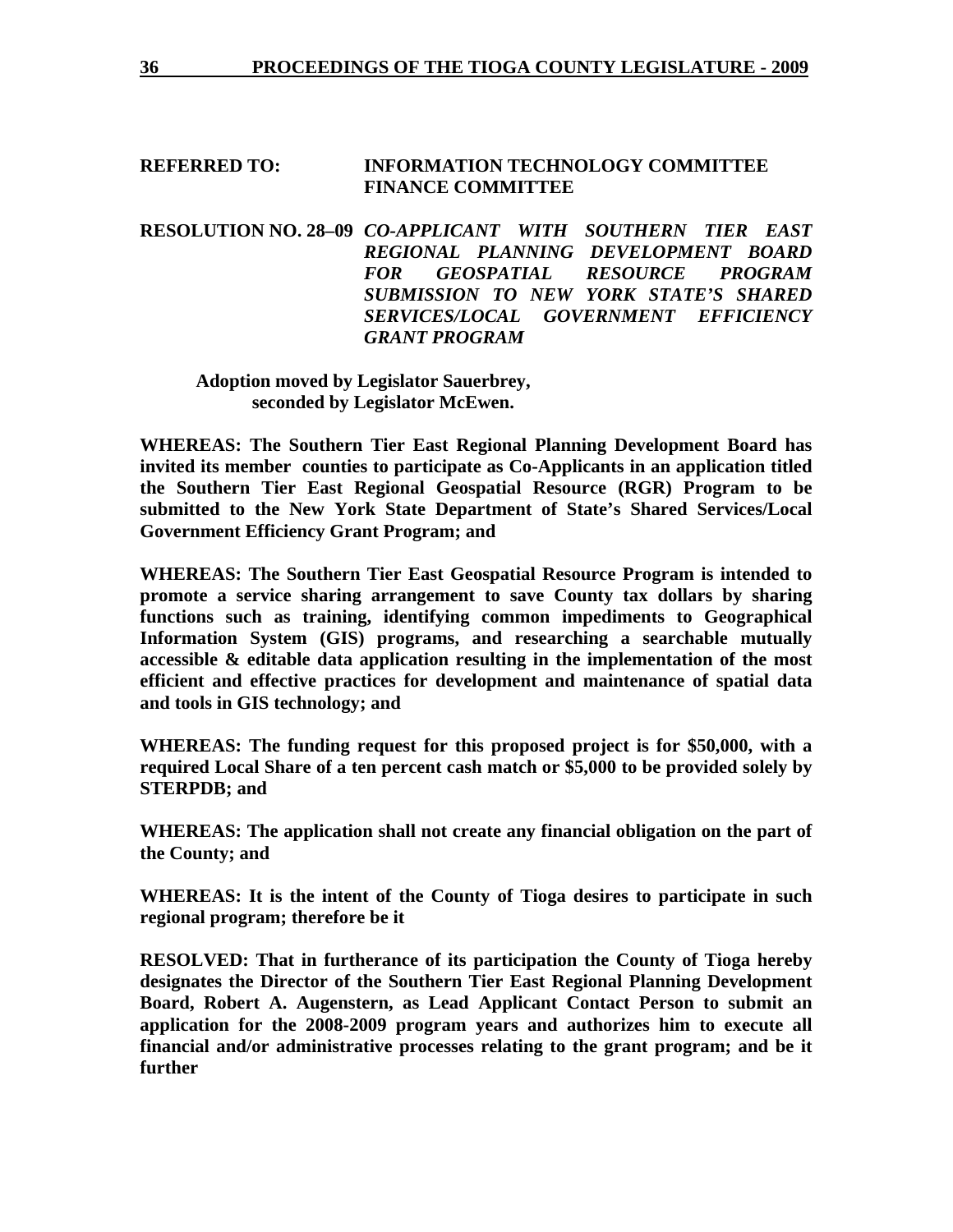**REFERRED TO: INFORMATION TECHNOLOGY COMMITTEE**
**FINANCE COMMITTEE**

**RESOLUTION NO. 28–09** ***CO-APPLICANT WITH SOUTHERN TIER EAST REGIONAL PLANNING DEVELOPMENT BOARD FOR GEOSPATIAL RESOURCE PROGRAM SUBMISSION TO NEW YORK STATE'S SHARED SERVICES/LOCAL GOVERNMENT EFFICIENCY GRANT PROGRAM***

**Adoption moved by Legislator Sauerbrey,**
**seconded by Legislator McEwen.**

**WHEREAS: The Southern Tier East Regional Planning Development Board has invited its member counties to participate as Co-Applicants in an application titled the Southern Tier East Regional Geospatial Resource (RGR) Program to be submitted to the New York State Department of State's Shared Services/Local Government Efficiency Grant Program; and**

**WHEREAS: The Southern Tier East Geospatial Resource Program is intended to promote a service sharing arrangement to save County tax dollars by sharing functions such as training, identifying common impediments to Geographical Information System (GIS) programs, and researching a searchable mutually accessible & editable data application resulting in the implementation of the most efficient and effective practices for development and maintenance of spatial data and tools in GIS technology; and**

**WHEREAS: The funding request for this proposed project is for $50,000, with a required Local Share of a ten percent cash match or $5,000 to be provided solely by STERPDB; and**

**WHEREAS: The application shall not create any financial obligation on the part of the County; and**

**WHEREAS: It is the intent of the County of Tioga desires to participate in such regional program; therefore be it**

**RESOLVED: That in furtherance of its participation the County of Tioga hereby designates the Director of the Southern Tier East Regional Planning Development Board, Robert A. Augenstern, as Lead Applicant Contact Person to submit an application for the 2008-2009 program years and authorizes him to execute all financial and/or administrative processes relating to the grant program; and be it further**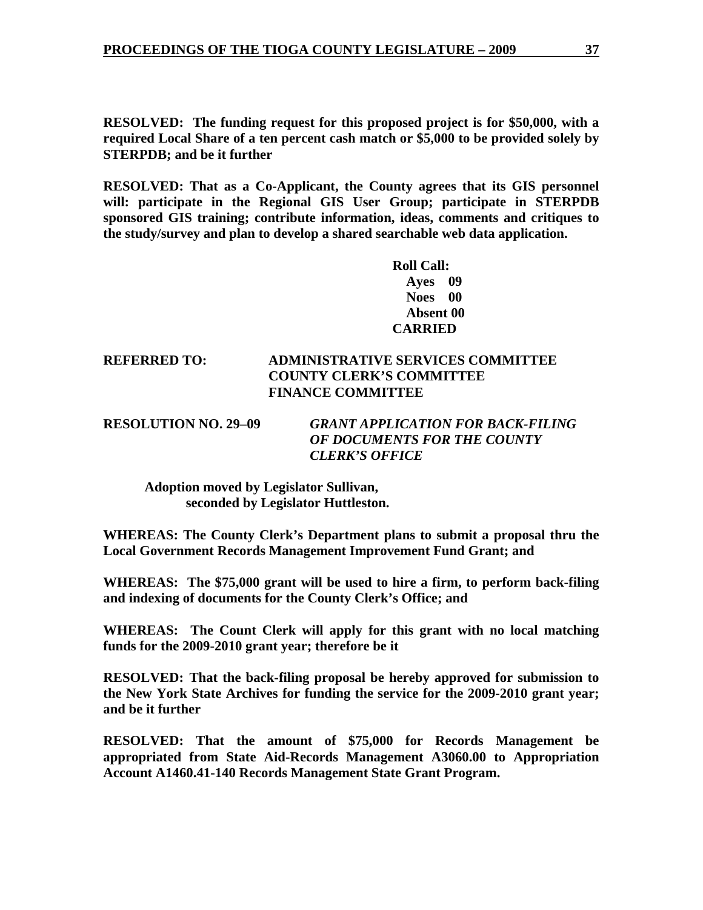**RESOLVED: The funding request for this proposed project is for $50,000, with a required Local Share of a ten percent cash match or $5,000 to be provided solely by STERPDB; and be it further**

**RESOLVED: That as a Co-Applicant, the County agrees that its GIS personnel will: participate in the Regional GIS User Group; participate in STERPDB sponsored GIS training; contribute information, ideas, comments and critiques to the study/survey and plan to develop a shared searchable web data application.**

**Roll Call:**
**Ayes 09**
**Noes 00**
**Absent 00**
**CARRIED**

**REFERRED TO: ADMINISTRATIVE SERVICES COMMITTEE**
**COUNTY CLERK'S COMMITTEE**
**FINANCE COMMITTEE**

**RESOLUTION NO. 29–09** ***GRANT APPLICATION FOR BACK-FILING OF DOCUMENTS FOR THE COUNTY CLERK'S OFFICE***

**Adoption moved by Legislator Sullivan, seconded by Legislator Huttleston.**

**WHEREAS: The County Clerk's Department plans to submit a proposal thru the Local Government Records Management Improvement Fund Grant; and**

**WHEREAS: The $75,000 grant will be used to hire a firm, to perform back-filing and indexing of documents for the County Clerk's Office; and**

**WHEREAS: The Count Clerk will apply for this grant with no local matching funds for the 2009-2010 grant year; therefore be it**

**RESOLVED: That the back-filing proposal be hereby approved for submission to the New York State Archives for funding the service for the 2009-2010 grant year; and be it further**

**RESOLVED: That the amount of $75,000 for Records Management be appropriated from State Aid-Records Management A3060.00 to Appropriation Account A1460.41-140 Records Management State Grant Program.**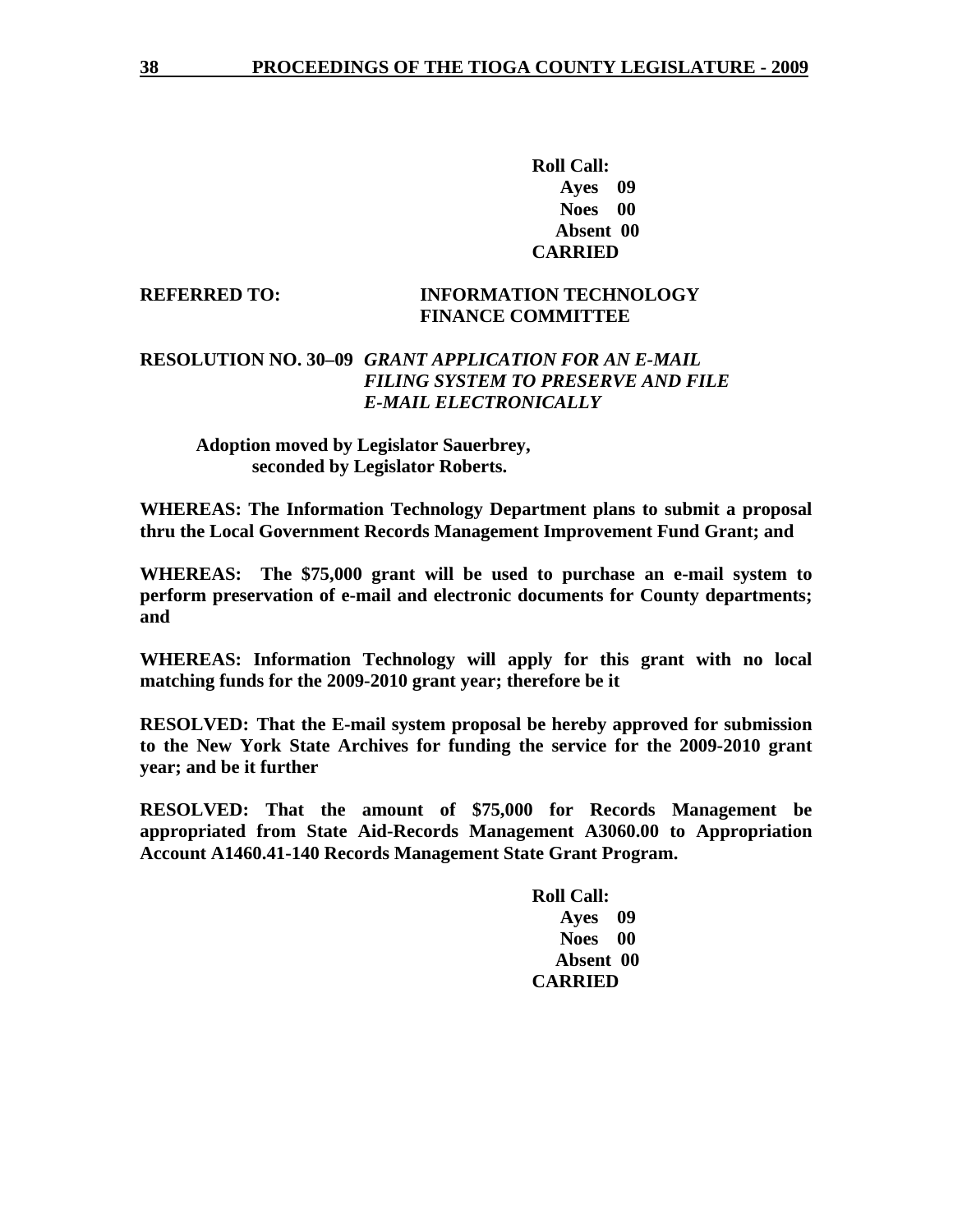**Roll Call:**
**Ayes 09**
**Noes 00**
**Absent 00**
**CARRIED**

**REFERRED TO: INFORMATION TECHNOLOGY**
**FINANCE COMMITTEE**

**RESOLUTION NO. 30–09** ***GRANT APPLICATION FOR AN E-MAIL FILING SYSTEM TO PRESERVE AND FILE E-MAIL ELECTRONICALLY***

**Adoption moved by Legislator Sauerbrey, seconded by Legislator Roberts.**

**WHEREAS: The Information Technology Department plans to submit a proposal thru the Local Government Records Management Improvement Fund Grant; and**

**WHEREAS: The $75,000 grant will be used to purchase an e-mail system to perform preservation of e-mail and electronic documents for County departments; and**

**WHEREAS: Information Technology will apply for this grant with no local matching funds for the 2009-2010 grant year; therefore be it**

**RESOLVED: That the E-mail system proposal be hereby approved for submission to the New York State Archives for funding the service for the 2009-2010 grant year; and be it further**

**RESOLVED: That the amount of $75,000 for Records Management be appropriated from State Aid-Records Management A3060.00 to Appropriation Account A1460.41-140 Records Management State Grant Program.**

**Roll Call:**
**Ayes 09**
**Noes 00**
**Absent 00**
**CARRIED**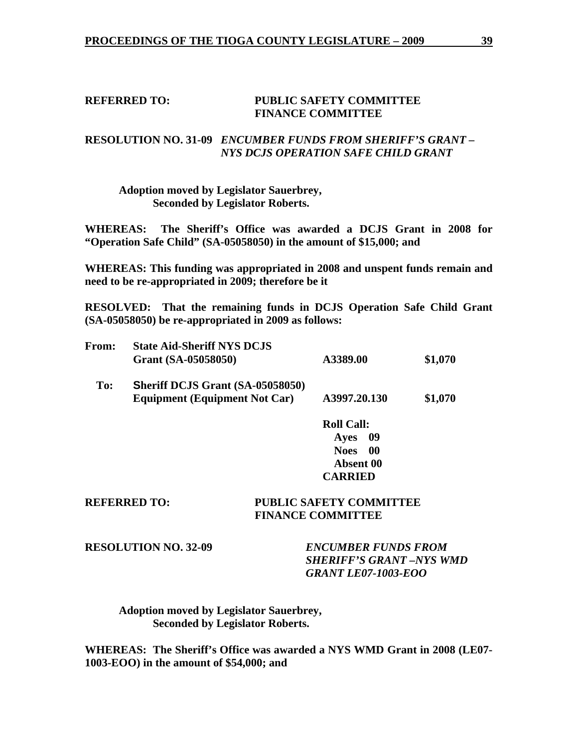**REFERRED TO: PUBLIC SAFETY COMMITTEE**
**FINANCE COMMITTEE**

**RESOLUTION NO. 31-09** ***ENCUMBER FUNDS FROM SHERIFF'S GRANT – NYS DCJS OPERATION SAFE CHILD GRANT***

**Adoption moved by Legislator Sauerbrey,**
**Seconded by Legislator Roberts.**

**WHEREAS: The Sheriff's Office was awarded a DCJS Grant in 2008 for "Operation Safe Child" (SA-05058050) in the amount of $15,000; and**

**WHEREAS: This funding was appropriated in 2008 and unspent funds remain and need to be re-appropriated in 2009; therefore be it**

**RESOLVED: That the remaining funds in DCJS Operation Safe Child Grant (SA-05058050) be re-appropriated in 2009 as follows:**

| | | | |
|---|---|---|---|
| **From:** | **State Aid-Sheriff NYS DCJS Grant (SA-05058050)** | **A3389.00** | **$1,070** |
| **To:** | **Sheriff DCJS Grant (SA-05058050) Equipment (Equipment Not Car)** | **A3997.20.130** | **$1,070** |

**Roll Call:**
**Ayes 09**
**Noes 00**
**Absent 00**
**CARRIED**

**REFERRED TO: PUBLIC SAFETY COMMITTEE**
**FINANCE COMMITTEE**

**RESOLUTION NO. 32-09** ***ENCUMBER FUNDS FROM SHERIFF'S GRANT –NYS WMD GRANT LE07-1003-EOO***

**Adoption moved by Legislator Sauerbrey,**
**Seconded by Legislator Roberts.**

**WHEREAS: The Sheriff's Office was awarded a NYS WMD Grant in 2008 (LE07-1003-EOO) in the amount of $54,000; and**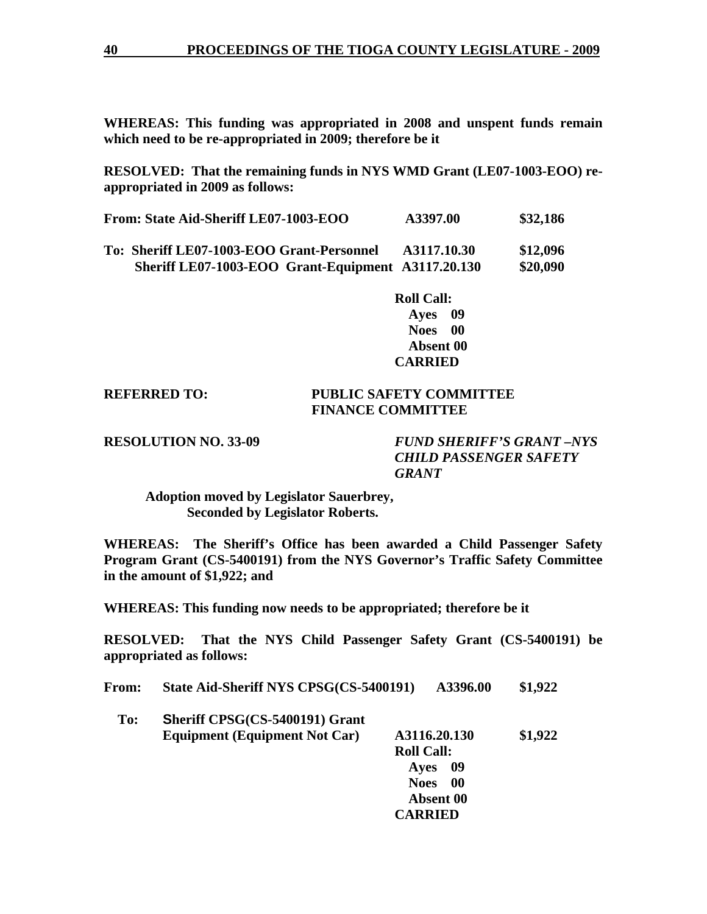**WHEREAS: This funding was appropriated in 2008 and unspent funds remain which need to be re-appropriated in 2009; therefore be it**

**RESOLVED: That the remaining funds in NYS WMD Grant (LE07-1003-EOO) re-appropriated in 2009 as follows:**

| | | |
|---|---|---|
| **From: State Aid-Sheriff LE07-1003-EOO** | **A3397.00** | **$32,186** |
| **To: Sheriff LE07-1003-EOO Grant-Personnel** | **A3117.10.30** | **$12,096** |
| **Sheriff LE07-1003-EOO Grant-Equipment** | **A3117.20.130** | **$20,090** |

**Roll Call:**
**Ayes 09**
**Noes 00**
**Absent 00**
**CARRIED**

**REFERRED TO: PUBLIC SAFETY COMMITTEE**
**FINANCE COMMITTEE**

**RESOLUTION NO. 33-09** ***FUND SHERIFF'S GRANT –NYS CHILD PASSENGER SAFETY GRANT***

**Adoption moved by Legislator Sauerbrey,**
**Seconded by Legislator Roberts.**

**WHEREAS: The Sheriff's Office has been awarded a Child Passenger Safety Program Grant (CS-5400191) from the NYS Governor's Traffic Safety Committee in the amount of $1,922; and**

**WHEREAS: This funding now needs to be appropriated; therefore be it**

**RESOLVED: That the NYS Child Passenger Safety Grant (CS-5400191) be appropriated as follows:**

| | | | |
|---|---|---|---|
| **From:** | **State Aid-Sheriff NYS CPSG(CS-5400191)** | **A3396.00** | **$1,922** |
| **To:** | **Sheriff CPSG(CS-5400191) Grant Equipment (Equipment Not Car)** | **A3116.20.130** | **$1,922** |

**Roll Call:**
**Ayes 09**
**Noes 00**
**Absent 00**
**CARRIED**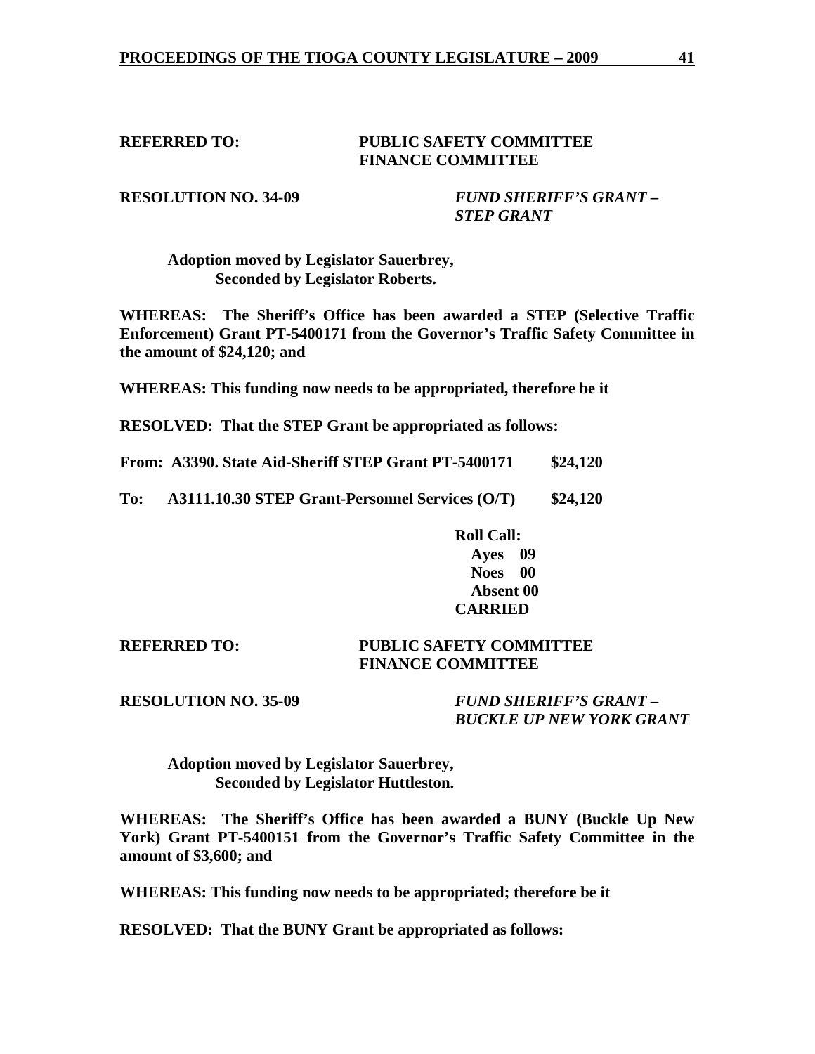**REFERRED TO:** **PUBLIC SAFETY COMMITTEE**
**FINANCE COMMITTEE**

**RESOLUTION NO. 34-09** ***FUND SHERIFF'S GRANT – STEP GRANT***

**Adoption moved by Legislator Sauerbrey,**
**Seconded by Legislator Roberts.**

**WHEREAS: The Sheriff's Office has been awarded a STEP (Selective Traffic Enforcement) Grant PT-5400171 from the Governor's Traffic Safety Committee in the amount of $24,120; and**

**WHEREAS: This funding now needs to be appropriated, therefore be it**

**RESOLVED: That the STEP Grant be appropriated as follows:**

**From: A3390. State Aid-Sheriff STEP Grant PT-5400171 $24,120**

**To: A3111.10.30 STEP Grant-Personnel Services (O/T) $24,120**

**Roll Call:**
**Ayes 09**
**Noes 00**
**Absent 00**
**CARRIED**

**REFERRED TO:** **PUBLIC SAFETY COMMITTEE**
**FINANCE COMMITTEE**

**RESOLUTION NO. 35-09** ***FUND SHERIFF'S GRANT – BUCKLE UP NEW YORK GRANT***

**Adoption moved by Legislator Sauerbrey,**
**Seconded by Legislator Huttleston.**

**WHEREAS: The Sheriff's Office has been awarded a BUNY (Buckle Up New York) Grant PT-5400151 from the Governor's Traffic Safety Committee in the amount of $3,600; and**

**WHEREAS: This funding now needs to be appropriated; therefore be it**

**RESOLVED: That the BUNY Grant be appropriated as follows:**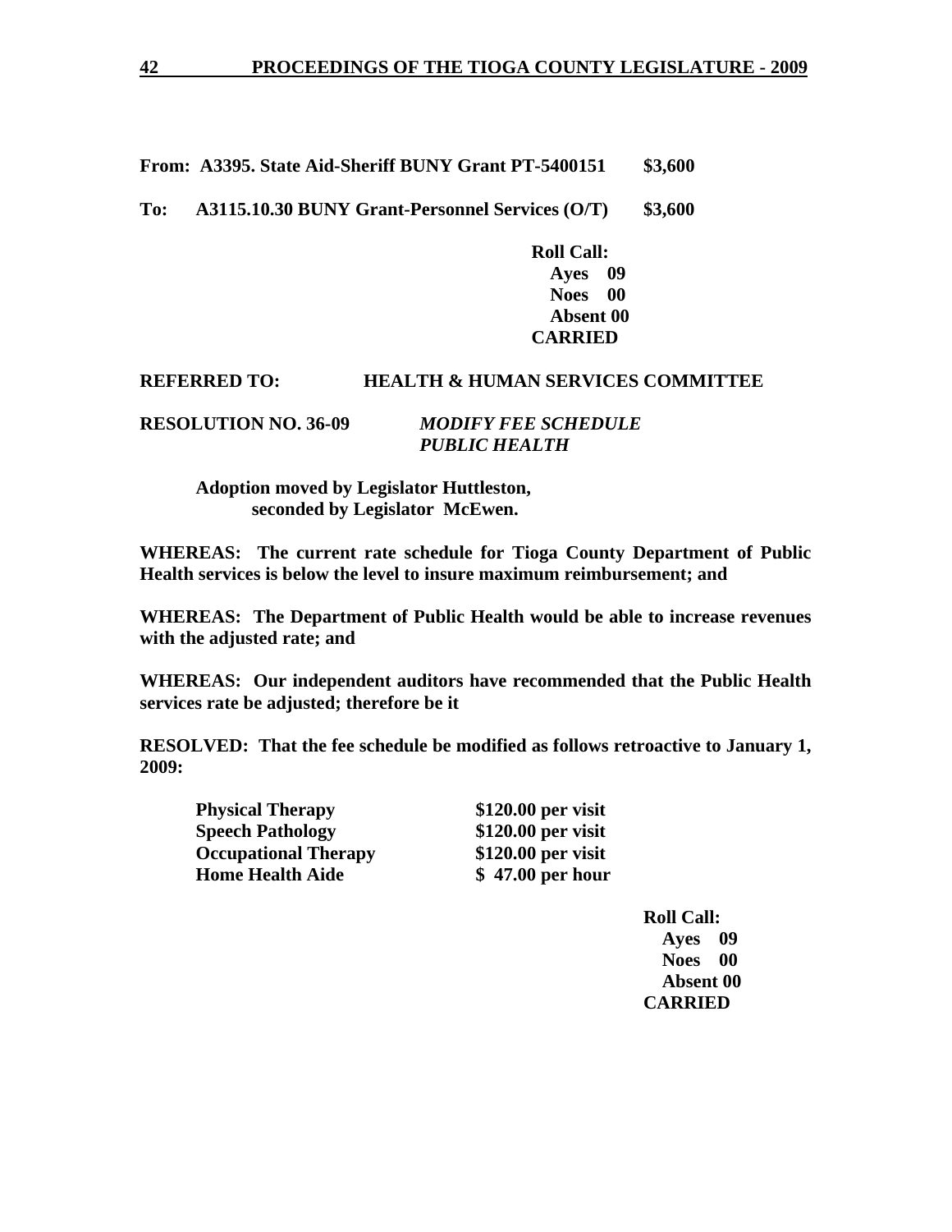**From: A3395. State Aid-Sheriff BUNY Grant PT-5400151 $3,600**

**To: A3115.10.30 BUNY Grant-Personnel Services (O/T) $3,600**

**Roll Call:**
**Ayes 09**
**Noes 00**
**Absent 00**
**CARRIED**

**REFERRED TO: HEALTH & HUMAN SERVICES COMMITTEE**

**RESOLUTION NO. 36-09** ***MODIFY FEE SCHEDULE PUBLIC HEALTH***

**Adoption moved by Legislator Huttleston, seconded by Legislator McEwen.**

**WHEREAS: The current rate schedule for Tioga County Department of Public Health services is below the level to insure maximum reimbursement; and**

**WHEREAS: The Department of Public Health would be able to increase revenues with the adjusted rate; and**

**WHEREAS: Our independent auditors have recommended that the Public Health services rate be adjusted; therefore be it**

**RESOLVED: That the fee schedule be modified as follows retroactive to January 1, 2009:**

| | |
|---|---|
| **Physical Therapy** | **$120.00 per visit** |
| **Speech Pathology** | **$120.00 per visit** |
| **Occupational Therapy** | **$120.00 per visit** |
| **Home Health Aide** | **$ 47.00 per hour** |

**Roll Call:**
**Ayes 09**
**Noes 00**
**Absent 00**
**CARRIED**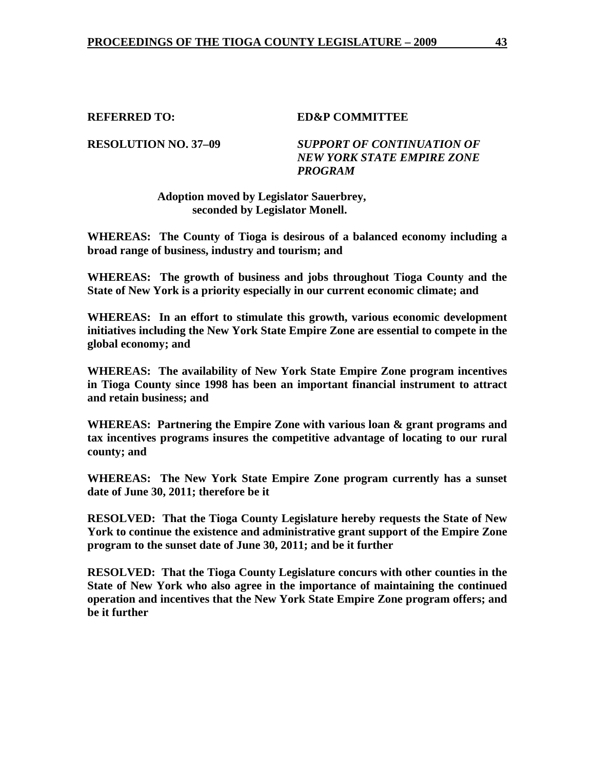**REFERRED TO:** **ED&P COMMITTEE**

**RESOLUTION NO. 37–09** ***SUPPORT OF CONTINUATION OF NEW YORK STATE EMPIRE ZONE PROGRAM***

**Adoption moved by Legislator Sauerbrey, seconded by Legislator Monell.**

**WHEREAS: The County of Tioga is desirous of a balanced economy including a broad range of business, industry and tourism; and**

**WHEREAS: The growth of business and jobs throughout Tioga County and the State of New York is a priority especially in our current economic climate; and**

**WHEREAS: In an effort to stimulate this growth, various economic development initiatives including the New York State Empire Zone are essential to compete in the global economy; and**

**WHEREAS: The availability of New York State Empire Zone program incentives in Tioga County since 1998 has been an important financial instrument to attract and retain business; and**

**WHEREAS: Partnering the Empire Zone with various loan & grant programs and tax incentives programs insures the competitive advantage of locating to our rural county; and**

**WHEREAS: The New York State Empire Zone program currently has a sunset date of June 30, 2011; therefore be it**

**RESOLVED: That the Tioga County Legislature hereby requests the State of New York to continue the existence and administrative grant support of the Empire Zone program to the sunset date of June 30, 2011; and be it further**

**RESOLVED: That the Tioga County Legislature concurs with other counties in the State of New York who also agree in the importance of maintaining the continued operation and incentives that the New York State Empire Zone program offers; and be it further**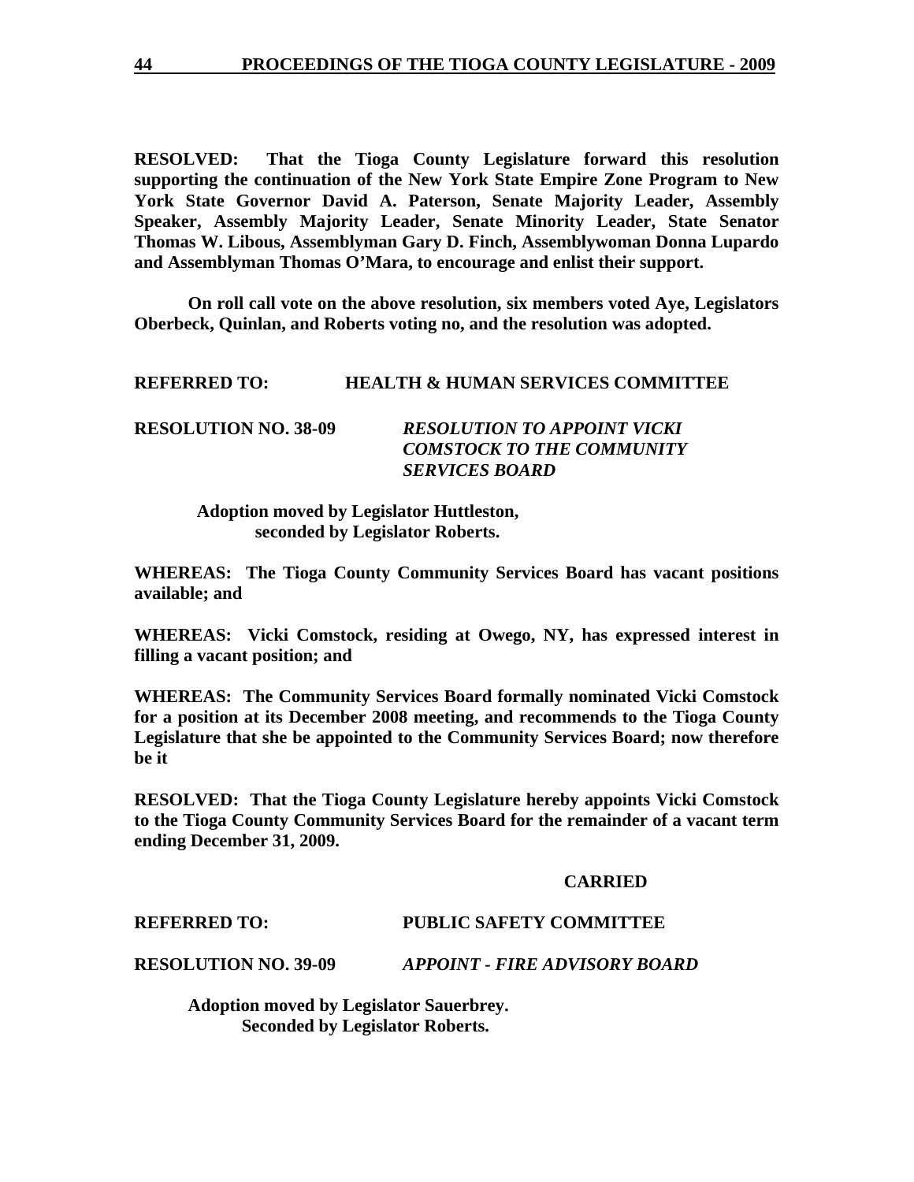**RESOLVED: That the Tioga County Legislature forward this resolution supporting the continuation of the New York State Empire Zone Program to New York State Governor David A. Paterson, Senate Majority Leader, Assembly Speaker, Assembly Majority Leader, Senate Minority Leader, State Senator Thomas W. Libous, Assemblyman Gary D. Finch, Assemblywoman Donna Lupardo and Assemblyman Thomas O'Mara, to encourage and enlist their support.**

**On roll call vote on the above resolution, six members voted Aye, Legislators Oberbeck, Quinlan, and Roberts voting no, and the resolution was adopted.**

**REFERRED TO: HEALTH & HUMAN SERVICES COMMITTEE**

**RESOLUTION NO. 38-09** ***RESOLUTION TO APPOINT VICKI COMSTOCK TO THE COMMUNITY SERVICES BOARD***

**Adoption moved by Legislator Huttleston, seconded by Legislator Roberts.**

**WHEREAS: The Tioga County Community Services Board has vacant positions available; and**

**WHEREAS: Vicki Comstock, residing at Owego, NY, has expressed interest in filling a vacant position; and**

**WHEREAS: The Community Services Board formally nominated Vicki Comstock for a position at its December 2008 meeting, and recommends to the Tioga County Legislature that she be appointed to the Community Services Board; now therefore be it**

**RESOLVED: That the Tioga County Legislature hereby appoints Vicki Comstock to the Tioga County Community Services Board for the remainder of a vacant term ending December 31, 2009.**

**CARRIED**

**REFERRED TO: PUBLIC SAFETY COMMITTEE**

**RESOLUTION NO. 39-09** ***APPOINT - FIRE ADVISORY BOARD***

**Adoption moved by Legislator Sauerbrey. Seconded by Legislator Roberts.**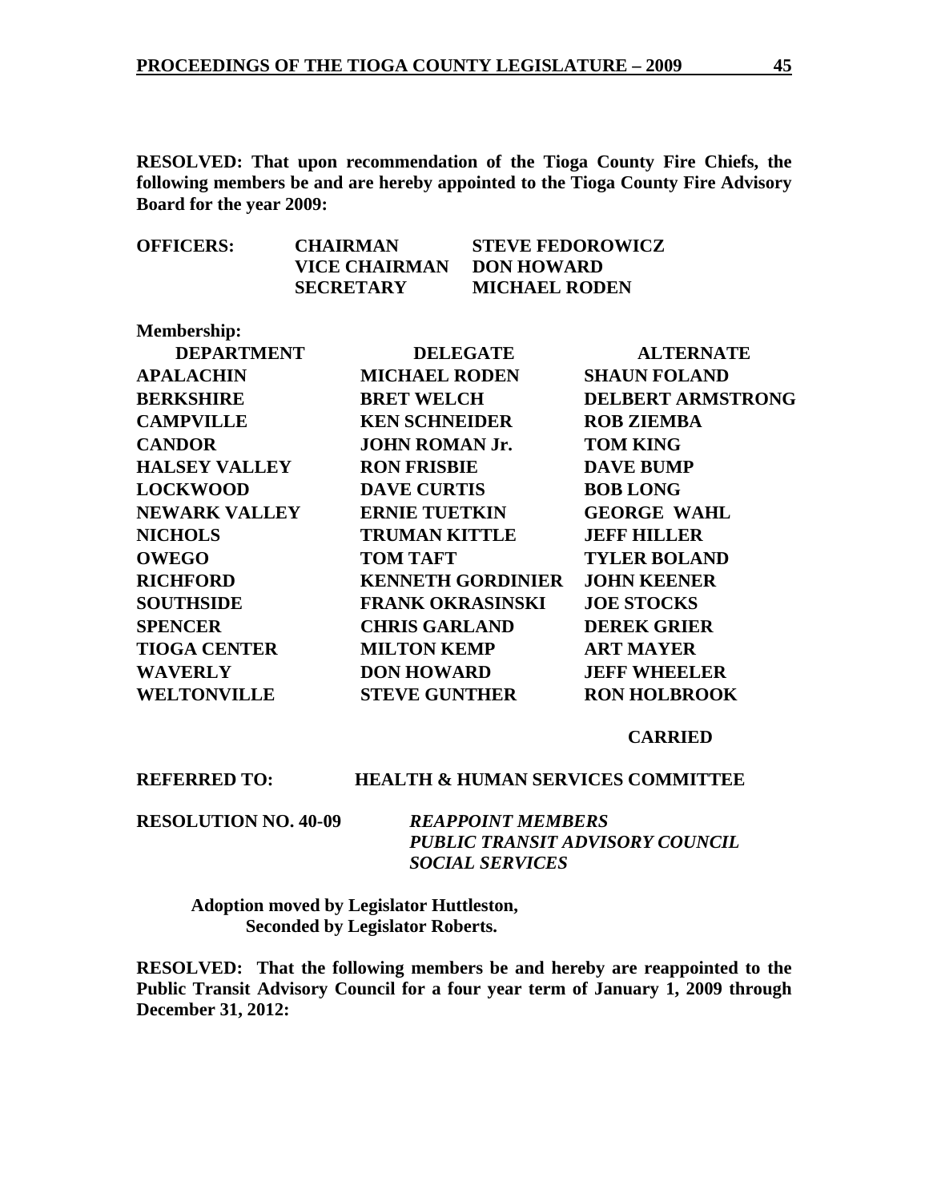**RESOLVED: That upon recommendation of the Tioga County Fire Chiefs, the following members be and are hereby appointed to the Tioga County Fire Advisory Board for the year 2009:**

| | | |
|---|---|---|
| **OFFICERS:** | **CHAIRMAN** | **STEVE FEDOROWICZ** |
| | **VICE CHAIRMAN** | **DON HOWARD** |
| | **SECRETARY** | **MICHAEL RODEN** |

**Membership:**

| DEPARTMENT | DELEGATE | ALTERNATE |
|---|---|---|
| APALACHIN | MICHAEL RODEN | SHAUN FOLAND |
| BERKSHIRE | BRET WELCH | DELBERT ARMSTRONG |
| CAMPVILLE | KEN SCHNEIDER | ROB ZIEMBA |
| CANDOR | JOHN ROMAN Jr. | TOM KING |
| HALSEY VALLEY | RON FRISBIE | DAVE BUMP |
| LOCKWOOD | DAVE CURTIS | BOB LONG |
| NEWARK VALLEY | ERNIE TUETKIN | GEORGE WAHL |
| NICHOLS | TRUMAN KITTLE | JEFF HILLER |
| OWEGO | TOM TAFT | TYLER BOLAND |
| RICHFORD | KENNETH GORDINIER | JOHN KEENER |
| SOUTHSIDE | FRANK OKRASINSKI | JOE STOCKS |
| SPENCER | CHRIS GARLAND | DEREK GRIER |
| TIOGA CENTER | MILTON KEMP | ART MAYER |
| WAVERLY | DON HOWARD | JEFF WHEELER |
| WELTONVILLE | STEVE GUNTHER | RON HOLBROOK |

**CARRIED**

**REFERRED TO: HEALTH & HUMAN SERVICES COMMITTEE**

**RESOLUTION NO. 40-09** ***REAPPOINT MEMBERS***
***PUBLIC TRANSIT ADVISORY COUNCIL***
***SOCIAL SERVICES***

**Adoption moved by Legislator Huttleston,**
**Seconded by Legislator Roberts.**

**RESOLVED: That the following members be and hereby are reappointed to the Public Transit Advisory Council for a four year term of January 1, 2009 through December 31, 2012:**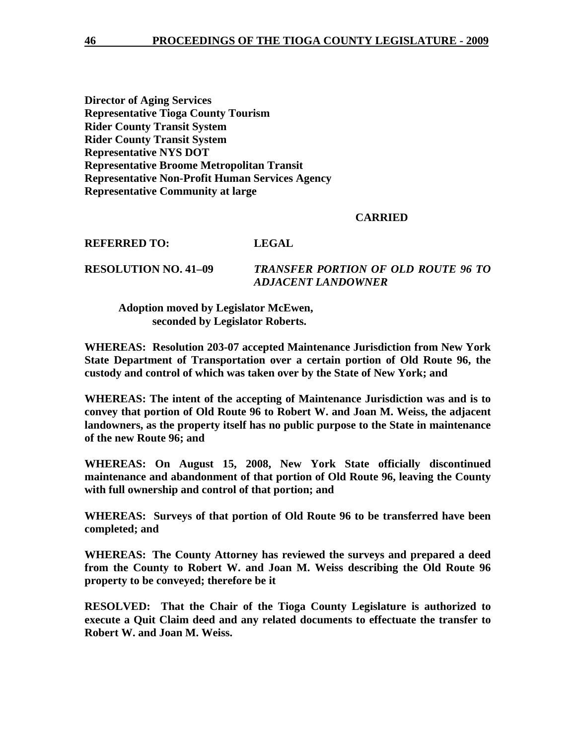**Director of Aging Services**
**Representative Tioga County Tourism**
**Rider County Transit System**
**Rider County Transit System**
**Representative NYS DOT**
**Representative Broome Metropolitan Transit**
**Representative Non-Profit Human Services Agency**
**Representative Community at large**

**CARRIED**

**REFERRED TO: LEGAL**

**RESOLUTION NO. 41–09** ***TRANSFER PORTION OF OLD ROUTE 96 TO ADJACENT LANDOWNER***

**Adoption moved by Legislator McEwen, seconded by Legislator Roberts.**

**WHEREAS: Resolution 203-07 accepted Maintenance Jurisdiction from New York State Department of Transportation over a certain portion of Old Route 96, the custody and control of which was taken over by the State of New York; and**

**WHEREAS: The intent of the accepting of Maintenance Jurisdiction was and is to convey that portion of Old Route 96 to Robert W. and Joan M. Weiss, the adjacent landowners, as the property itself has no public purpose to the State in maintenance of the new Route 96; and**

**WHEREAS: On August 15, 2008, New York State officially discontinued maintenance and abandonment of that portion of Old Route 96, leaving the County with full ownership and control of that portion; and**

**WHEREAS: Surveys of that portion of Old Route 96 to be transferred have been completed; and**

**WHEREAS: The County Attorney has reviewed the surveys and prepared a deed from the County to Robert W. and Joan M. Weiss describing the Old Route 96 property to be conveyed; therefore be it**

**RESOLVED: That the Chair of the Tioga County Legislature is authorized to execute a Quit Claim deed and any related documents to effectuate the transfer to Robert W. and Joan M. Weiss.**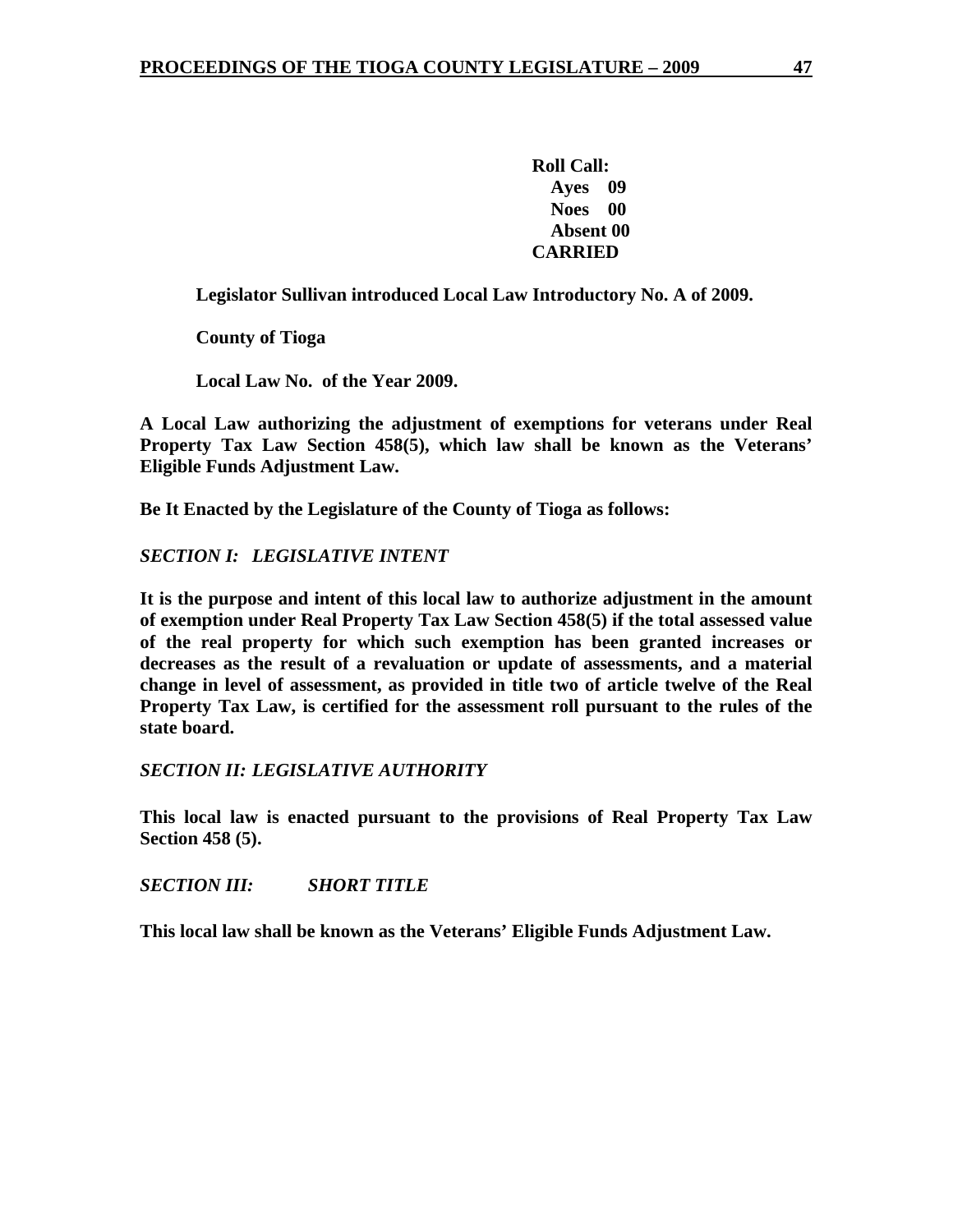**Roll Call:**
**Ayes 09**
**Noes 00**
**Absent 00**
**CARRIED**

**Legislator Sullivan introduced Local Law Introductory No. A of 2009.**

**County of Tioga**

**Local Law No. of the Year 2009.**

**A Local Law authorizing the adjustment of exemptions for veterans under Real Property Tax Law Section 458(5), which law shall be known as the Veterans' Eligible Funds Adjustment Law.**

**Be It Enacted by the Legislature of the County of Tioga as follows:**

***SECTION I: LEGISLATIVE INTENT***

**It is the purpose and intent of this local law to authorize adjustment in the amount of exemption under Real Property Tax Law Section 458(5) if the total assessed value of the real property for which such exemption has been granted increases or decreases as the result of a revaluation or update of assessments, and a material change in level of assessment, as provided in title two of article twelve of the Real Property Tax Law, is certified for the assessment roll pursuant to the rules of the state board.**

***SECTION II: LEGISLATIVE AUTHORITY***

**This local law is enacted pursuant to the provisions of Real Property Tax Law Section 458 (5).**

***SECTION III: SHORT TITLE***

**This local law shall be known as the Veterans' Eligible Funds Adjustment Law.**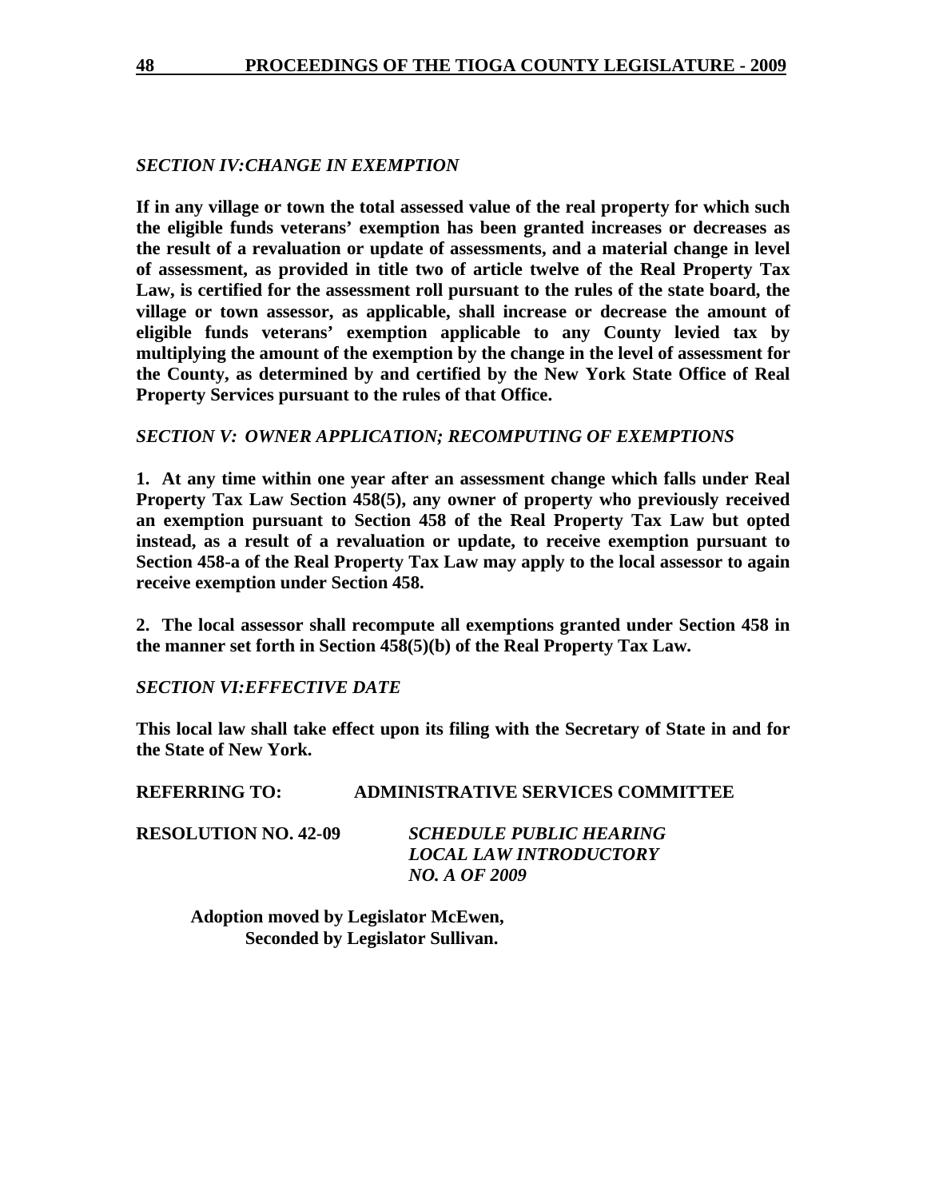*SECTION IV:CHANGE IN EXEMPTION*

**If in any village or town the total assessed value of the real property for which such the eligible funds veterans' exemption has been granted increases or decreases as the result of a revaluation or update of assessments, and a material change in level of assessment, as provided in title two of article twelve of the Real Property Tax Law, is certified for the assessment roll pursuant to the rules of the state board, the village or town assessor, as applicable, shall increase or decrease the amount of eligible funds veterans' exemption applicable to any County levied tax by multiplying the amount of the exemption by the change in the level of assessment for the County, as determined by and certified by the New York State Office of Real Property Services pursuant to the rules of that Office.**

*SECTION V: OWNER APPLICATION; RECOMPUTING OF EXEMPTIONS*

**1. At any time within one year after an assessment change which falls under Real Property Tax Law Section 458(5), any owner of property who previously received an exemption pursuant to Section 458 of the Real Property Tax Law but opted instead, as a result of a revaluation or update, to receive exemption pursuant to Section 458-a of the Real Property Tax Law may apply to the local assessor to again receive exemption under Section 458.**

**2. The local assessor shall recompute all exemptions granted under Section 458 in the manner set forth in Section 458(5)(b) of the Real Property Tax Law.**

*SECTION VI:EFFECTIVE DATE*

**This local law shall take effect upon its filing with the Secretary of State in and for the State of New York.**

**REFERRING TO: ADMINISTRATIVE SERVICES COMMITTEE**

**RESOLUTION NO. 42-09** ***SCHEDULE PUBLIC HEARING LOCAL LAW INTRODUCTORY NO. A OF 2009***

**Adoption moved by Legislator McEwen,**
**Seconded by Legislator Sullivan.**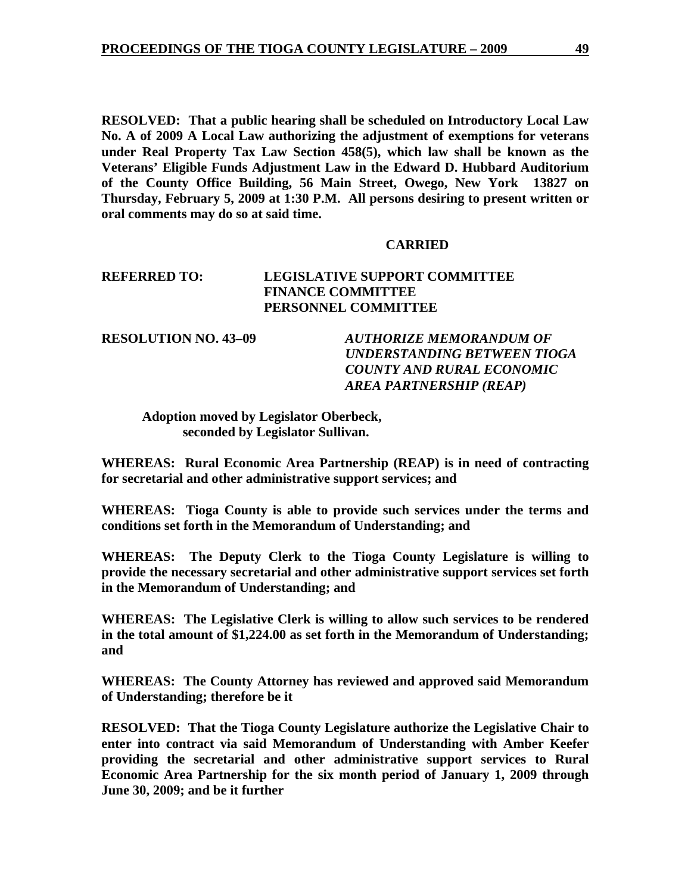**RESOLVED: That a public hearing shall be scheduled on Introductory Local Law No. A of 2009 A Local Law authorizing the adjustment of exemptions for veterans under Real Property Tax Law Section 458(5), which law shall be known as the Veterans' Eligible Funds Adjustment Law in the Edward D. Hubbard Auditorium of the County Office Building, 56 Main Street, Owego, New York 13827 on Thursday, February 5, 2009 at 1:30 P.M. All persons desiring to present written or oral comments may do so at said time.**

**CARRIED**

**REFERRED TO: LEGISLATIVE SUPPORT COMMITTEE**
**FINANCE COMMITTEE**
**PERSONNEL COMMITTEE**

**RESOLUTION NO. 43–09** ***AUTHORIZE MEMORANDUM OF UNDERSTANDING BETWEEN TIOGA COUNTY AND RURAL ECONOMIC AREA PARTNERSHIP (REAP)***

**Adoption moved by Legislator Oberbeck, seconded by Legislator Sullivan.**

**WHEREAS: Rural Economic Area Partnership (REAP) is in need of contracting for secretarial and other administrative support services; and**

**WHEREAS: Tioga County is able to provide such services under the terms and conditions set forth in the Memorandum of Understanding; and**

**WHEREAS: The Deputy Clerk to the Tioga County Legislature is willing to provide the necessary secretarial and other administrative support services set forth in the Memorandum of Understanding; and**

**WHEREAS: The Legislative Clerk is willing to allow such services to be rendered in the total amount of $1,224.00 as set forth in the Memorandum of Understanding; and**

**WHEREAS: The County Attorney has reviewed and approved said Memorandum of Understanding; therefore be it**

**RESOLVED: That the Tioga County Legislature authorize the Legislative Chair to enter into contract via said Memorandum of Understanding with Amber Keefer providing the secretarial and other administrative support services to Rural Economic Area Partnership for the six month period of January 1, 2009 through June 30, 2009; and be it further**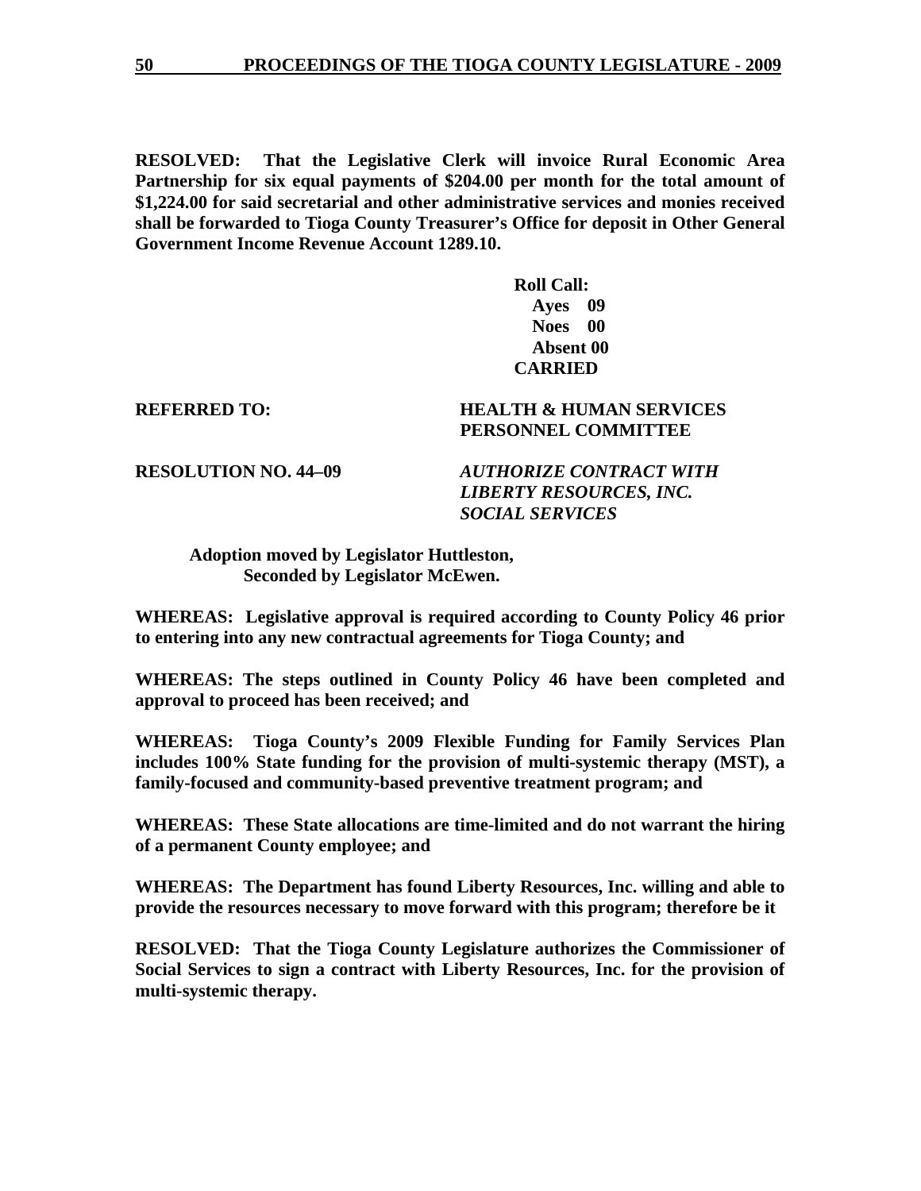**RESOLVED: That the Legislative Clerk will invoice Rural Economic Area Partnership for six equal payments of $204.00 per month for the total amount of $1,224.00 for said secretarial and other administrative services and monies received shall be forwarded to Tioga County Treasurer's Office for deposit in Other General Government Income Revenue Account 1289.10.**

**Roll Call:**
**Ayes 09**
**Noes 00**
**Absent 00**
**CARRIED**

**REFERRED TO: HEALTH & HUMAN SERVICES PERSONNEL COMMITTEE**

**RESOLUTION NO. 44–09** ***AUTHORIZE CONTRACT WITH LIBERTY RESOURCES, INC. SOCIAL SERVICES***

**Adoption moved by Legislator Huttleston,**
**Seconded by Legislator McEwen.**

**WHEREAS: Legislative approval is required according to County Policy 46 prior to entering into any new contractual agreements for Tioga County; and**

**WHEREAS: The steps outlined in County Policy 46 have been completed and approval to proceed has been received; and**

**WHEREAS: Tioga County's 2009 Flexible Funding for Family Services Plan includes 100% State funding for the provision of multi-systemic therapy (MST), a family-focused and community-based preventive treatment program; and**

**WHEREAS: These State allocations are time-limited and do not warrant the hiring of a permanent County employee; and**

**WHEREAS: The Department has found Liberty Resources, Inc. willing and able to provide the resources necessary to move forward with this program; therefore be it**

**RESOLVED: That the Tioga County Legislature authorizes the Commissioner of Social Services to sign a contract with Liberty Resources, Inc. for the provision of multi-systemic therapy.**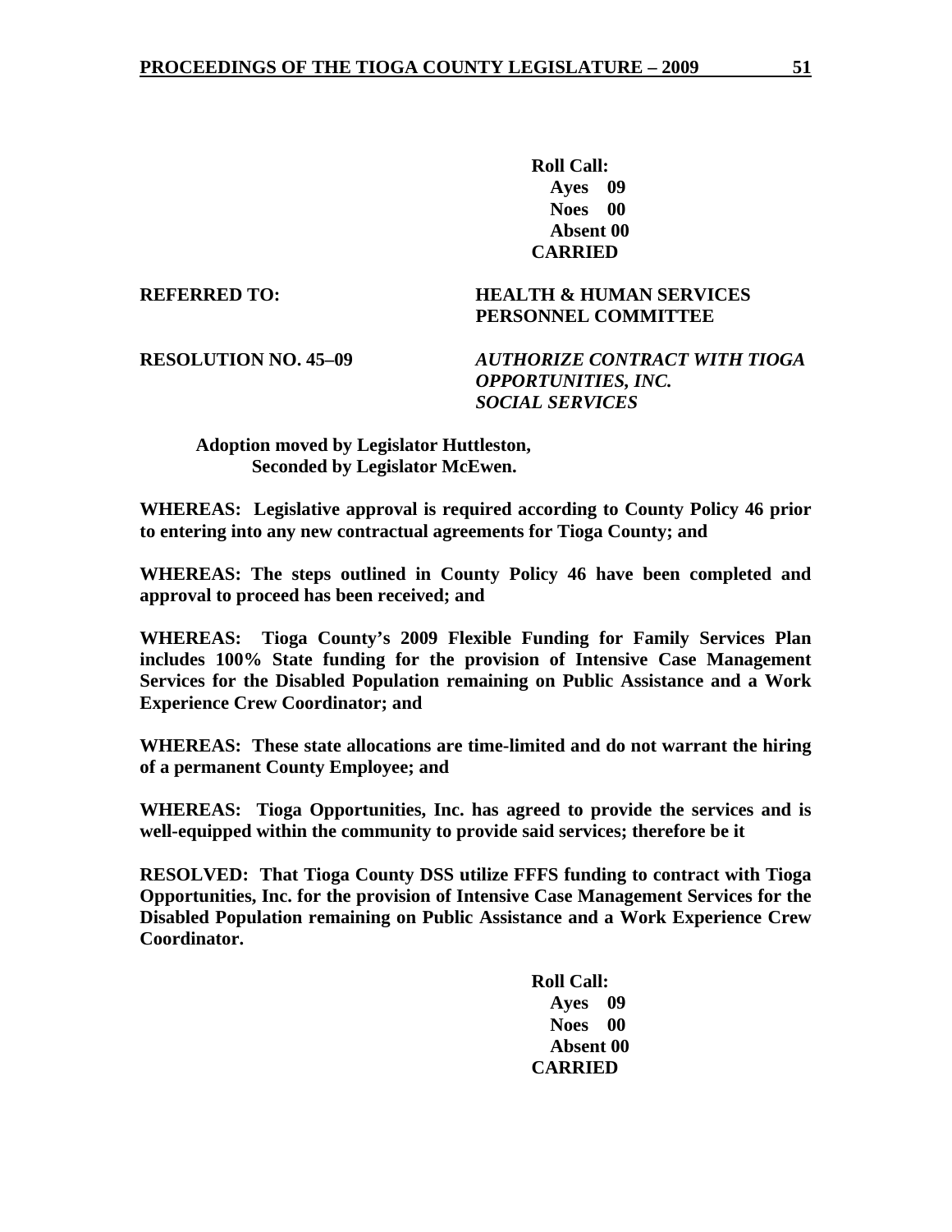**Roll Call:**
**Ayes 09**
**Noes 00**
**Absent 00**
**CARRIED**

**REFERRED TO:** **HEALTH & HUMAN SERVICES PERSONNEL COMMITTEE**

**RESOLUTION NO. 45–09** ***AUTHORIZE CONTRACT WITH TIOGA OPPORTUNITIES, INC. SOCIAL SERVICES***

**Adoption moved by Legislator Huttleston,**
**Seconded by Legislator McEwen.**

**WHEREAS: Legislative approval is required according to County Policy 46 prior to entering into any new contractual agreements for Tioga County; and**

**WHEREAS: The steps outlined in County Policy 46 have been completed and approval to proceed has been received; and**

**WHEREAS: Tioga County's 2009 Flexible Funding for Family Services Plan includes 100% State funding for the provision of Intensive Case Management Services for the Disabled Population remaining on Public Assistance and a Work Experience Crew Coordinator; and**

**WHEREAS: These state allocations are time-limited and do not warrant the hiring of a permanent County Employee; and**

**WHEREAS: Tioga Opportunities, Inc. has agreed to provide the services and is well-equipped within the community to provide said services; therefore be it**

**RESOLVED: That Tioga County DSS utilize FFFS funding to contract with Tioga Opportunities, Inc. for the provision of Intensive Case Management Services for the Disabled Population remaining on Public Assistance and a Work Experience Crew Coordinator.**

**Roll Call:**
**Ayes 09**
**Noes 00**
**Absent 00**
**CARRIED**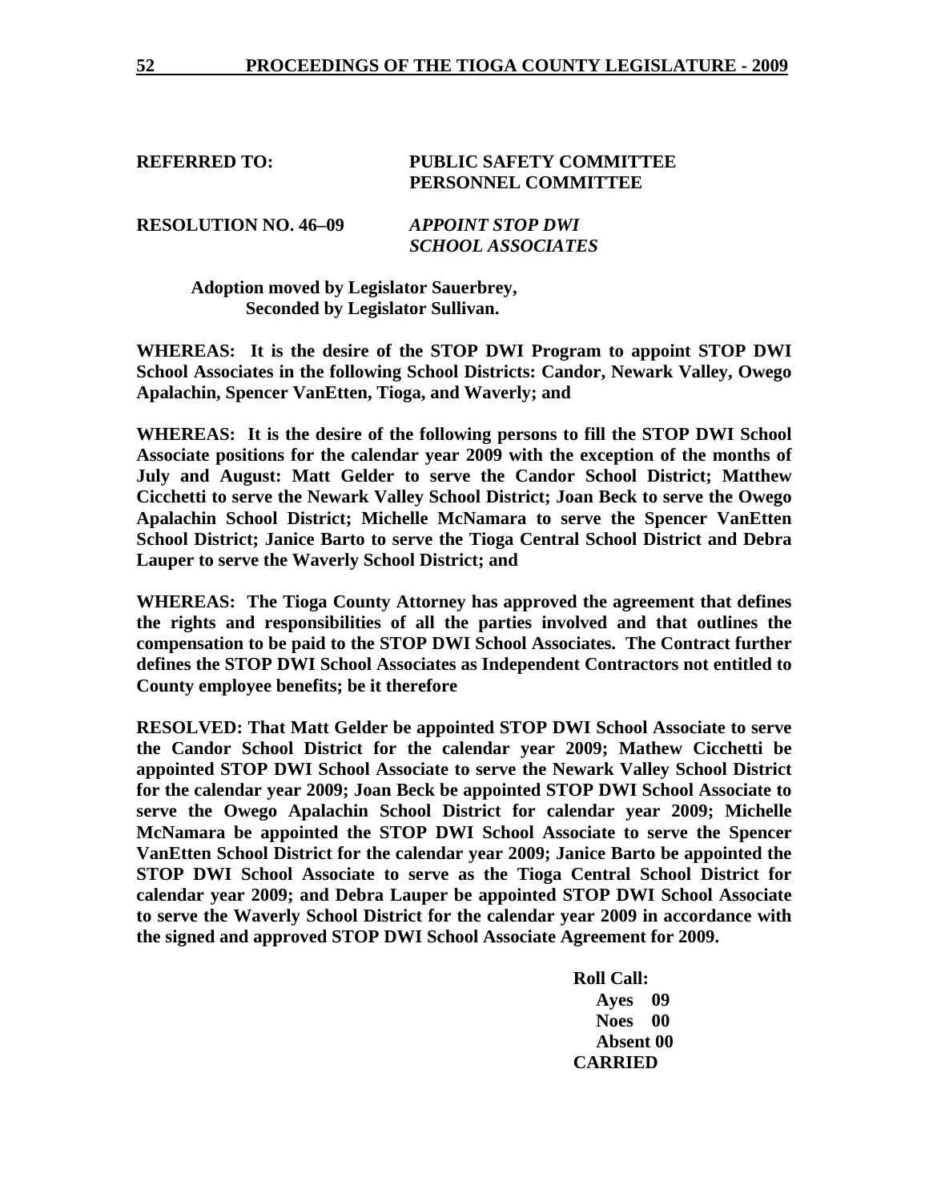**REFERRED TO: PUBLIC SAFETY COMMITTEE**
**PERSONNEL COMMITTEE**

**RESOLUTION NO. 46–09** ***APPOINT STOP DWI SCHOOL ASSOCIATES***

**Adoption moved by Legislator Sauerbrey,**
**Seconded by Legislator Sullivan.**

**WHEREAS: It is the desire of the STOP DWI Program to appoint STOP DWI School Associates in the following School Districts: Candor, Newark Valley, Owego Apalachin, Spencer VanEtten, Tioga, and Waverly; and**

**WHEREAS: It is the desire of the following persons to fill the STOP DWI School Associate positions for the calendar year 2009 with the exception of the months of July and August: Matt Gelder to serve the Candor School District; Matthew Cicchetti to serve the Newark Valley School District; Joan Beck to serve the Owego Apalachin School District; Michelle McNamara to serve the Spencer VanEtten School District; Janice Barto to serve the Tioga Central School District and Debra Lauper to serve the Waverly School District; and**

**WHEREAS: The Tioga County Attorney has approved the agreement that defines the rights and responsibilities of all the parties involved and that outlines the compensation to be paid to the STOP DWI School Associates. The Contract further defines the STOP DWI School Associates as Independent Contractors not entitled to County employee benefits; be it therefore**

**RESOLVED: That Matt Gelder be appointed STOP DWI School Associate to serve the Candor School District for the calendar year 2009; Mathew Cicchetti be appointed STOP DWI School Associate to serve the Newark Valley School District for the calendar year 2009; Joan Beck be appointed STOP DWI School Associate to serve the Owego Apalachin School District for calendar year 2009; Michelle McNamara be appointed the STOP DWI School Associate to serve the Spencer VanEtten School District for the calendar year 2009; Janice Barto be appointed the STOP DWI School Associate to serve as the Tioga Central School District for calendar year 2009; and Debra Lauper be appointed STOP DWI School Associate to serve the Waverly School District for the calendar year 2009 in accordance with the signed and approved STOP DWI School Associate Agreement for 2009.**

**Roll Call:**
**Ayes 09**
**Noes 00**
**Absent 00**
**CARRIED**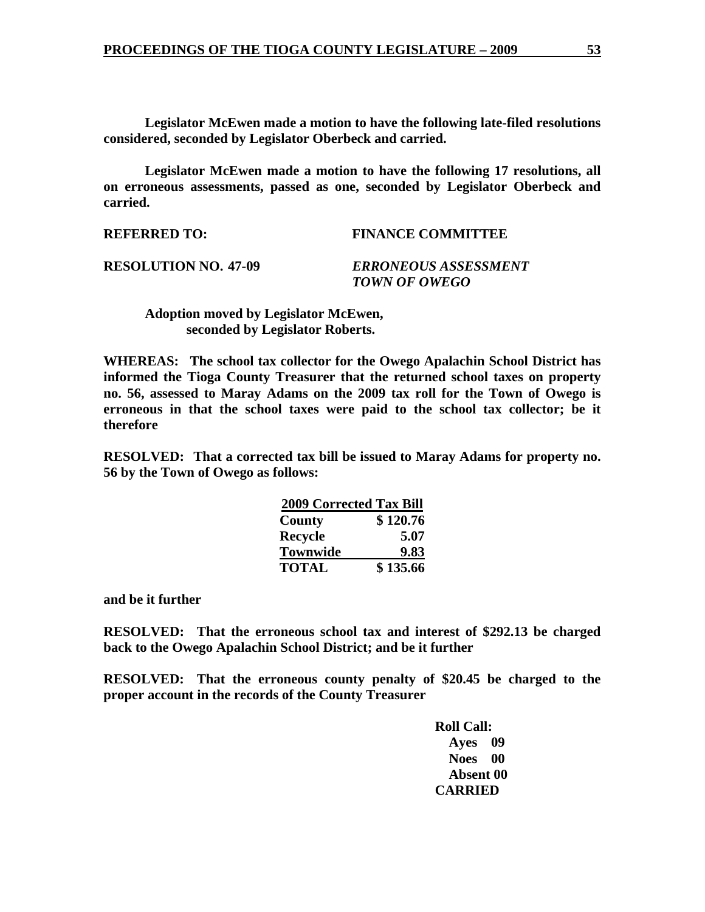**Legislator McEwen made a motion to have the following late-filed resolutions considered, seconded by Legislator Oberbeck and carried.**

**Legislator McEwen made a motion to have the following 17 resolutions, all on erroneous assessments, passed as one, seconded by Legislator Oberbeck and carried.**

**REFERRED TO: FINANCE COMMITTEE**

**RESOLUTION NO. 47-09** ***ERRONEOUS ASSESSMENT TOWN OF OWEGO***

**Adoption moved by Legislator McEwen, seconded by Legislator Roberts.**

**WHEREAS: The school tax collector for the Owego Apalachin School District has informed the Tioga County Treasurer that the returned school taxes on property no. 56, assessed to Maray Adams on the 2009 tax roll for the Town of Owego is erroneous in that the school taxes were paid to the school tax collector; be it therefore**

**RESOLVED: That a corrected tax bill be issued to Maray Adams for property no. 56 by the Town of Owego as follows:**

| 2009 Corrected Tax Bill | |
|---|---|
| County | $ 120.76 |
| Recycle | 5.07 |
| Townwide | 9.83 |
| TOTAL | $ 135.66 |

**and be it further**

**RESOLVED: That the erroneous school tax and interest of $292.13 be charged back to the Owego Apalachin School District; and be it further**

**RESOLVED: That the erroneous county penalty of $20.45 be charged to the proper account in the records of the County Treasurer**

**Roll Call:**
**Ayes 09**
**Noes 00**
**Absent 00**
**CARRIED**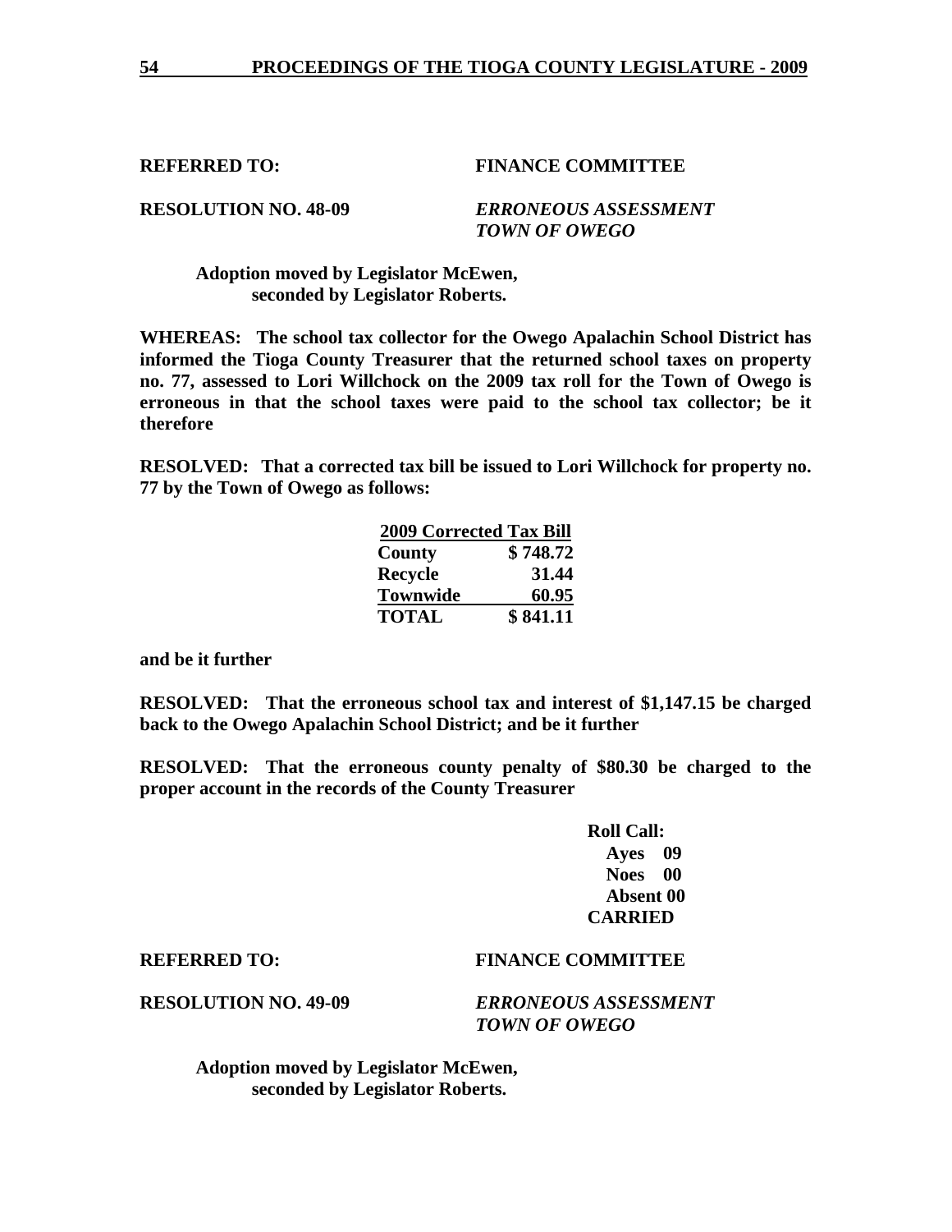**REFERRED TO:** **FINANCE COMMITTEE**

**RESOLUTION NO. 48-09** ***ERRONEOUS ASSESSMENT TOWN OF OWEGO***

**Adoption moved by Legislator McEwen, seconded by Legislator Roberts.**

**WHEREAS: The school tax collector for the Owego Apalachin School District has informed the Tioga County Treasurer that the returned school taxes on property no. 77, assessed to Lori Willchock on the 2009 tax roll for the Town of Owego is erroneous in that the school taxes were paid to the school tax collector; be it therefore**

**RESOLVED: That a corrected tax bill be issued to Lori Willchock for property no. 77 by the Town of Owego as follows:**

| 2009 Corrected Tax Bill | |
|---|---|
| County | $ 748.72 |
| Recycle | 31.44 |
| Townwide | 60.95 |
| TOTAL | $ 841.11 |

**and be it further**

**RESOLVED: That the erroneous school tax and interest of $1,147.15 be charged back to the Owego Apalachin School District; and be it further**

**RESOLVED: That the erroneous county penalty of $80.30 be charged to the proper account in the records of the County Treasurer**

**Roll Call:**
**Ayes 09**
**Noes 00**
**Absent 00**
**CARRIED**

**REFERRED TO:** **FINANCE COMMITTEE**

**RESOLUTION NO. 49-09** ***ERRONEOUS ASSESSMENT TOWN OF OWEGO***

**Adoption moved by Legislator McEwen, seconded by Legislator Roberts.**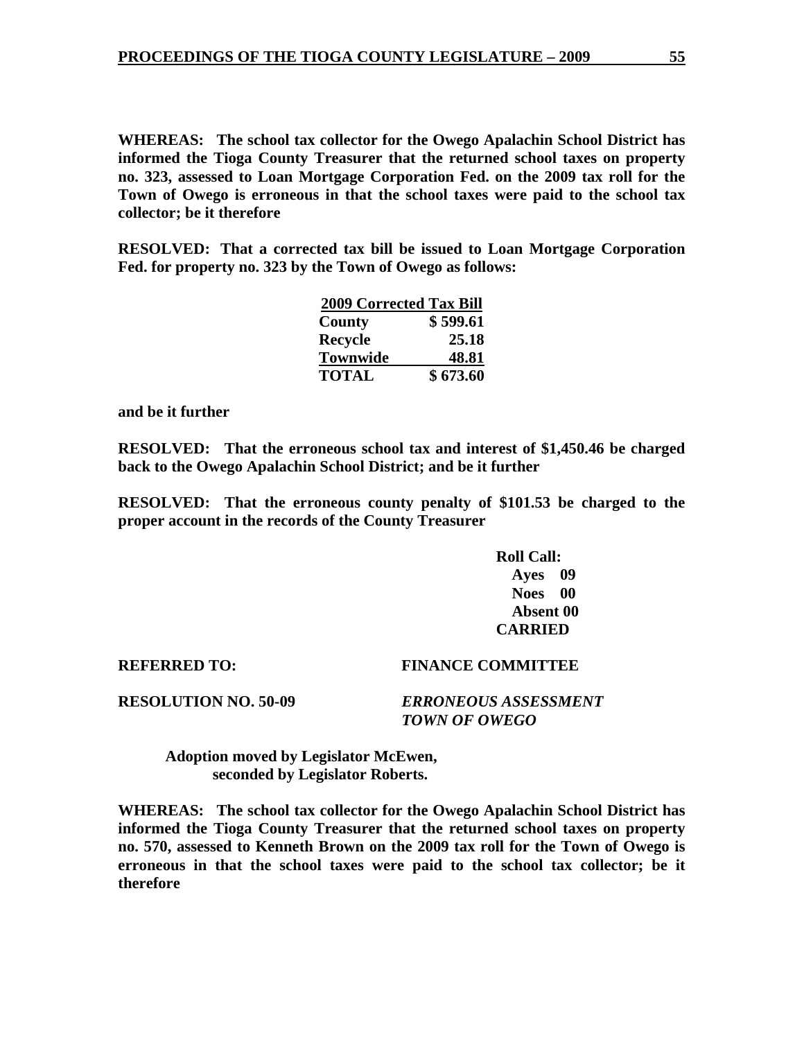**WHEREAS: The school tax collector for the Owego Apalachin School District has informed the Tioga County Treasurer that the returned school taxes on property no. 323, assessed to Loan Mortgage Corporation Fed. on the 2009 tax roll for the Town of Owego is erroneous in that the school taxes were paid to the school tax collector; be it therefore**

**RESOLVED: That a corrected tax bill be issued to Loan Mortgage Corporation Fed. for property no. 323 by the Town of Owego as follows:**

| **2009 Corrected Tax Bill** | |
|---|---|
| **County** | **$ 599.61** |
| **Recycle** | **25.18** |
| **Townwide** | **48.81** |
| **TOTAL** | **$ 673.60** |

**and be it further**

**RESOLVED: That the erroneous school tax and interest of $1,450.46 be charged back to the Owego Apalachin School District; and be it further**

**RESOLVED: That the erroneous county penalty of $101.53 be charged to the proper account in the records of the County Treasurer**

**Roll Call:**
**Ayes 09**
**Noes 00**
**Absent 00**
**CARRIED**

**REFERRED TO:** **FINANCE COMMITTEE**

**RESOLUTION NO. 50-09** ***ERRONEOUS ASSESSMENT TOWN OF OWEGO***

**Adoption moved by Legislator McEwen, seconded by Legislator Roberts.**

**WHEREAS: The school tax collector for the Owego Apalachin School District has informed the Tioga County Treasurer that the returned school taxes on property no. 570, assessed to Kenneth Brown on the 2009 tax roll for the Town of Owego is erroneous in that the school taxes were paid to the school tax collector; be it therefore**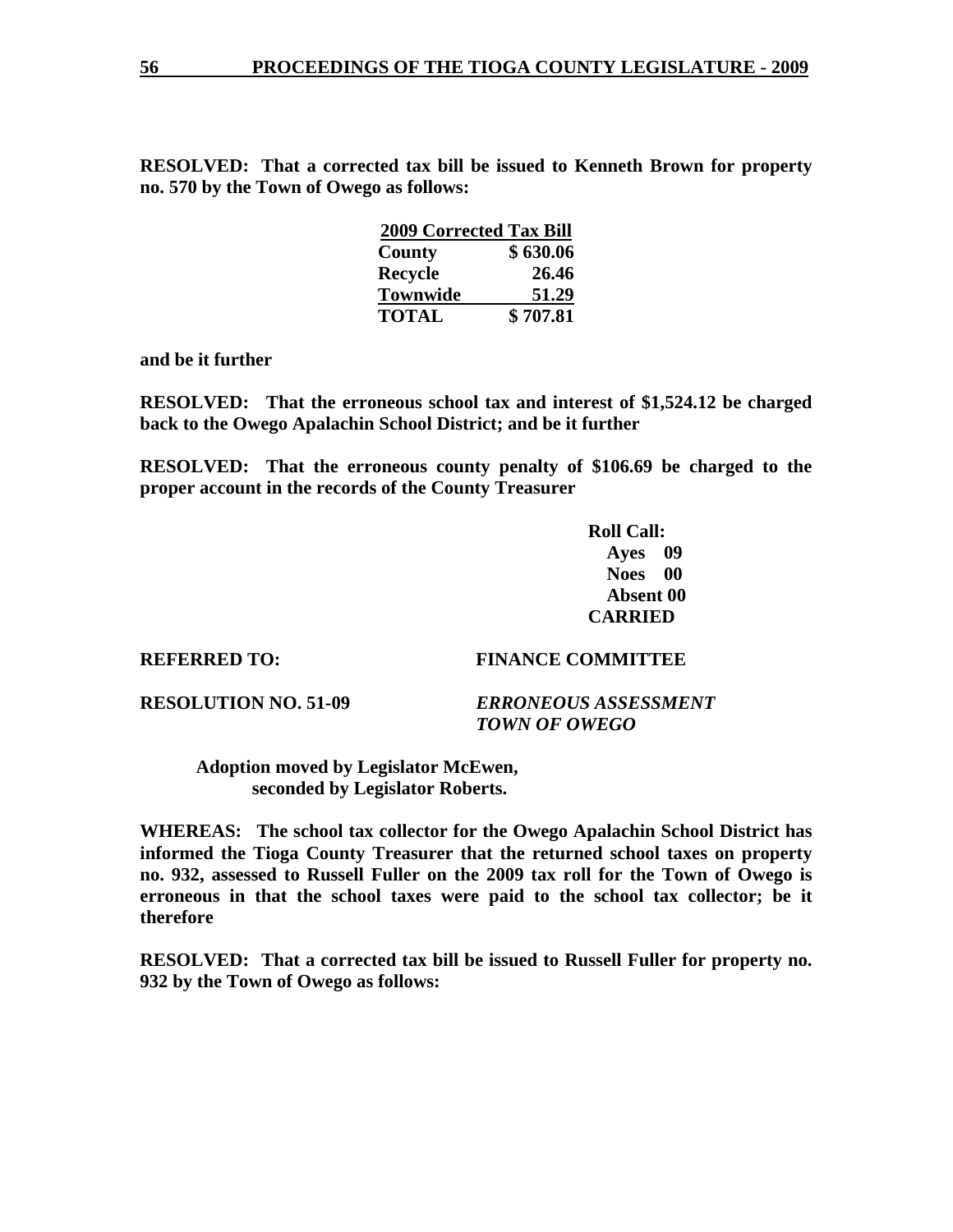**RESOLVED: That a corrected tax bill be issued to Kenneth Brown for property no. 570 by the Town of Owego as follows:**

| **2009 Corrected Tax Bill** | |
|---|---|
| **County** | **$ 630.06** |
| **Recycle** | **26.46** |
| **Townwide** | **51.29** |
| **TOTAL** | **$ 707.81** |

**and be it further**

**RESOLVED: That the erroneous school tax and interest of $1,524.12 be charged back to the Owego Apalachin School District; and be it further**

**RESOLVED: That the erroneous county penalty of $106.69 be charged to the proper account in the records of the County Treasurer**

**Roll Call:**
**Ayes 09**
**Noes 00**
**Absent 00**
**CARRIED**

**REFERRED TO: FINANCE COMMITTEE**

**RESOLUTION NO. 51-09** ***ERRONEOUS ASSESSMENT TOWN OF OWEGO***

**Adoption moved by Legislator McEwen, seconded by Legislator Roberts.**

**WHEREAS: The school tax collector for the Owego Apalachin School District has informed the Tioga County Treasurer that the returned school taxes on property no. 932, assessed to Russell Fuller on the 2009 tax roll for the Town of Owego is erroneous in that the school taxes were paid to the school tax collector; be it therefore**

**RESOLVED: That a corrected tax bill be issued to Russell Fuller for property no. 932 by the Town of Owego as follows:**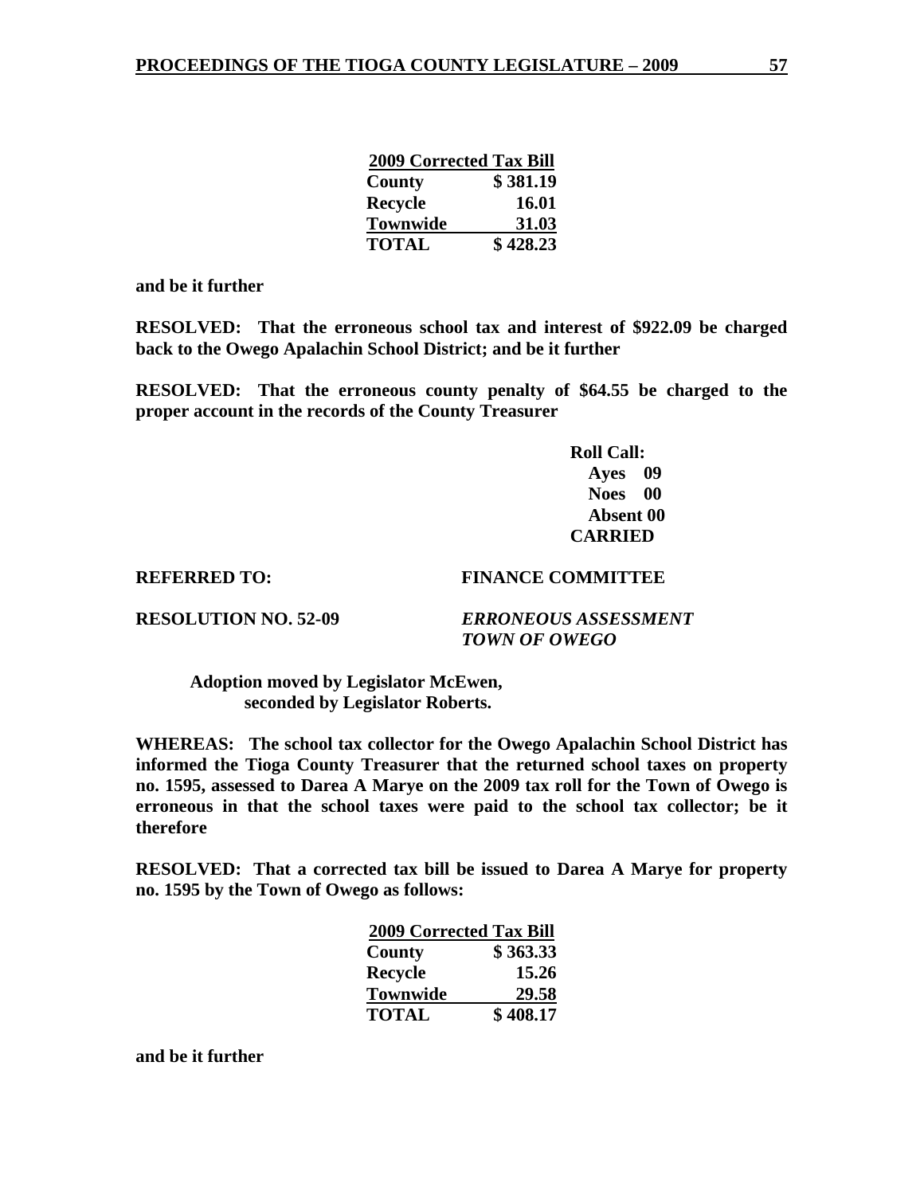| **2009 Corrected Tax Bill** | |
|---|---|
| **County** | **$ 381.19** |
| **Recycle** | **16.01** |
| **Townwide** | **31.03** |
| **TOTAL** | **$ 428.23** |

**and be it further**

**RESOLVED: That the erroneous school tax and interest of $922.09 be charged back to the Owego Apalachin School District; and be it further**

**RESOLVED: That the erroneous county penalty of $64.55 be charged to the proper account in the records of the County Treasurer**

**Roll Call:**
**Ayes 09**
**Noes 00**
**Absent 00**
**CARRIED**

**REFERRED TO: FINANCE COMMITTEE**

**RESOLUTION NO. 52-09** ***ERRONEOUS ASSESSMENT TOWN OF OWEGO***

**Adoption moved by Legislator McEwen, seconded by Legislator Roberts.**

**WHEREAS: The school tax collector for the Owego Apalachin School District has informed the Tioga County Treasurer that the returned school taxes on property no. 1595, assessed to Darea A Marye on the 2009 tax roll for the Town of Owego is erroneous in that the school taxes were paid to the school tax collector; be it therefore**

**RESOLVED: That a corrected tax bill be issued to Darea A Marye for property no. 1595 by the Town of Owego as follows:**

| **2009 Corrected Tax Bill** | |
|---|---|
| **County** | **$ 363.33** |
| **Recycle** | **15.26** |
| **Townwide** | **29.58** |
| **TOTAL** | **$ 408.17** |

**and be it further**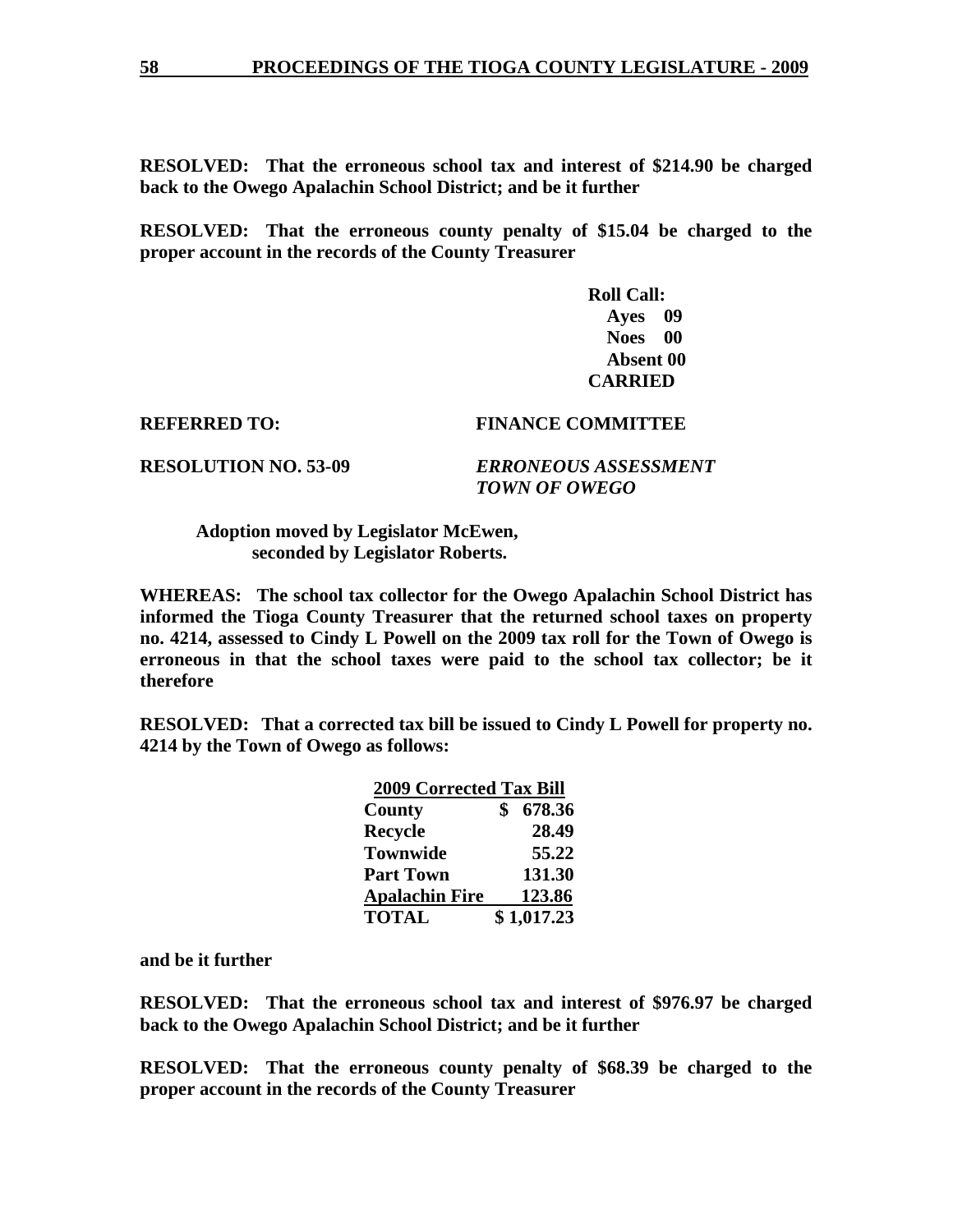**RESOLVED: That the erroneous school tax and interest of $214.90 be charged back to the Owego Apalachin School District; and be it further**

**RESOLVED: That the erroneous county penalty of $15.04 be charged to the proper account in the records of the County Treasurer**

**Roll Call:**
**Ayes 09**
**Noes 00**
**Absent 00**
**CARRIED**

**REFERRED TO: FINANCE COMMITTEE**

**RESOLUTION NO. 53-09** ***ERRONEOUS ASSESSMENT TOWN OF OWEGO***

**Adoption moved by Legislator McEwen, seconded by Legislator Roberts.**

**WHEREAS: The school tax collector for the Owego Apalachin School District has informed the Tioga County Treasurer that the returned school taxes on property no. 4214, assessed to Cindy L Powell on the 2009 tax roll for the Town of Owego is erroneous in that the school taxes were paid to the school tax collector; be it therefore**

**RESOLVED: That a corrected tax bill be issued to Cindy L Powell for property no. 4214 by the Town of Owego as follows:**

| 2009 Corrected Tax Bill | |
|---|---|
| County | $ 678.36 |
| Recycle | 28.49 |
| Townwide | 55.22 |
| Part Town | 131.30 |
| Apalachin Fire | 123.86 |
| TOTAL | $ 1,017.23 |

**and be it further**

**RESOLVED: That the erroneous school tax and interest of $976.97 be charged back to the Owego Apalachin School District; and be it further**

**RESOLVED: That the erroneous county penalty of $68.39 be charged to the proper account in the records of the County Treasurer**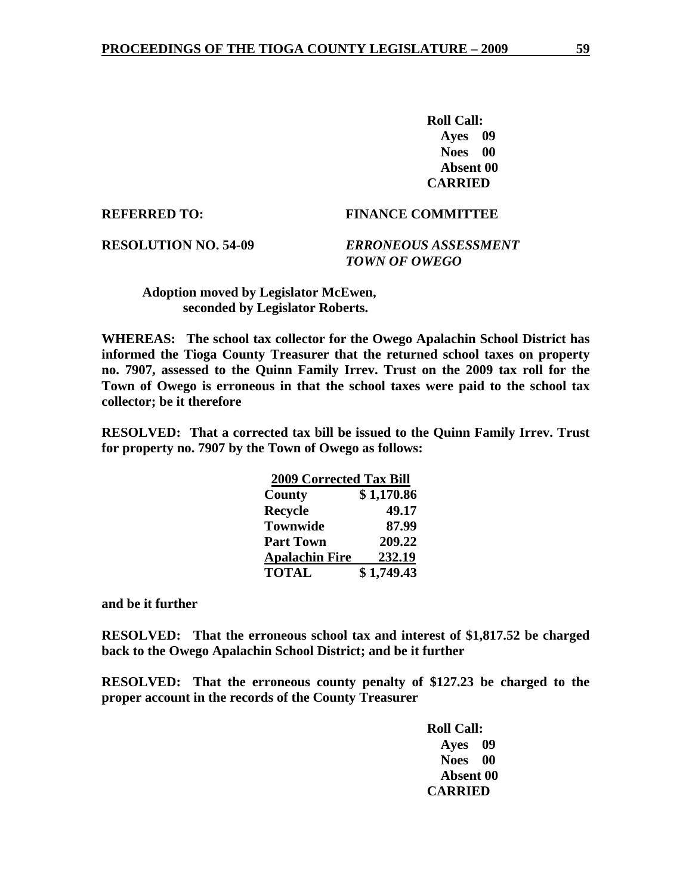**Roll Call:**
**Ayes 09**
**Noes 00**
**Absent 00**
**CARRIED**

**REFERRED TO:** **FINANCE COMMITTEE**

**RESOLUTION NO. 54-09** ***ERRONEOUS ASSESSMENT TOWN OF OWEGO***

**Adoption moved by Legislator McEwen, seconded by Legislator Roberts.**

**WHEREAS: The school tax collector for the Owego Apalachin School District has informed the Tioga County Treasurer that the returned school taxes on property no. 7907, assessed to the Quinn Family Irrev. Trust on the 2009 tax roll for the Town of Owego is erroneous in that the school taxes were paid to the school tax collector; be it therefore**

**RESOLVED: That a corrected tax bill be issued to the Quinn Family Irrev. Trust for property no. 7907 by the Town of Owego as follows:**

| **2009 Corrected Tax Bill** | |
|---|---|
| **County** | **$ 1,170.86** |
| **Recycle** | **49.17** |
| **Townwide** | **87.99** |
| **Part Town** | **209.22** |
| **Apalachin Fire** | **232.19** |
| **TOTAL** | **$ 1,749.43** |

**and be it further**

**RESOLVED: That the erroneous school tax and interest of $1,817.52 be charged back to the Owego Apalachin School District; and be it further**

**RESOLVED: That the erroneous county penalty of $127.23 be charged to the proper account in the records of the County Treasurer**

**Roll Call:**
**Ayes 09**
**Noes 00**
**Absent 00**
**CARRIED**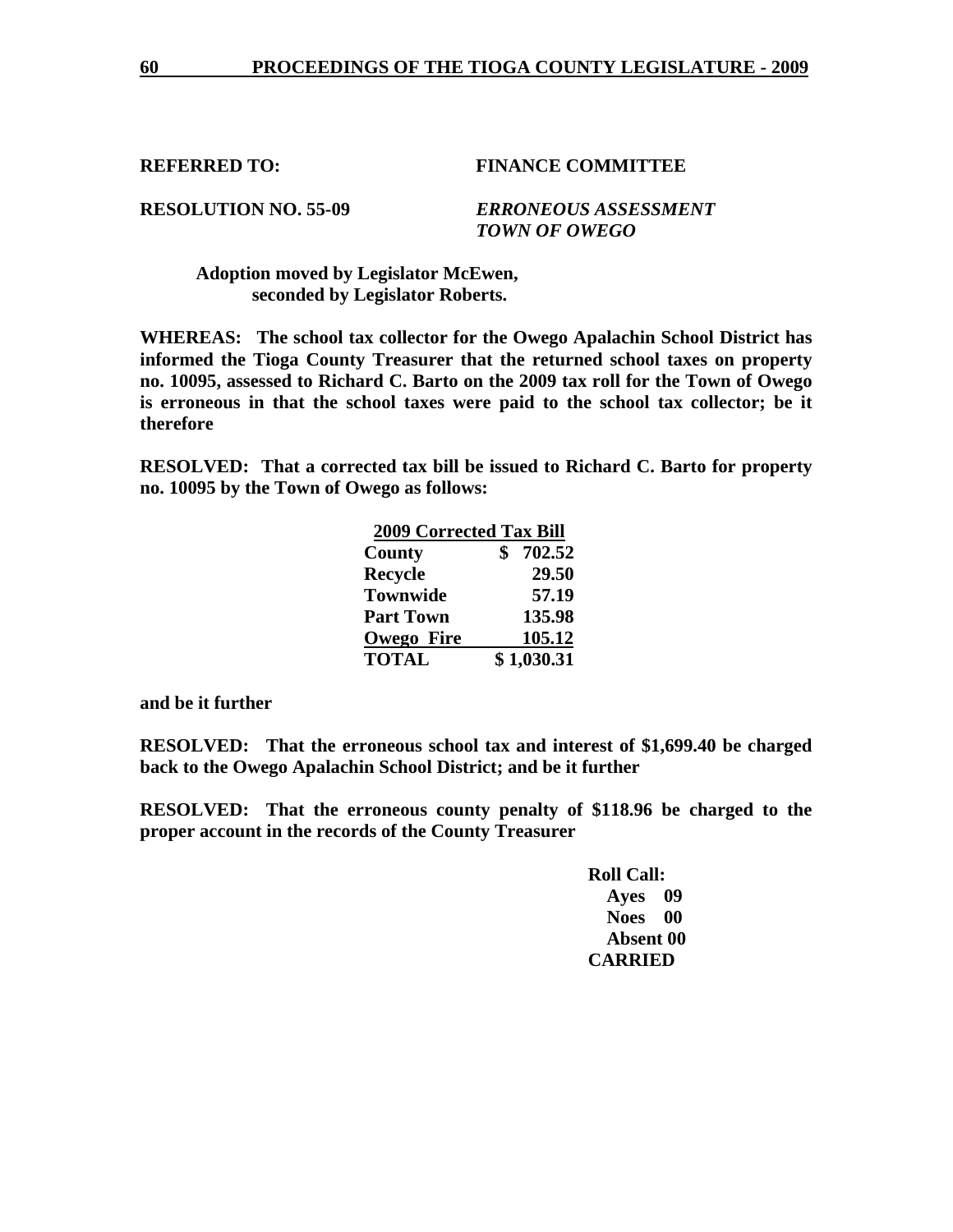**REFERRED TO:** **FINANCE COMMITTEE**

**RESOLUTION NO. 55-09** ***ERRONEOUS ASSESSMENT TOWN OF OWEGO***

**Adoption moved by Legislator McEwen, seconded by Legislator Roberts.**

**WHEREAS: The school tax collector for the Owego Apalachin School District has informed the Tioga County Treasurer that the returned school taxes on property no. 10095, assessed to Richard C. Barto on the 2009 tax roll for the Town of Owego is erroneous in that the school taxes were paid to the school tax collector; be it therefore**

**RESOLVED: That a corrected tax bill be issued to Richard C. Barto for property no. 10095 by the Town of Owego as follows:**

| 2009 Corrected Tax Bill | |
|---|---|
| County | $ 702.52 |
| Recycle | 29.50 |
| Townwide | 57.19 |
| Part Town | 135.98 |
| Owego Fire | 105.12 |
| TOTAL | $ 1,030.31 |

**and be it further**

**RESOLVED: That the erroneous school tax and interest of $1,699.40 be charged back to the Owego Apalachin School District; and be it further**

**RESOLVED: That the erroneous county penalty of $118.96 be charged to the proper account in the records of the County Treasurer**

**Roll Call:**
**Ayes 09**
**Noes 00**
**Absent 00**
**CARRIED**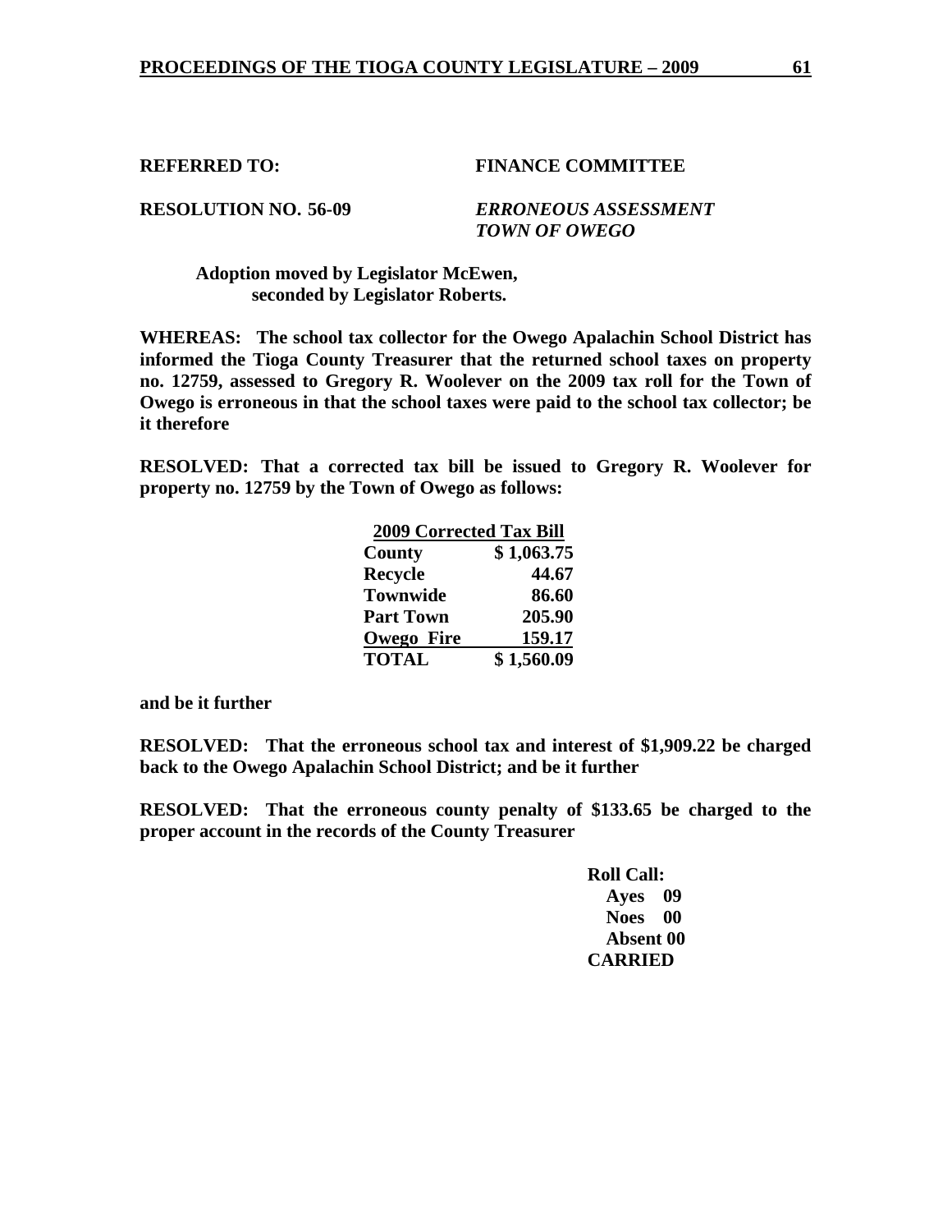**REFERRED TO:** **FINANCE COMMITTEE**

**RESOLUTION NO. 56-09** ***ERRONEOUS ASSESSMENT***
***TOWN OF OWEGO***

**Adoption moved by Legislator McEwen,**
**seconded by Legislator Roberts.**

**WHEREAS: The school tax collector for the Owego Apalachin School District has informed the Tioga County Treasurer that the returned school taxes on property no. 12759, assessed to Gregory R. Woolever on the 2009 tax roll for the Town of Owego is erroneous in that the school taxes were paid to the school tax collector; be it therefore**

**RESOLVED: That a corrected tax bill be issued to Gregory R. Woolever for property no. 12759 by the Town of Owego as follows:**

| **2009 Corrected Tax Bill** | |
|---|---|
| **County** | **$ 1,063.75** |
| **Recycle** | **44.67** |
| **Townwide** | **86.60** |
| **Part Town** | **205.90** |
| **Owego Fire** | **159.17** |
| **TOTAL** | **$ 1,560.09** |

**and be it further**

**RESOLVED: That the erroneous school tax and interest of $1,909.22 be charged back to the Owego Apalachin School District; and be it further**

**RESOLVED: That the erroneous county penalty of $133.65 be charged to the proper account in the records of the County Treasurer**

**Roll Call:**
**Ayes 09**
**Noes 00**
**Absent 00**
**CARRIED**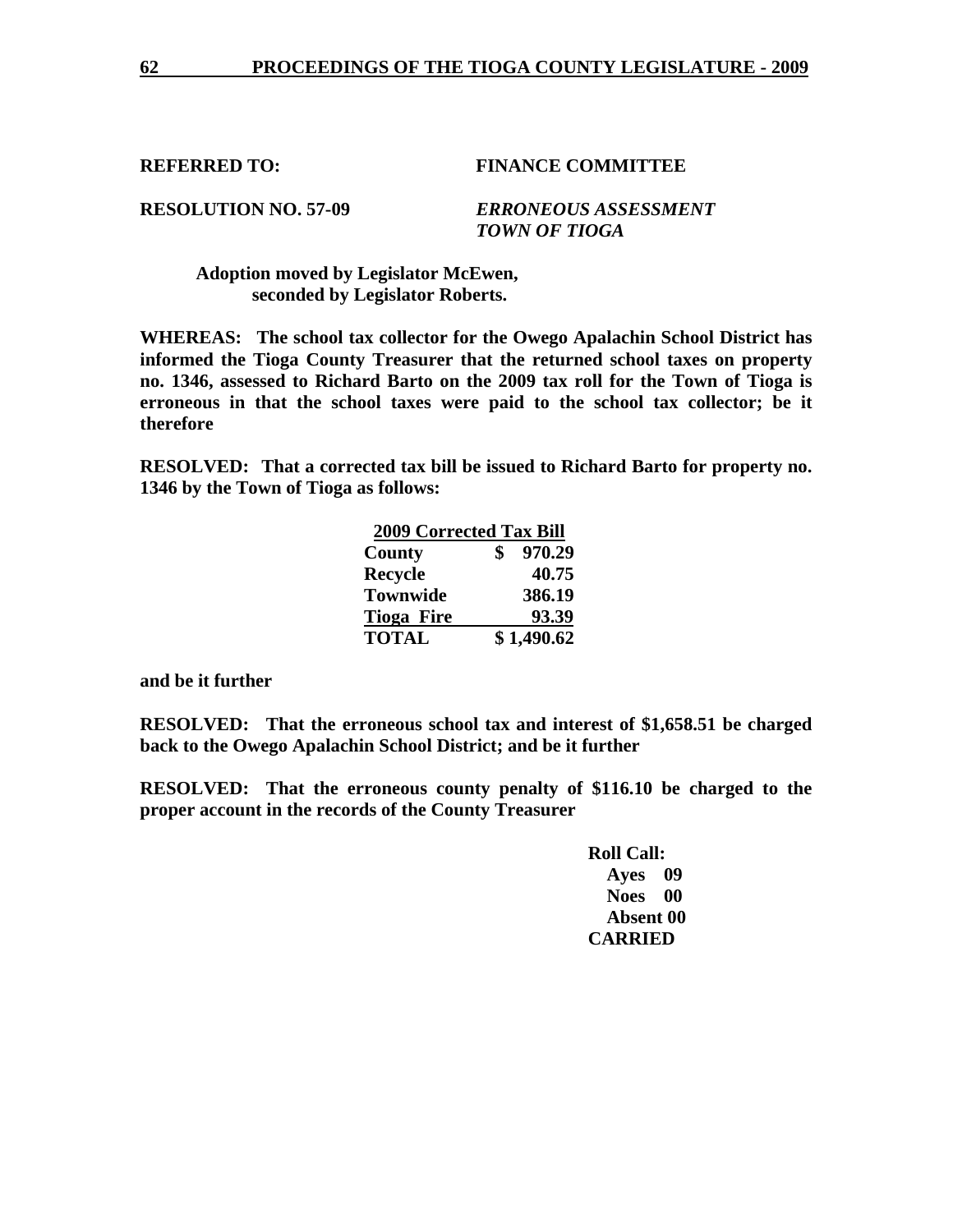**REFERRED TO:** **FINANCE COMMITTEE**

**RESOLUTION NO. 57-09** ***ERRONEOUS ASSESSMENT TOWN OF TIOGA***

**Adoption moved by Legislator McEwen, seconded by Legislator Roberts.**

**WHEREAS: The school tax collector for the Owego Apalachin School District has informed the Tioga County Treasurer that the returned school taxes on property no. 1346, assessed to Richard Barto on the 2009 tax roll for the Town of Tioga is erroneous in that the school taxes were paid to the school tax collector; be it therefore**

**RESOLVED: That a corrected tax bill be issued to Richard Barto for property no. 1346 by the Town of Tioga as follows:**

| **2009 Corrected Tax Bill** | |
|---|---|
| **County** | **$ 970.29** |
| **Recycle** | **40.75** |
| **Townwide** | **386.19** |
| **Tioga Fire** | **93.39** |
| **TOTAL** | **$ 1,490.62** |

**and be it further**

**RESOLVED: That the erroneous school tax and interest of $1,658.51 be charged back to the Owego Apalachin School District; and be it further**

**RESOLVED: That the erroneous county penalty of $116.10 be charged to the proper account in the records of the County Treasurer**

**Roll Call:**
**Ayes 09**
**Noes 00**
**Absent 00**
**CARRIED**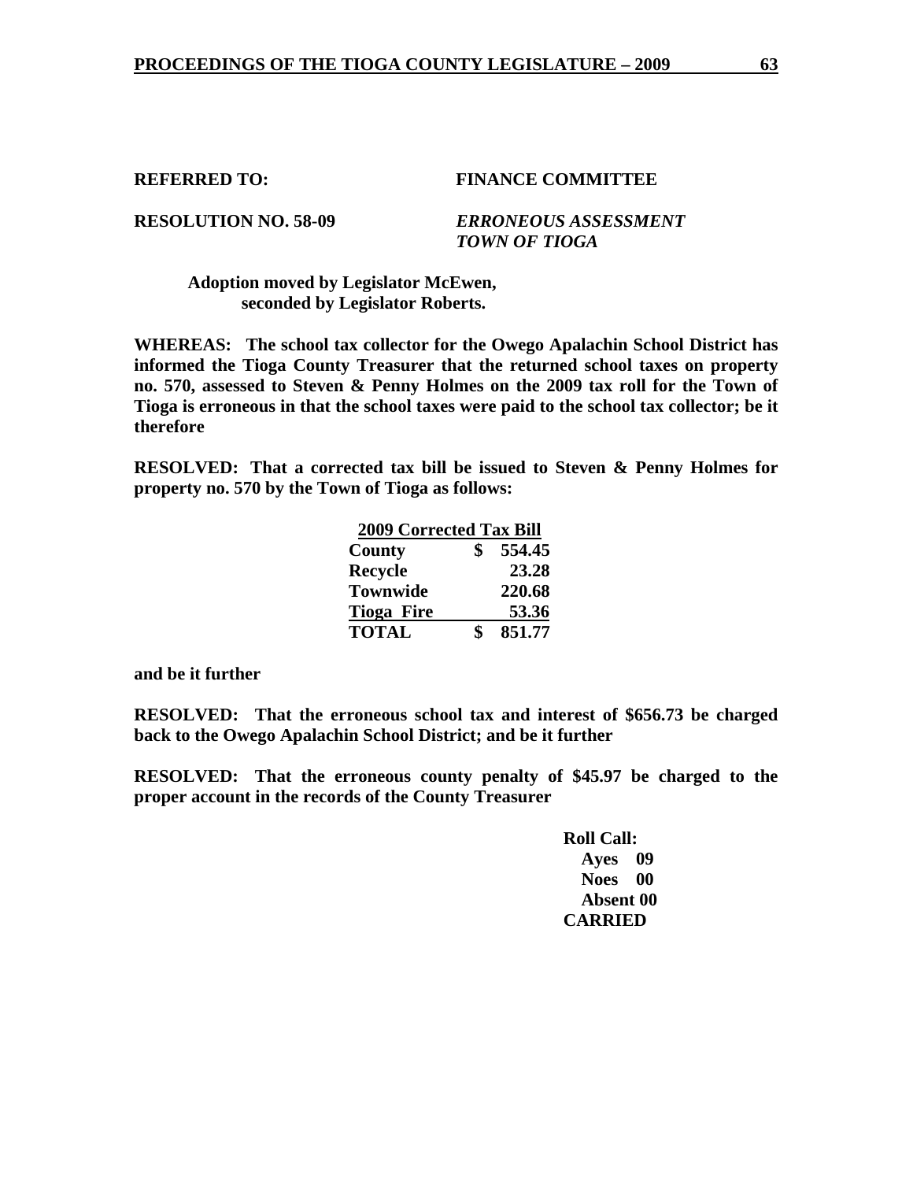**REFERRED TO: FINANCE COMMITTEE**

**RESOLUTION NO. 58-09** ***ERRONEOUS ASSESSMENT TOWN OF TIOGA***

**Adoption moved by Legislator McEwen, seconded by Legislator Roberts.**

**WHEREAS: The school tax collector for the Owego Apalachin School District has informed the Tioga County Treasurer that the returned school taxes on property no. 570, assessed to Steven & Penny Holmes on the 2009 tax roll for the Town of Tioga is erroneous in that the school taxes were paid to the school tax collector; be it therefore**

**RESOLVED: That a corrected tax bill be issued to Steven & Penny Holmes for property no. 570 by the Town of Tioga as follows:**

| 2009 Corrected Tax Bill | |
|---|---|
| **County** | **$ 554.45** |
| **Recycle** | **23.28** |
| **Townwide** | **220.68** |
| **Tioga Fire** | **53.36** |
| **TOTAL** | **$ 851.77** |

**and be it further**

**RESOLVED: That the erroneous school tax and interest of $656.73 be charged back to the Owego Apalachin School District; and be it further**

**RESOLVED: That the erroneous county penalty of $45.97 be charged to the proper account in the records of the County Treasurer**

**Roll Call:**
**Ayes 09**
**Noes 00**
**Absent 00**
**CARRIED**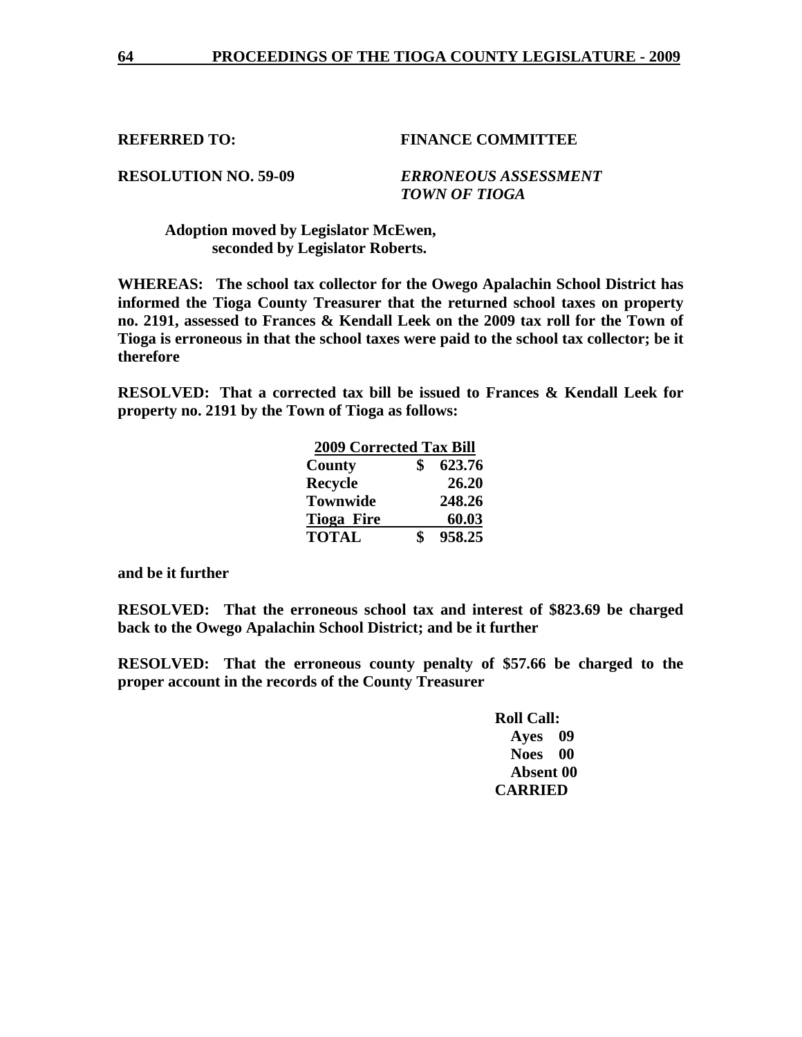**REFERRED TO:** **FINANCE COMMITTEE**

**RESOLUTION NO. 59-09** ***ERRONEOUS ASSESSMENT TOWN OF TIOGA***

**Adoption moved by Legislator McEwen, seconded by Legislator Roberts.**

**WHEREAS: The school tax collector for the Owego Apalachin School District has informed the Tioga County Treasurer that the returned school taxes on property no. 2191, assessed to Frances & Kendall Leek on the 2009 tax roll for the Town of Tioga is erroneous in that the school taxes were paid to the school tax collector; be it therefore**

**RESOLVED: That a corrected tax bill be issued to Frances & Kendall Leek for property no. 2191 by the Town of Tioga as follows:**

| **2009 Corrected Tax Bill** | |
|---|---|
| **County** | **$ 623.76** |
| **Recycle** | **26.20** |
| **Townwide** | **248.26** |
| **Tioga Fire** | **60.03** |
| **TOTAL** | **$ 958.25** |

**and be it further**

**RESOLVED: That the erroneous school tax and interest of $823.69 be charged back to the Owego Apalachin School District; and be it further**

**RESOLVED: That the erroneous county penalty of $57.66 be charged to the proper account in the records of the County Treasurer**

**Roll Call:**
**Ayes 09**
**Noes 00**
**Absent 00**
**CARRIED**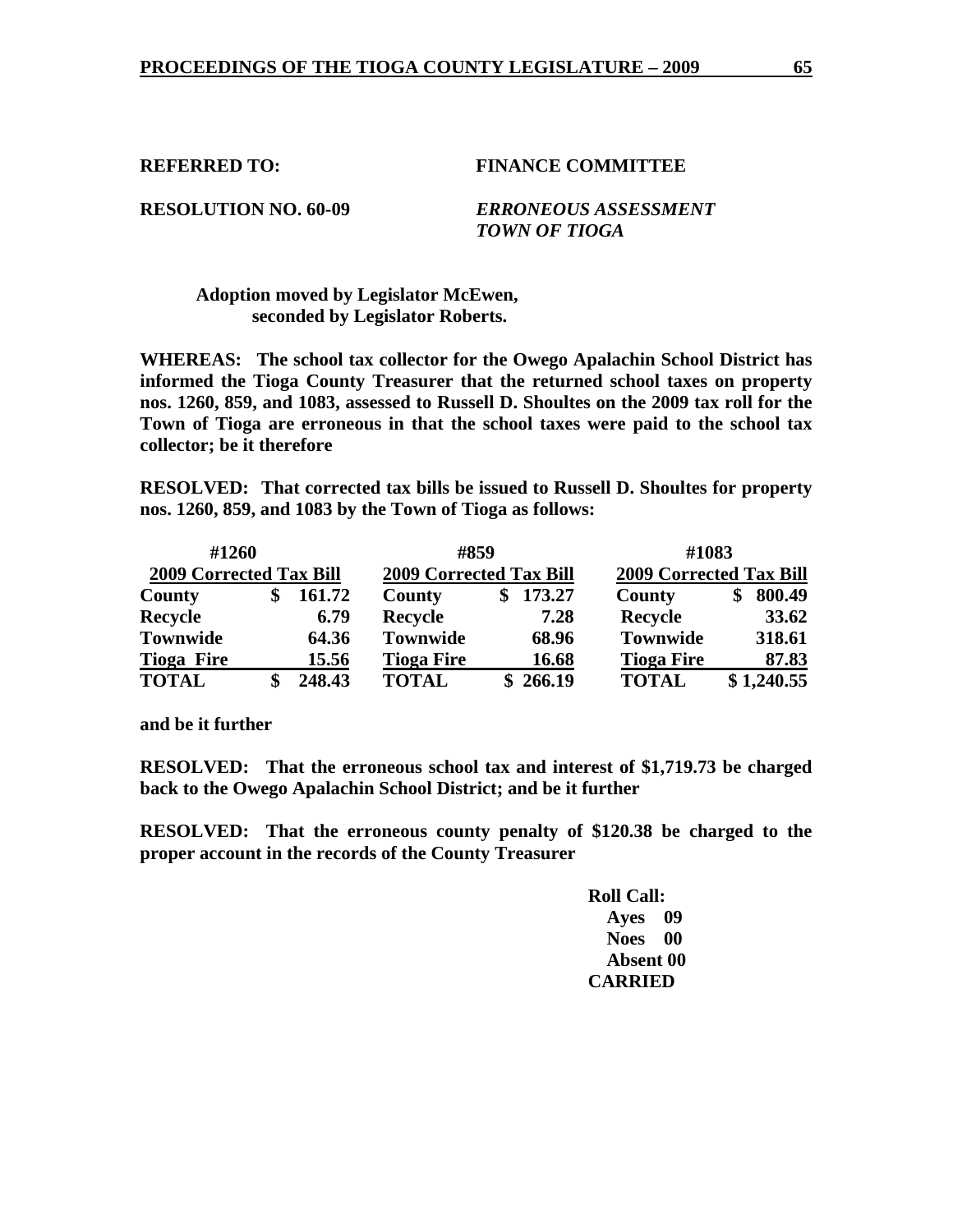**REFERRED TO:** **FINANCE COMMITTEE**

**RESOLUTION NO. 60-09** ***ERRONEOUS ASSESSMENT TOWN OF TIOGA***

**Adoption moved by Legislator McEwen, seconded by Legislator Roberts.**

**WHEREAS: The school tax collector for the Owego Apalachin School District has informed the Tioga County Treasurer that the returned school taxes on property nos. 1260, 859, and 1083, assessed to Russell D. Shoultes on the 2009 tax roll for the Town of Tioga are erroneous in that the school taxes were paid to the school tax collector; be it therefore**

**RESOLVED: That corrected tax bills be issued to Russell D. Shoultes for property nos. 1260, 859, and 1083 by the Town of Tioga as follows:**

| #1260 | | #859 | | #1083 | |
|---|---|---|---|---|---|
| **2009 Corrected Tax Bill** | | **2009 Corrected Tax Bill** | | **2009 Corrected Tax Bill** | |
| **County** | **$ 161.72** | **County** | **$ 173.27** | **County** | **$ 800.49** |
| **Recycle** | **6.79** | **Recycle** | **7.28** | **Recycle** | **33.62** |
| **Townwide** | **64.36** | **Townwide** | **68.96** | **Townwide** | **318.61** |
| **Tioga Fire** | **15.56** | **Tioga Fire** | **16.68** | **Tioga Fire** | **87.83** |
| **TOTAL** | **$ 248.43** | **TOTAL** | **$ 266.19** | **TOTAL** | **$ 1,240.55** |

**and be it further**

**RESOLVED: That the erroneous school tax and interest of $1,719.73 be charged back to the Owego Apalachin School District; and be it further**

**RESOLVED: That the erroneous county penalty of $120.38 be charged to the proper account in the records of the County Treasurer**

**Roll Call:**
**Ayes 09**
**Noes 00**
**Absent 00**
**CARRIED**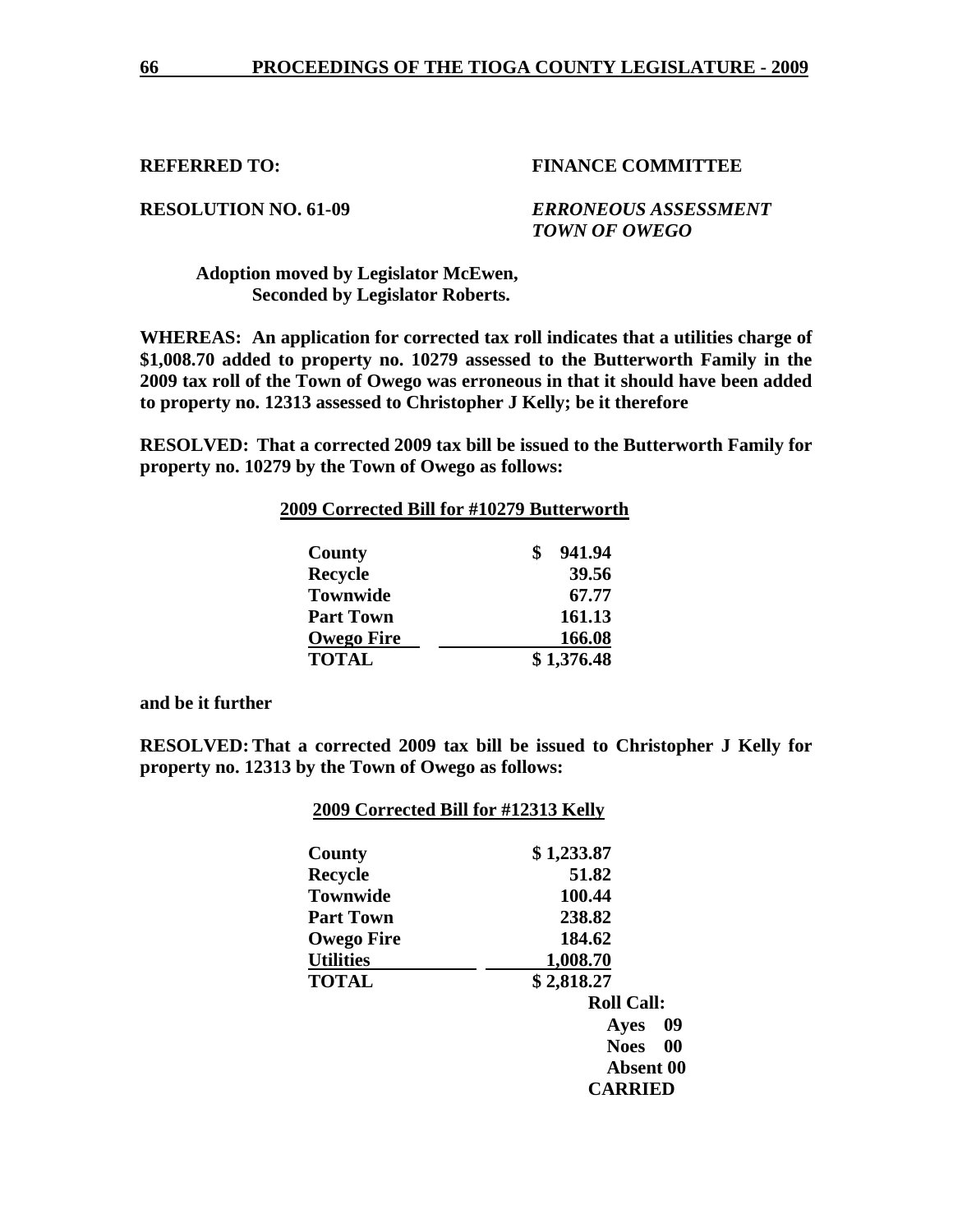**REFERRED TO:** **FINANCE COMMITTEE**

**RESOLUTION NO. 61-09** ***ERRONEOUS ASSESSMENT TOWN OF OWEGO***

**Adoption moved by Legislator McEwen,**
**Seconded by Legislator Roberts.**

**WHEREAS: An application for corrected tax roll indicates that a utilities charge of $1,008.70 added to property no. 10279 assessed to the Butterworth Family in the 2009 tax roll of the Town of Owego was erroneous in that it should have been added to property no. 12313 assessed to Christopher J Kelly; be it therefore**

**RESOLVED: That a corrected 2009 tax bill be issued to the Butterworth Family for property no. 10279 by the Town of Owego as follows:**

**2009 Corrected Bill for #10279 Butterworth**

| | |
|---|---|
| **County** | **$ 941.94** |
| **Recycle** | **39.56** |
| **Townwide** | **67.77** |
| **Part Town** | **161.13** |
| **Owego Fire** | **166.08** |
| **TOTAL** | **$ 1,376.48** |

**and be it further**

**RESOLVED: That a corrected 2009 tax bill be issued to Christopher J Kelly for property no. 12313 by the Town of Owego as follows:**

**2009 Corrected Bill for #12313 Kelly**

| | |
|---|---|
| **County** | **$ 1,233.87** |
| **Recycle** | **51.82** |
| **Townwide** | **100.44** |
| **Part Town** | **238.82** |
| **Owego Fire** | **184.62** |
| **Utilities** | **1,008.70** |
| **TOTAL** | **$ 2,818.27** |

**Roll Call:**
**Ayes 09**
**Noes 00**
**Absent 00**
**CARRIED**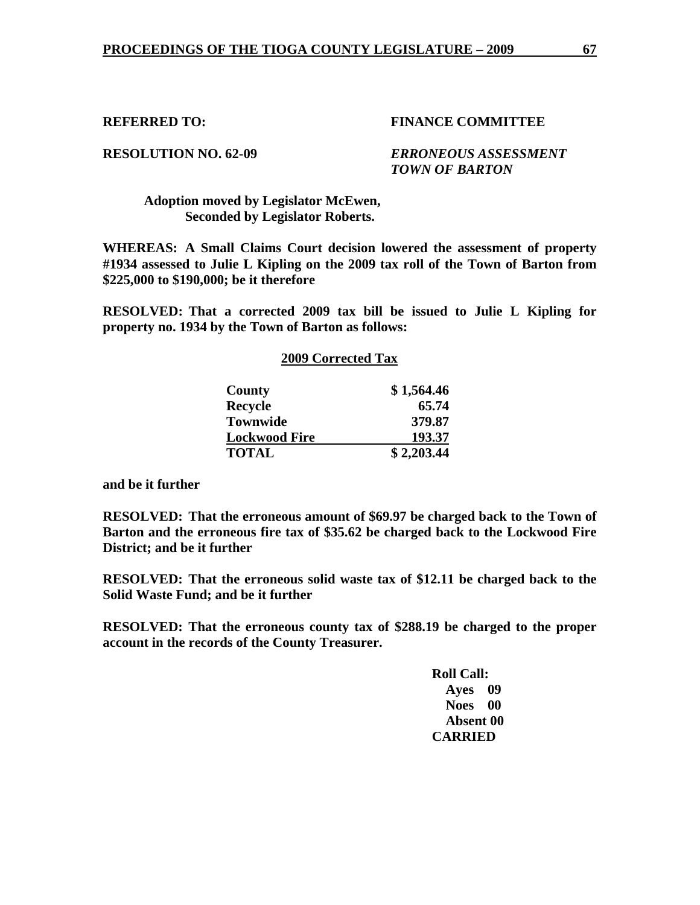**REFERRED TO:** **FINANCE COMMITTEE**

**RESOLUTION NO. 62-09** ***ERRONEOUS ASSESSMENT TOWN OF BARTON***

**Adoption moved by Legislator McEwen, Seconded by Legislator Roberts.**

**WHEREAS: A Small Claims Court decision lowered the assessment of property #1934 assessed to Julie L Kipling on the 2009 tax roll of the Town of Barton from $225,000 to $190,000; be it therefore**

**RESOLVED: That a corrected 2009 tax bill be issued to Julie L Kipling for property no. 1934 by the Town of Barton as follows:**

**2009 Corrected Tax**

| | |
|---|---|
| **County** | **$ 1,564.46** |
| **Recycle** | **65.74** |
| **Townwide** | **379.87** |
| **Lockwood Fire** | **193.37** |
| **TOTAL** | **$ 2,203.44** |

**and be it further**

**RESOLVED: That the erroneous amount of $69.97 be charged back to the Town of Barton and the erroneous fire tax of $35.62 be charged back to the Lockwood Fire District; and be it further**

**RESOLVED: That the erroneous solid waste tax of $12.11 be charged back to the Solid Waste Fund; and be it further**

**RESOLVED: That the erroneous county tax of $288.19 be charged to the proper account in the records of the County Treasurer.**

**Roll Call:**
**Ayes 09**
**Noes 00**
**Absent 00**
**CARRIED**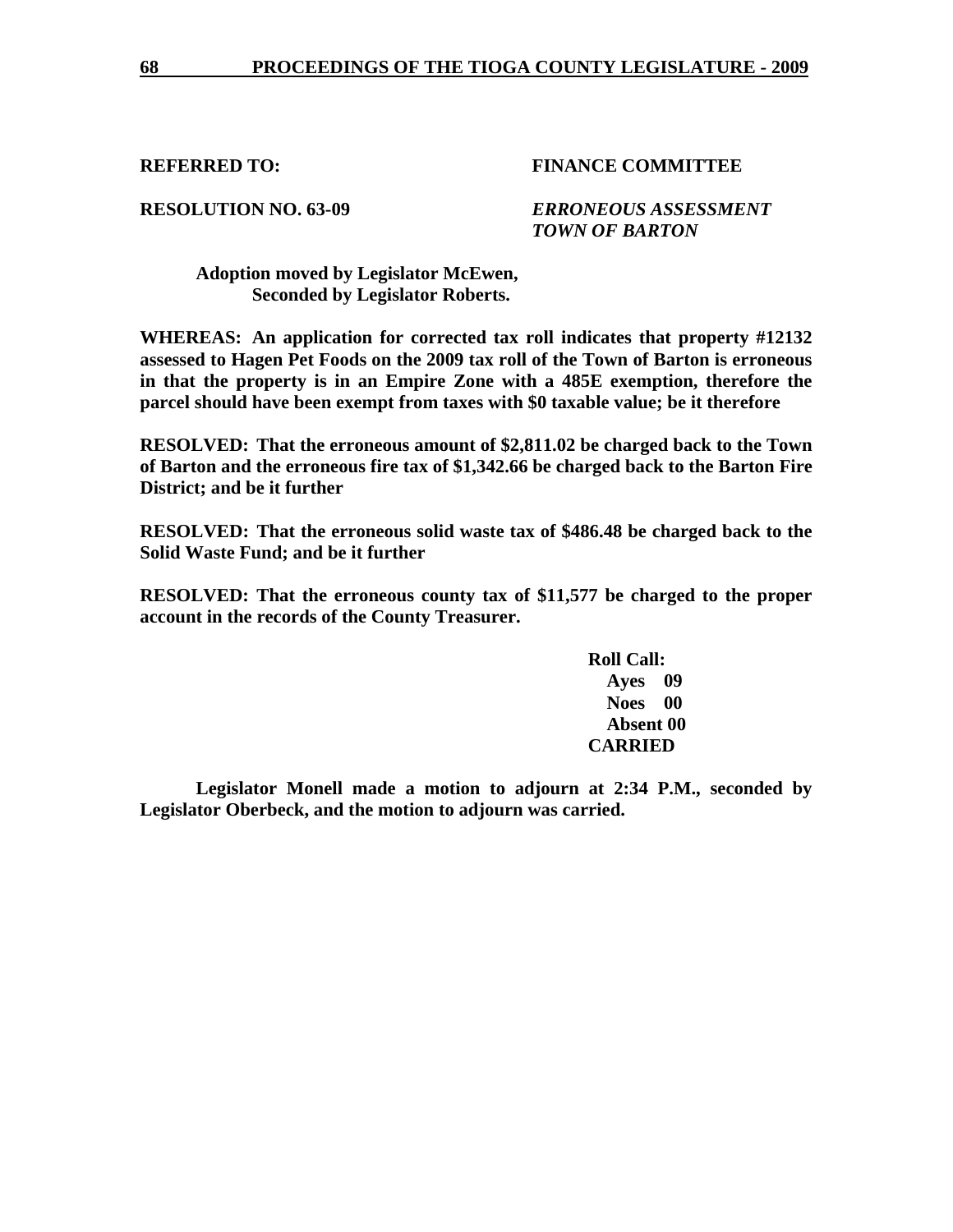**REFERRED TO:** **FINANCE COMMITTEE**

**RESOLUTION NO. 63-09** ***ERRONEOUS ASSESSMENT TOWN OF BARTON***

**Adoption moved by Legislator McEwen, Seconded by Legislator Roberts.**

**WHEREAS: An application for corrected tax roll indicates that property #12132 assessed to Hagen Pet Foods on the 2009 tax roll of the Town of Barton is erroneous in that the property is in an Empire Zone with a 485E exemption, therefore the parcel should have been exempt from taxes with $0 taxable value; be it therefore**

**RESOLVED: That the erroneous amount of $2,811.02 be charged back to the Town of Barton and the erroneous fire tax of $1,342.66 be charged back to the Barton Fire District; and be it further**

**RESOLVED: That the erroneous solid waste tax of $486.48 be charged back to the Solid Waste Fund; and be it further**

**RESOLVED: That the erroneous county tax of $11,577 be charged to the proper account in the records of the County Treasurer.**

**Roll Call:**
**Ayes 09**
**Noes 00**
**Absent 00**
**CARRIED**

**Legislator Monell made a motion to adjourn at 2:34 P.M., seconded by Legislator Oberbeck, and the motion to adjourn was carried.**